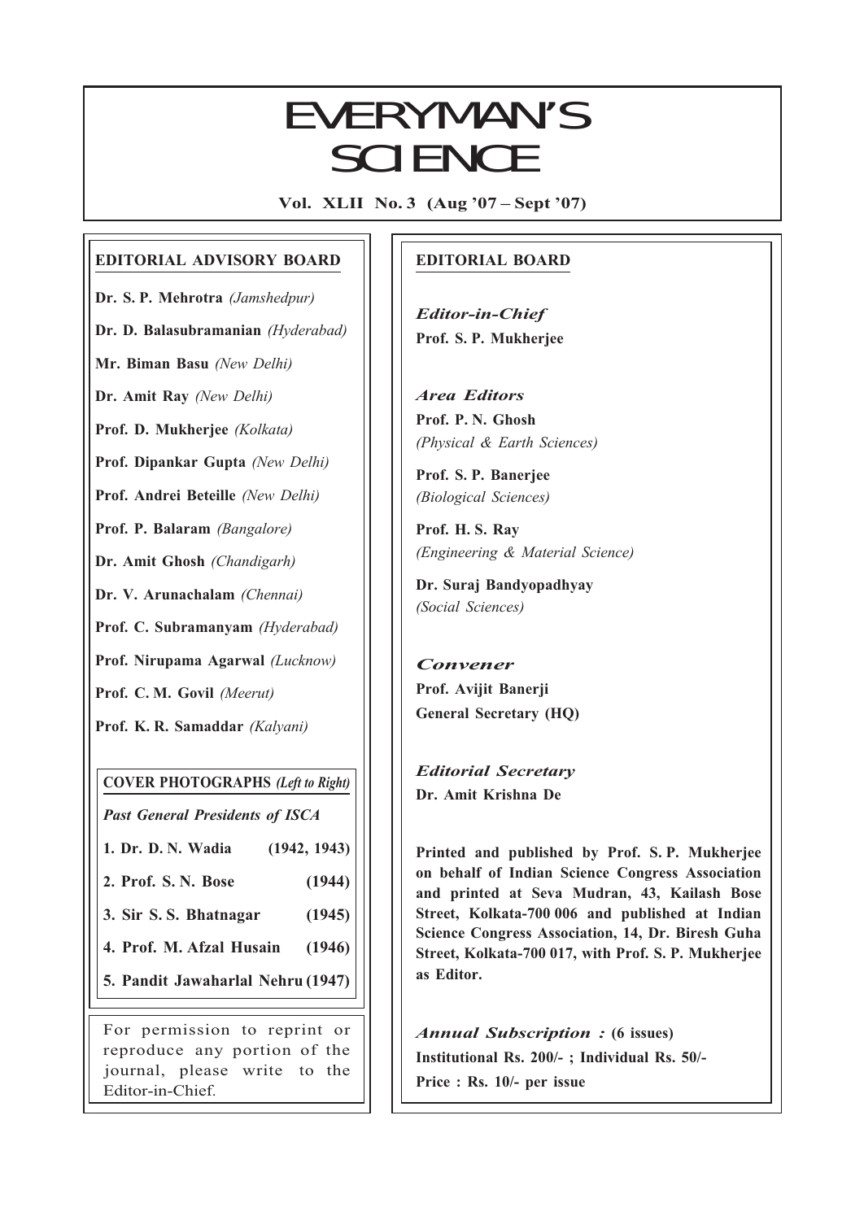# EVERYMAN'S SCIENCE

**Vol. XLII No. 3 (Aug '07 – Sept '07)**

## EDITORIAL ADVISORY BOARD

**Dr. S. P. Mehrotra** *(Jamshedpur)*

**Dr. D. Balasubramanian** *(Hyderabad)*

**Mr. Biman Basu** *(New Delhi)*

**Dr. Amit Ray** *(New Delhi)*

**Prof. D. Mukherjee** *(Kolkata)*

**Prof. Dipankar Gupta** *(New Delhi)*

**Prof. Andrei Beteille** *(New Delhi)*

**Prof. P. Balaram** *(Bangalore)*

**Dr. Amit Ghosh** *(Chandigarh)*

**Dr. V. Arunachalam** *(Chennai)*

**Prof. C. Subramanyam** *(Hyderabad)*

**Prof. Nirupama Agarwal** *(Lucknow)*

**Prof. C. M. Govil** *(Meerut)*

**Prof. K. R. Samaddar** *(Kalyani)*

**COVER PHOTOGRAPHS** ***(Left to Right)***

***Past General Presidents of ISCA***

**1. Dr. D. N. Wadia (1942, 1943)**

**2. Prof. S. N. Bose (1944)**

**3. Sir S. S. Bhatnagar (1945)**

**4. Prof. M. Afzal Husain (1946)**

**5. Pandit Jawaharlal Nehru (1947)**

For permission to reprint or reproduce any portion of the journal, please write to the Editor-in-Chief.

## EDITORIAL BOARD

***Editor-in-Chief***

**Prof. S. P. Mukherjee**

***Area Editors***

**Prof. P. N. Ghosh**
*(Physical & Earth Sciences)*

**Prof. S. P. Banerjee**
*(Biological Sciences)*

**Prof. H. S. Ray**
*(Engineering & Material Science)*

**Dr. Suraj Bandyopadhyay**
*(Social Sciences)*

***Convener***

**Prof. Avijit Banerji**
**General Secretary (HQ)**

***Editorial Secretary***

**Dr. Amit Krishna De**

**Printed and published by Prof. S. P. Mukherjee on behalf of Indian Science Congress Association and printed at Seva Mudran, 43, Kailash Bose Street, Kolkata-700 006 and published at Indian Science Congress Association, 14, Dr. Biresh Guha Street, Kolkata-700 017, with Prof. S. P. Mukherjee as Editor.**

***Annual Subscription :*** **(6 issues)**
**Institutional Rs. 200/- ; Individual Rs. 50/-**
**Price : Rs. 10/- per issue**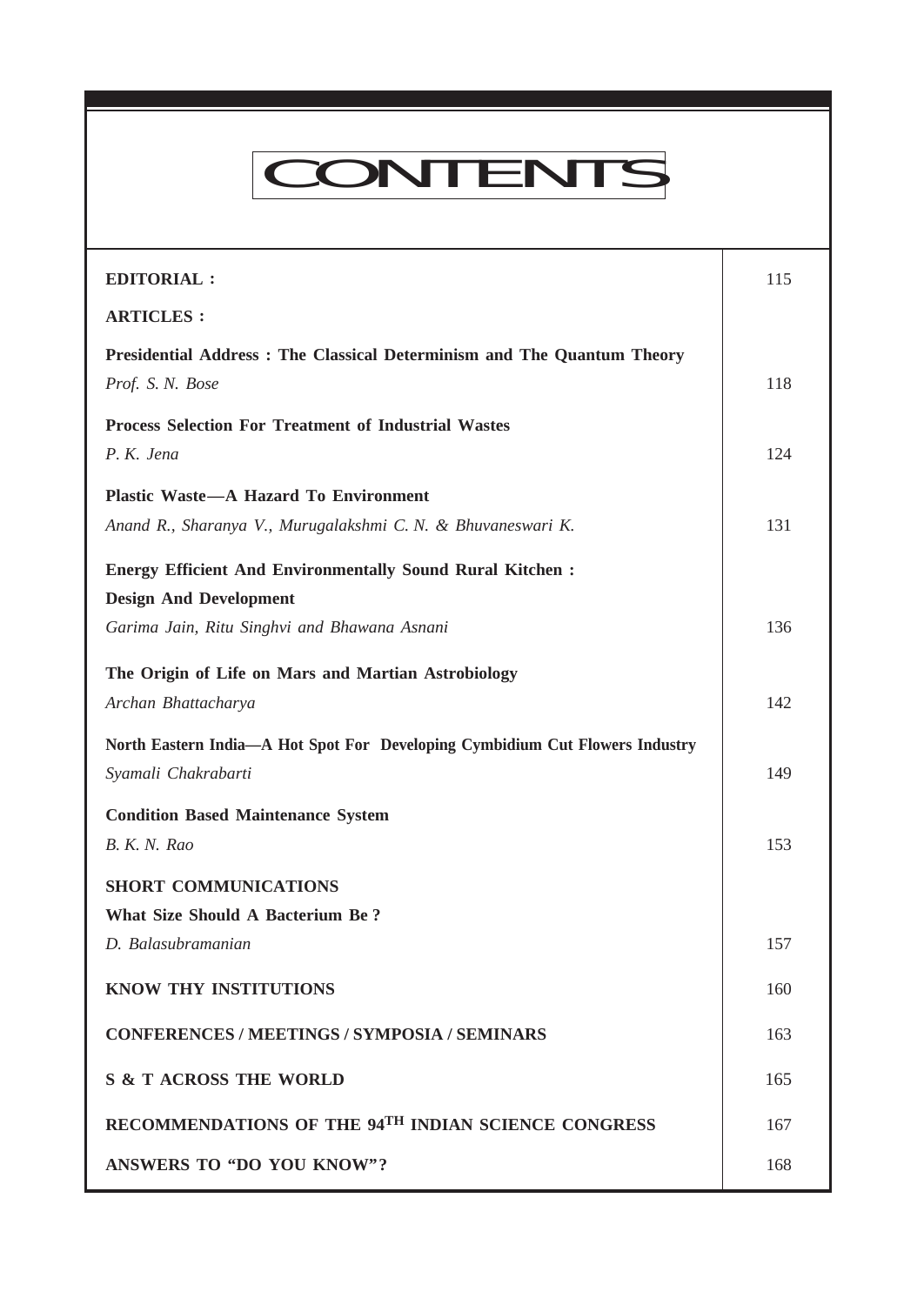# CONTENTS

| | |
|---|---|
| **EDITORIAL :** | 115 |
| **ARTICLES :** | |
| **Presidential Address : The Classical Determinism and The Quantum Theory**<br>*Prof. S. N. Bose* | 118 |
| **Process Selection For Treatment of Industrial Wastes**<br>*P. K. Jena* | 124 |
| **Plastic Waste—A Hazard To Environment**<br>*Anand R., Sharanya V., Murugalakshmi C. N. & Bhuvaneswari K.* | 131 |
| **Energy Efficient And Environmentally Sound Rural Kitchen : Design And Development**<br>*Garima Jain, Ritu Singhvi and Bhawana Asnani* | 136 |
| **The Origin of Life on Mars and Martian Astrobiology**<br>*Archan Bhattacharya* | 142 |
| **North Eastern India—A Hot Spot For Developing Cymbidium Cut Flowers Industry**<br>*Syamali Chakrabarti* | 149 |
| **Condition Based Maintenance System**<br>*B. K. N. Rao* | 153 |
| **SHORT COMMUNICATIONS**<br>**What Size Should A Bacterium Be ?**<br>*D. Balasubramanian* | 157 |
| **KNOW THY INSTITUTIONS** | 160 |
| **CONFERENCES / MEETINGS / SYMPOSIA / SEMINARS** | 163 |
| **S & T ACROSS THE WORLD** | 165 |
| **RECOMMENDATIONS OF THE 94$^{TH}$ INDIAN SCIENCE CONGRESS** | 167 |
| **ANSWERS TO "DO YOU KNOW"?** | 168 |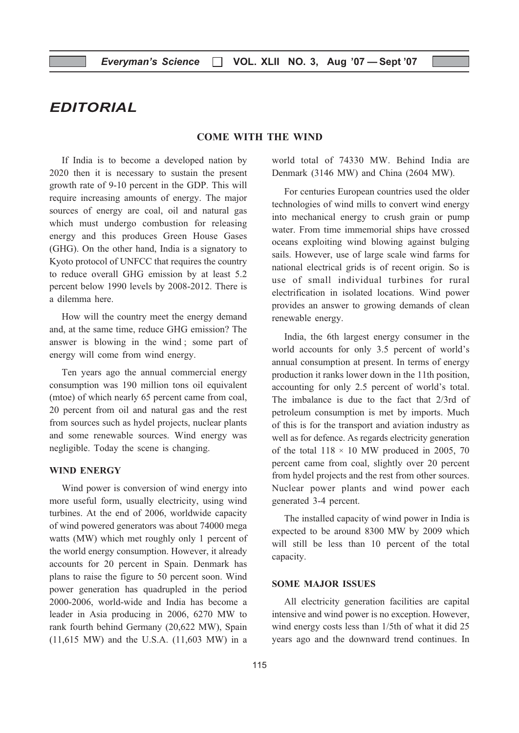# EDITORIAL

## COME WITH THE WIND

If India is to become a developed nation by 2020 then it is necessary to sustain the present growth rate of 9-10 percent in the GDP. This will require increasing amounts of energy. The major sources of energy are coal, oil and natural gas which must undergo combustion for releasing energy and this produces Green House Gases (GHG). On the other hand, India is a signatory to Kyoto protocol of UNFCC that requires the country to reduce overall GHG emission by at least 5.2 percent below 1990 levels by 2008-2012. There is a dilemma here.

How will the country meet the energy demand and, at the same time, reduce GHG emission? The answer is blowing in the wind ; some part of energy will come from wind energy.

Ten years ago the annual commercial energy consumption was 190 million tons oil equivalent (mtoe) of which nearly 65 percent came from coal, 20 percent from oil and natural gas and the rest from sources such as hydel projects, nuclear plants and some renewable sources. Wind energy was negligible. Today the scene is changing.

### WIND ENERGY

Wind power is conversion of wind energy into more useful form, usually electricity, using wind turbines. At the end of 2006, worldwide capacity of wind powered generators was about 74000 mega watts (MW) which met roughly only 1 percent of the world energy consumption. However, it already accounts for 20 percent in Spain. Denmark has plans to raise the figure to 50 percent soon. Wind power generation has quadrupled in the period 2000-2006, world-wide and India has become a leader in Asia producing in 2006, 6270 MW to rank fourth behind Germany (20,622 MW), Spain (11,615 MW) and the U.S.A. (11,603 MW) in a world total of 74330 MW. Behind India are Denmark (3146 MW) and China (2604 MW).

For centuries European countries used the older technologies of wind mills to convert wind energy into mechanical energy to crush grain or pump water. From time immemorial ships have crossed oceans exploiting wind blowing against bulging sails. However, use of large scale wind farms for national electrical grids is of recent origin. So is use of small individual turbines for rural electrification in isolated locations. Wind power provides an answer to growing demands of clean renewable energy.

India, the 6th largest energy consumer in the world accounts for only 3.5 percent of world's annual consumption at present. In terms of energy production it ranks lower down in the 11th position, accounting for only 2.5 percent of world's total. The imbalance is due to the fact that 2/3rd of petroleum consumption is met by imports. Much of this is for the transport and aviation industry as well as for defence. As regards electricity generation of the total $118 \times 10$ MW produced in 2005, 70 percent came from coal, slightly over 20 percent from hydel projects and the rest from other sources. Nuclear power plants and wind power each generated 3-4 percent.

The installed capacity of wind power in India is expected to be around 8300 MW by 2009 which will still be less than 10 percent of the total capacity.

### SOME MAJOR ISSUES

All electricity generation facilities are capital intensive and wind power is no exception. However, wind energy costs less than 1/5th of what it did 25 years ago and the downward trend continues. In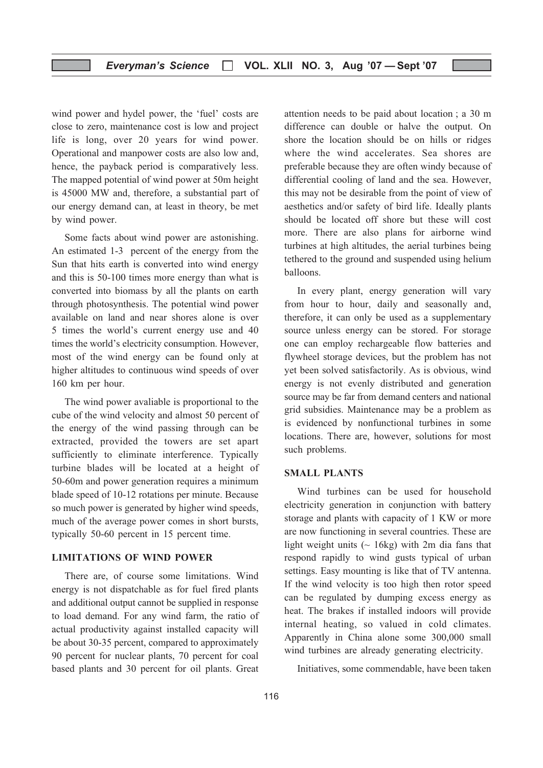wind power and hydel power, the 'fuel' costs are close to zero, maintenance cost is low and project life is long, over 20 years for wind power. Operational and manpower costs are also low and, hence, the payback period is comparatively less. The mapped potential of wind power at 50m height is 45000 MW and, therefore, a substantial part of our energy demand can, at least in theory, be met by wind power.

Some facts about wind power are astonishing. An estimated 1-3 percent of the energy from the Sun that hits earth is converted into wind energy and this is 50-100 times more energy than what is converted into biomass by all the plants on earth through photosynthesis. The potential wind power available on land and near shores alone is over 5 times the world's current energy use and 40 times the world's electricity consumption. However, most of the wind energy can be found only at higher altitudes to continuous wind speeds of over 160 km per hour.

The wind power avaliable is proportional to the cube of the wind velocity and almost 50 percent of the energy of the wind passing through can be extracted, provided the towers are set apart sufficiently to eliminate interference. Typically turbine blades will be located at a height of 50-60m and power generation requires a minimum blade speed of 10-12 rotations per minute. Because so much power is generated by higher wind speeds, much of the average power comes in short bursts, typically 50-60 percent in 15 percent time.

### LIMITATIONS OF WIND POWER

There are, of course some limitations. Wind energy is not dispatchable as for fuel fired plants and additional output cannot be supplied in response to load demand. For any wind farm, the ratio of actual productivity against installed capacity will be about 30-35 percent, compared to approximately 90 percent for nuclear plants, 70 percent for coal based plants and 30 percent for oil plants. Great attention needs to be paid about location ; a 30 m difference can double or halve the output. On shore the location should be on hills or ridges where the wind accelerates. Sea shores are preferable because they are often windy because of differential cooling of land and the sea. However, this may not be desirable from the point of view of aesthetics and/or safety of bird life. Ideally plants should be located off shore but these will cost more. There are also plans for airborne wind turbines at high altitudes, the aerial turbines being tethered to the ground and suspended using helium balloons.

In every plant, energy generation will vary from hour to hour, daily and seasonally and, therefore, it can only be used as a supplementary source unless energy can be stored. For storage one can employ rechargeable flow batteries and flywheel storage devices, but the problem has not yet been solved satisfactorily. As is obvious, wind energy is not evenly distributed and generation source may be far from demand centers and national grid subsidies. Maintenance may be a problem as is evidenced by nonfunctional turbines in some locations. There are, however, solutions for most such problems.

### SMALL PLANTS

Wind turbines can be used for household electricity generation in conjunction with battery storage and plants with capacity of 1 KW or more are now functioning in several countries. These are light weight units (~ 16kg) with 2m dia fans that respond rapidly to wind gusts typical of urban settings. Easy mounting is like that of TV antenna. If the wind velocity is too high then rotor speed can be regulated by dumping excess energy as heat. The brakes if installed indoors will provide internal heating, so valued in cold climates. Apparently in China alone some 300,000 small wind turbines are already generating electricity.

Initiatives, some commendable, have been taken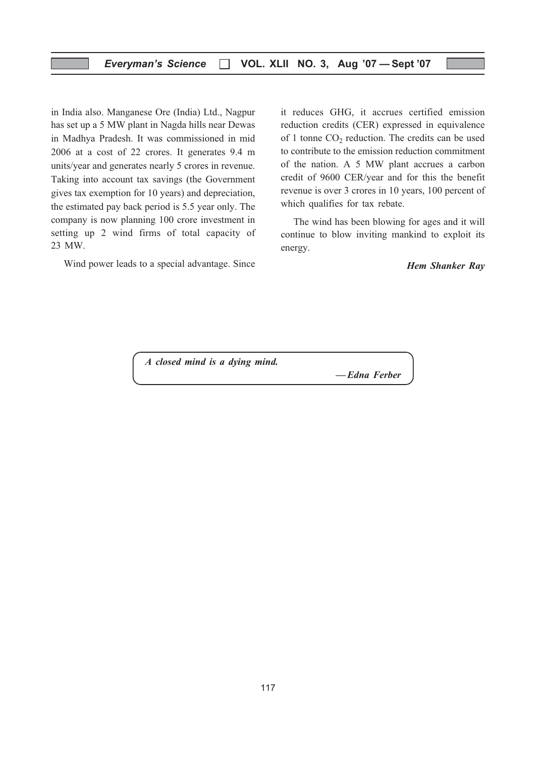in India also. Manganese Ore (India) Ltd., Nagpur has set up a 5 MW plant in Nagda hills near Dewas in Madhya Pradesh. It was commissioned in mid 2006 at a cost of 22 crores. It generates 9.4 m units/year and generates nearly 5 crores in revenue. Taking into account tax savings (the Government gives tax exemption for 10 years) and depreciation, the estimated pay back period is 5.5 year only. The company is now planning 100 crore investment in setting up 2 wind firms of total capacity of 23 MW.

Wind power leads to a special advantage. Since it reduces GHG, it accrues certified emission reduction credits (CER) expressed in equivalence of 1 tonne $CO_2$ reduction. The credits can be used to contribute to the emission reduction commitment of the nation. A 5 MW plant accrues a carbon credit of 9600 CER/year and for this the benefit revenue is over 3 crores in 10 years, 100 percent of which qualifies for tax rebate.

The wind has been blowing for ages and it will continue to blow inviting mankind to exploit its energy.

***Hem Shanker Ray***

> ***A closed mind is a dying mind.***
>
> ***— Edna Ferber***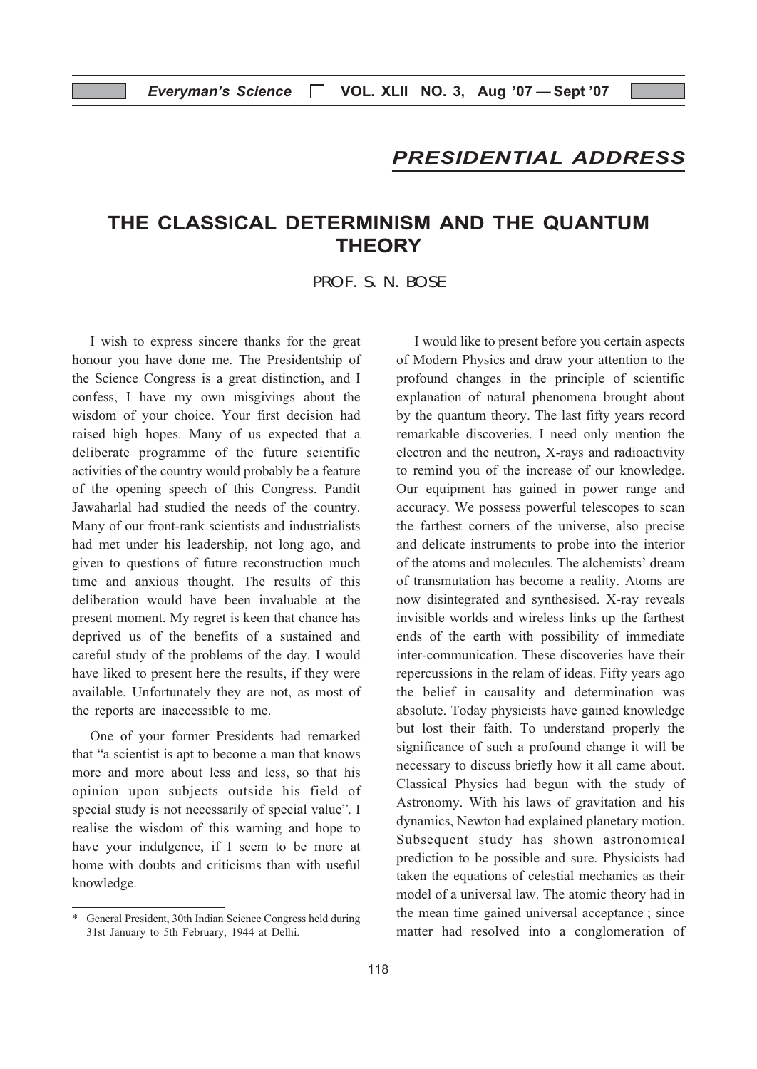## PRESIDENTIAL ADDRESS

# THE CLASSICAL DETERMINISM AND THE QUANTUM THEORY

PROF. S. N. BOSE

I wish to express sincere thanks for the great honour you have done me. The Presidentship of the Science Congress is a great distinction, and I confess, I have my own misgivings about the wisdom of your choice. Your first decision had raised high hopes. Many of us expected that a deliberate programme of the future scientific activities of the country would probably be a feature of the opening speech of this Congress. Pandit Jawaharlal had studied the needs of the country. Many of our front-rank scientists and industrialists had met under his leadership, not long ago, and given to questions of future reconstruction much time and anxious thought. The results of this deliberation would have been invaluable at the present moment. My regret is keen that chance has deprived us of the benefits of a sustained and careful study of the problems of the day. I would have liked to present here the results, if they were available. Unfortunately they are not, as most of the reports are inaccessible to me.

One of your former Presidents had remarked that "a scientist is apt to become a man that knows more and more about less and less, so that his opinion upon subjects outside his field of special study is not necessarily of special value". I realise the wisdom of this warning and hope to have your indulgence, if I seem to be more at home with doubts and criticisms than with useful knowledge.

I would like to present before you certain aspects of Modern Physics and draw your attention to the profound changes in the principle of scientific explanation of natural phenomena brought about by the quantum theory. The last fifty years record remarkable discoveries. I need only mention the electron and the neutron, X-rays and radioactivity to remind you of the increase of our knowledge. Our equipment has gained in power range and accuracy. We possess powerful telescopes to scan the farthest corners of the universe, also precise and delicate instruments to probe into the interior of the atoms and molecules. The alchemists' dream of transmutation has become a reality. Atoms are now disintegrated and synthesised. X-ray reveals invisible worlds and wireless links up the farthest ends of the earth with possibility of immediate inter-communication. These discoveries have their repercussions in the relam of ideas. Fifty years ago the belief in causality and determination was absolute. Today physicists have gained knowledge but lost their faith. To understand properly the significance of such a profound change it will be necessary to discuss briefly how it all came about. Classical Physics had begun with the study of Astronomy. With his laws of gravitation and his dynamics, Newton had explained planetary motion. Subsequent study has shown astronomical prediction to be possible and sure. Physicists had taken the equations of celestial mechanics as their model of a universal law. The atomic theory had in the mean time gained universal acceptance ; since matter had resolved into a conglomeration of

---

\* General President, 30th Indian Science Congress held during 31st January to 5th February, 1944 at Delhi.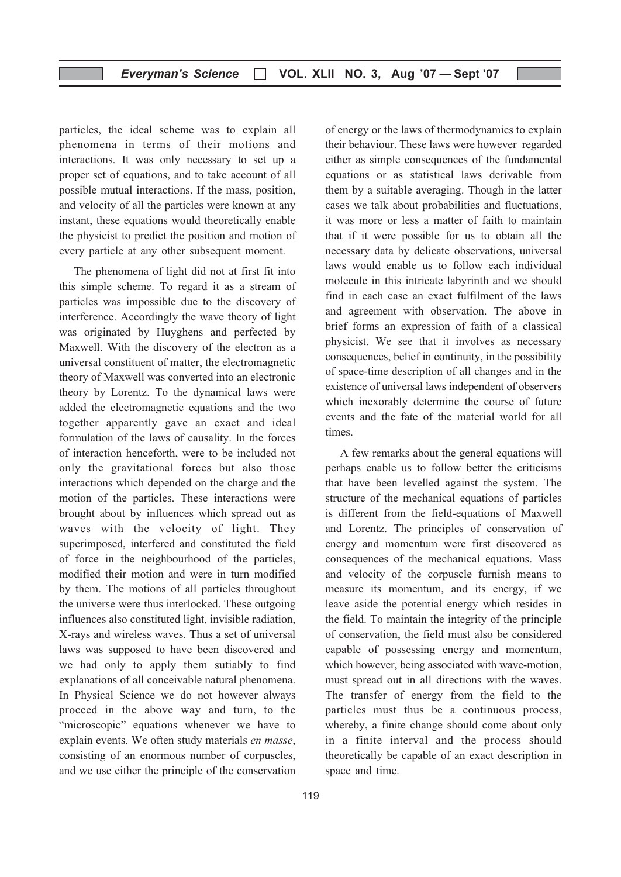particles, the ideal scheme was to explain all phenomena in terms of their motions and interactions. It was only necessary to set up a proper set of equations, and to take account of all possible mutual interactions. If the mass, position, and velocity of all the particles were known at any instant, these equations would theoretically enable the physicist to predict the position and motion of every particle at any other subsequent moment.

The phenomena of light did not at first fit into this simple scheme. To regard it as a stream of particles was impossible due to the discovery of interference. Accordingly the wave theory of light was originated by Huyghens and perfected by Maxwell. With the discovery of the electron as a universal constituent of matter, the electromagnetic theory of Maxwell was converted into an electronic theory by Lorentz. To the dynamical laws were added the electromagnetic equations and the two together apparently gave an exact and ideal formulation of the laws of causality. In the forces of interaction henceforth, were to be included not only the gravitational forces but also those interactions which depended on the charge and the motion of the particles. These interactions were brought about by influences which spread out as waves with the velocity of light. They superimposed, interfered and constituted the field of force in the neighbourhood of the particles, modified their motion and were in turn modified by them. The motions of all particles throughout the universe were thus interlocked. These outgoing influences also constituted light, invisible radiation, X-rays and wireless waves. Thus a set of universal laws was supposed to have been discovered and we had only to apply them sutiably to find explanations of all conceivable natural phenomena. In Physical Science we do not however always proceed in the above way and turn, to the "microscopic" equations whenever we have to explain events. We often study materials *en masse*, consisting of an enormous number of corpuscles, and we use either the principle of the conservation of energy or the laws of thermodynamics to explain their behaviour. These laws were however regarded either as simple consequences of the fundamental equations or as statistical laws derivable from them by a suitable averaging. Though in the latter cases we talk about probabilities and fluctuations, it was more or less a matter of faith to maintain that if it were possible for us to obtain all the necessary data by delicate observations, universal laws would enable us to follow each individual molecule in this intricate labyrinth and we should find in each case an exact fulfilment of the laws and agreement with observation. The above in brief forms an expression of faith of a classical physicist. We see that it involves as necessary consequences, belief in continuity, in the possibility of space-time description of all changes and in the existence of universal laws independent of observers which inexorably determine the course of future events and the fate of the material world for all times.

A few remarks about the general equations will perhaps enable us to follow better the criticisms that have been levelled against the system. The structure of the mechanical equations of particles is different from the field-equations of Maxwell and Lorentz. The principles of conservation of energy and momentum were first discovered as consequences of the mechanical equations. Mass and velocity of the corpuscle furnish means to measure its momentum, and its energy, if we leave aside the potential energy which resides in the field. To maintain the integrity of the principle of conservation, the field must also be considered capable of possessing energy and momentum, which however, being associated with wave-motion, must spread out in all directions with the waves. The transfer of energy from the field to the particles must thus be a continuous process, whereby, a finite change should come about only in a finite interval and the process should theoretically be capable of an exact description in space and time.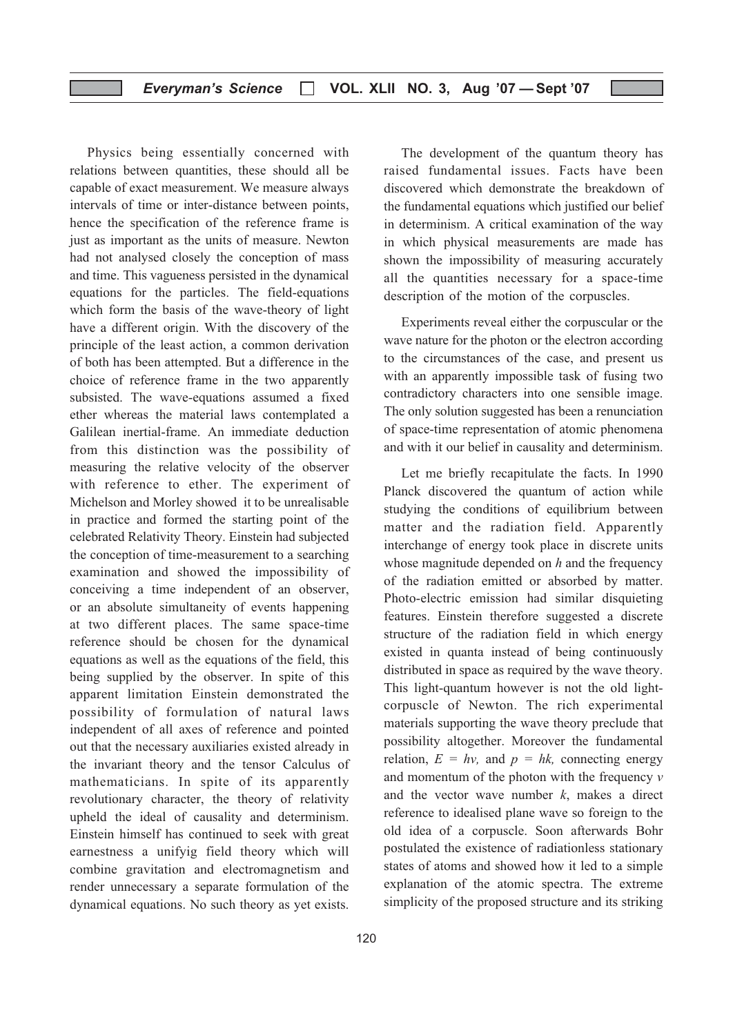Physics being essentially concerned with relations between quantities, these should all be capable of exact measurement. We measure always intervals of time or inter-distance between points, hence the specification of the reference frame is just as important as the units of measure. Newton had not analysed closely the conception of mass and time. This vagueness persisted in the dynamical equations for the particles. The field-equations which form the basis of the wave-theory of light have a different origin. With the discovery of the principle of the least action, a common derivation of both has been attempted. But a difference in the choice of reference frame in the two apparently subsisted. The wave-equations assumed a fixed ether whereas the material laws contemplated a Galilean inertial-frame. An immediate deduction from this distinction was the possibility of measuring the relative velocity of the observer with reference to ether. The experiment of Michelson and Morley showed it to be unrealisable in practice and formed the starting point of the celebrated Relativity Theory. Einstein had subjected the conception of time-measurement to a searching examination and showed the impossibility of conceiving a time independent of an observer, or an absolute simultaneity of events happening at two different places. The same space-time reference should be chosen for the dynamical equations as well as the equations of the field, this being supplied by the observer. In spite of this apparent limitation Einstein demonstrated the possibility of formulation of natural laws independent of all axes of reference and pointed out that the necessary auxiliaries existed already in the invariant theory and the tensor Calculus of mathematicians. In spite of its apparently revolutionary character, the theory of relativity upheld the ideal of causality and determinism. Einstein himself has continued to seek with great earnestness a unifyig field theory which will combine gravitation and electromagnetism and render unnecessary a separate formulation of the dynamical equations. No such theory as yet exists.

The development of the quantum theory has raised fundamental issues. Facts have been discovered which demonstrate the breakdown of the fundamental equations which justified our belief in determinism. A critical examination of the way in which physical measurements are made has shown the impossibility of measuring accurately all the quantities necessary for a space-time description of the motion of the corpuscles.

Experiments reveal either the corpuscular or the wave nature for the photon or the electron according to the circumstances of the case, and present us with an apparently impossible task of fusing two contradictory characters into one sensible image. The only solution suggested has been a renunciation of space-time representation of atomic phenomena and with it our belief in causality and determinism.

Let me briefly recapitulate the facts. In 1990 Planck discovered the quantum of action while studying the conditions of equilibrium between matter and the radiation field. Apparently interchange of energy took place in discrete units whose magnitude depended on $h$ and the frequency of the radiation emitted or absorbed by matter. Photo-electric emission had similar disquieting features. Einstein therefore suggested a discrete structure of the radiation field in which energy existed in quanta instead of being continuously distributed in space as required by the wave theory. This light-quantum however is not the old light-corpuscle of Newton. The rich experimental materials supporting the wave theory preclude that possibility altogether. Moreover the fundamental relation, $E = h\nu$, and $p = hk$, connecting energy and momentum of the photon with the frequency $\nu$ and the vector wave number $k$, makes a direct reference to idealised plane wave so foreign to the old idea of a corpuscle. Soon afterwards Bohr postulated the existence of radiationless stationary states of atoms and showed how it led to a simple explanation of the atomic spectra. The extreme simplicity of the proposed structure and its striking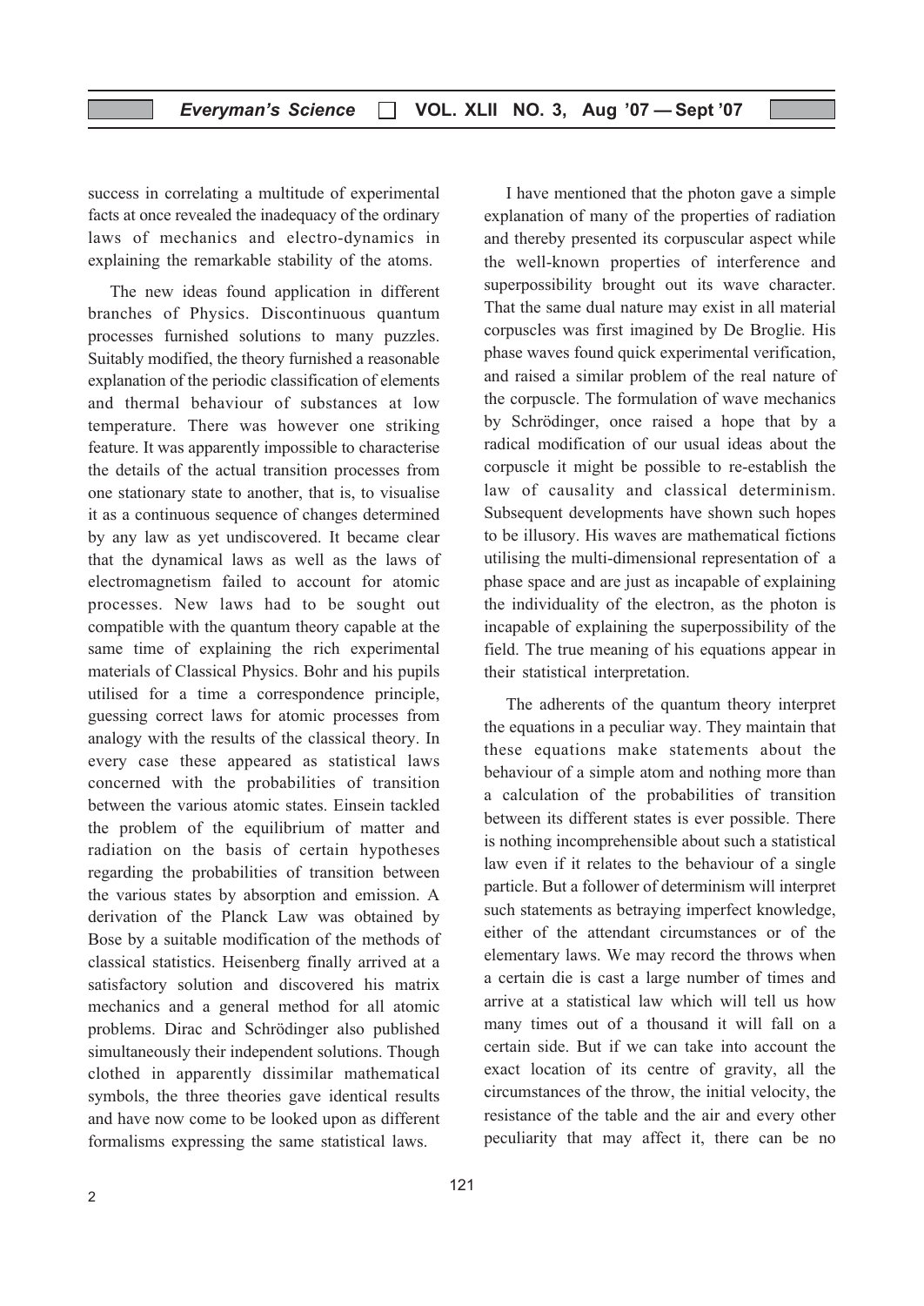success in correlating a multitude of experimental facts at once revealed the inadequacy of the ordinary laws of mechanics and electro-dynamics in explaining the remarkable stability of the atoms.

The new ideas found application in different branches of Physics. Discontinuous quantum processes furnished solutions to many puzzles. Suitably modified, the theory furnished a reasonable explanation of the periodic classification of elements and thermal behaviour of substances at low temperature. There was however one striking feature. It was apparently impossible to characterise the details of the actual transition processes from one stationary state to another, that is, to visualise it as a continuous sequence of changes determined by any law as yet undiscovered. It became clear that the dynamical laws as well as the laws of electromagnetism failed to account for atomic processes. New laws had to be sought out compatible with the quantum theory capable at the same time of explaining the rich experimental materials of Classical Physics. Bohr and his pupils utilised for a time a correspondence principle, guessing correct laws for atomic processes from analogy with the results of the classical theory. In every case these appeared as statistical laws concerned with the probabilities of transition between the various atomic states. Einsein tackled the problem of the equilibrium of matter and radiation on the basis of certain hypotheses regarding the probabilities of transition between the various states by absorption and emission. A derivation of the Planck Law was obtained by Bose by a suitable modification of the methods of classical statistics. Heisenberg finally arrived at a satisfactory solution and discovered his matrix mechanics and a general method for all atomic problems. Dirac and Schrödinger also published simultaneously their independent solutions. Though clothed in apparently dissimilar mathematical symbols, the three theories gave identical results and have now come to be looked upon as different formalisms expressing the same statistical laws.

I have mentioned that the photon gave a simple explanation of many of the properties of radiation and thereby presented its corpuscular aspect while the well-known properties of interference and superpossibility brought out its wave character. That the same dual nature may exist in all material corpuscles was first imagined by De Broglie. His phase waves found quick experimental verification, and raised a similar problem of the real nature of the corpuscle. The formulation of wave mechanics by Schrödinger, once raised a hope that by a radical modification of our usual ideas about the corpuscle it might be possible to re-establish the law of causality and classical determinism. Subsequent developments have shown such hopes to be illusory. His waves are mathematical fictions utilising the multi-dimensional representation of a phase space and are just as incapable of explaining the individuality of the electron, as the photon is incapable of explaining the superpossibility of the field. The true meaning of his equations appear in their statistical interpretation.

The adherents of the quantum theory interpret the equations in a peculiar way. They maintain that these equations make statements about the behaviour of a simple atom and nothing more than a calculation of the probabilities of transition between its different states is ever possible. There is nothing incomprehensible about such a statistical law even if it relates to the behaviour of a single particle. But a follower of determinism will interpret such statements as betraying imperfect knowledge, either of the attendant circumstances or of the elementary laws. We may record the throws when a certain die is cast a large number of times and arrive at a statistical law which will tell us how many times out of a thousand it will fall on a certain side. But if we can take into account the exact location of its centre of gravity, all the circumstances of the throw, the initial velocity, the resistance of the table and the air and every other peculiarity that may affect it, there can be no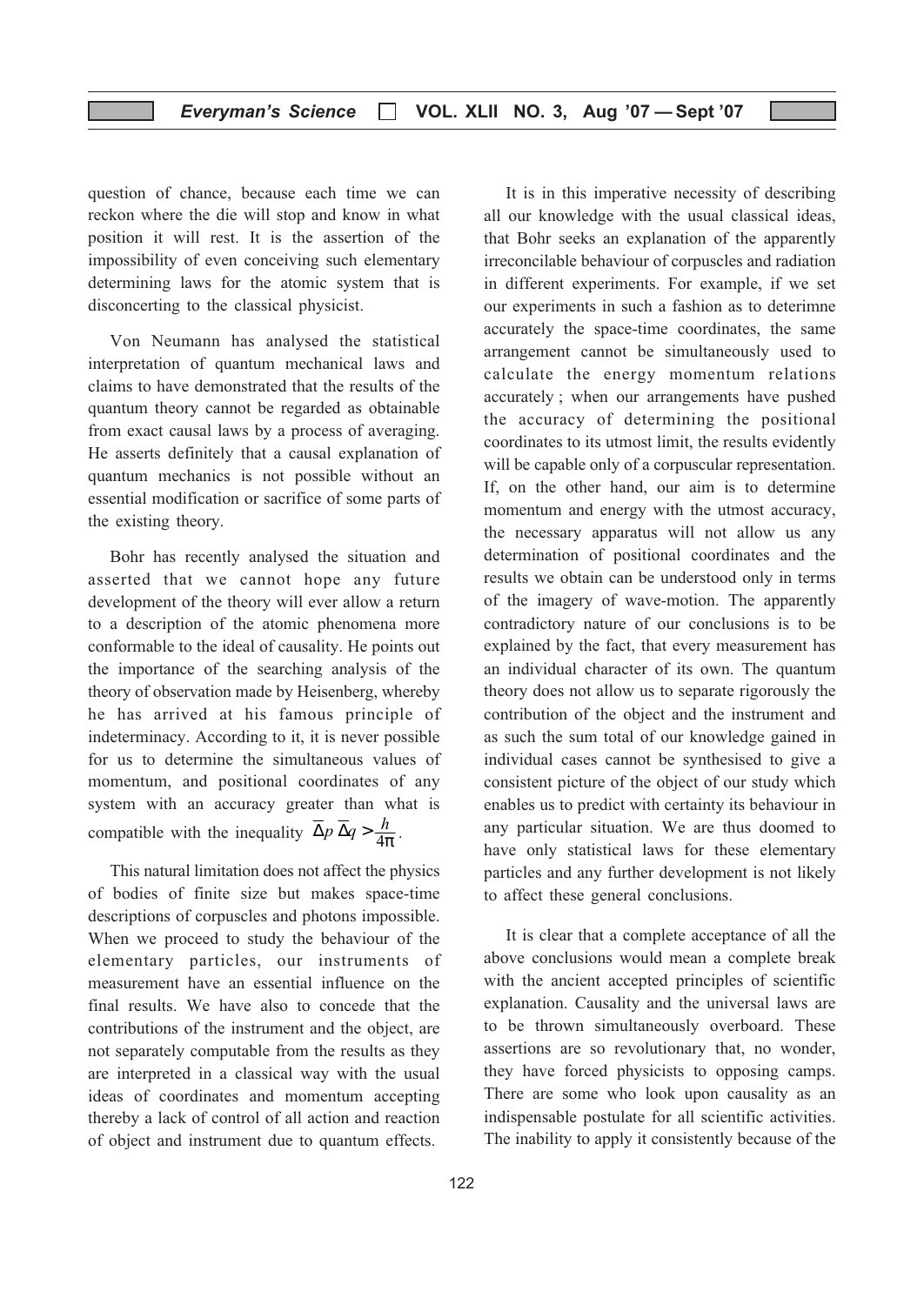question of chance, because each time we can reckon where the die will stop and know in what position it will rest. It is the assertion of the impossibility of even conceiving such elementary determining laws for the atomic system that is disconcerting to the classical physicist.

Von Neumann has analysed the statistical interpretation of quantum mechanical laws and claims to have demonstrated that the results of the quantum theory cannot be regarded as obtainable from exact causal laws by a process of averaging. He asserts definitely that a causal explanation of quantum mechanics is not possible without an essential modification or sacrifice of some parts of the existing theory.

Bohr has recently analysed the situation and asserted that we cannot hope any future development of the theory will ever allow a return to a description of the atomic phenomena more conformable to the ideal of causality. He points out the importance of the searching analysis of the theory of observation made by Heisenberg, whereby he has arrived at his famous principle of indeterminacy. According to it, it is never possible for us to determine the simultaneous values of momentum, and positional coordinates of any system with an accuracy greater than what is compatible with the inequality $\overline{\Delta}p\,\overline{\Delta}q > \frac{h}{4\pi}$.

This natural limitation does not affect the physics of bodies of finite size but makes space-time descriptions of corpuscles and photons impossible. When we proceed to study the behaviour of the elementary particles, our instruments of measurement have an essential influence on the final results. We have also to concede that the contributions of the instrument and the object, are not separately computable from the results as they are interpreted in a classical way with the usual ideas of coordinates and momentum accepting thereby a lack of control of all action and reaction of object and instrument due to quantum effects.

It is in this imperative necessity of describing all our knowledge with the usual classical ideas, that Bohr seeks an explanation of the apparently irreconcilable behaviour of corpuscles and radiation in different experiments. For example, if we set our experiments in such a fashion as to deterimne accurately the space-time coordinates, the same arrangement cannot be simultaneously used to calculate the energy momentum relations accurately ; when our arrangements have pushed the accuracy of determining the positional coordinates to its utmost limit, the results evidently will be capable only of a corpuscular representation. If, on the other hand, our aim is to determine momentum and energy with the utmost accuracy, the necessary apparatus will not allow us any determination of positional coordinates and the results we obtain can be understood only in terms of the imagery of wave-motion. The apparently contradictory nature of our conclusions is to be explained by the fact, that every measurement has an individual character of its own. The quantum theory does not allow us to separate rigorously the contribution of the object and the instrument and as such the sum total of our knowledge gained in individual cases cannot be synthesised to give a consistent picture of the object of our study which enables us to predict with certainty its behaviour in any particular situation. We are thus doomed to have only statistical laws for these elementary particles and any further development is not likely to affect these general conclusions.

It is clear that a complete acceptance of all the above conclusions would mean a complete break with the ancient accepted principles of scientific explanation. Causality and the universal laws are to be thrown simultaneously overboard. These assertions are so revolutionary that, no wonder, they have forced physicists to opposing camps. There are some who look upon causality as an indispensable postulate for all scientific activities. The inability to apply it consistently because of the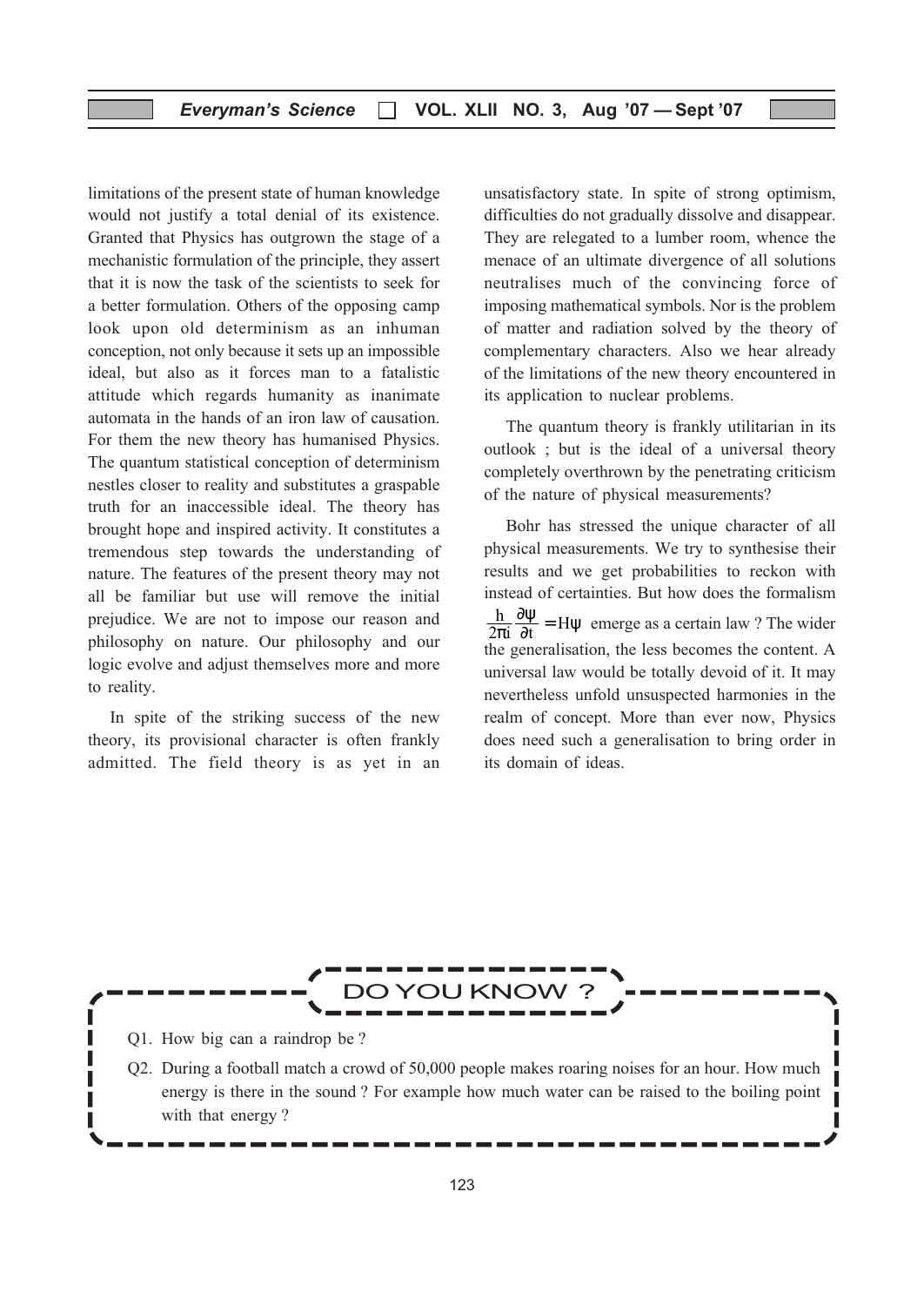limitations of the present state of human knowledge would not justify a total denial of its existence. Granted that Physics has outgrown the stage of a mechanistic formulation of the principle, they assert that it is now the task of the scientists to seek for a better formulation. Others of the opposing camp look upon old determinism as an inhuman conception, not only because it sets up an impossible ideal, but also as it forces man to a fatalistic attitude which regards humanity as inanimate automata in the hands of an iron law of causation. For them the new theory has humanised Physics. The quantum statistical conception of determinism nestles closer to reality and substitutes a graspable truth for an inaccessible ideal. The theory has brought hope and inspired activity. It constitutes a tremendous step towards the understanding of nature. The features of the present theory may not all be familiar but use will remove the initial prejudice. We are not to impose our reason and philosophy on nature. Our philosophy and our logic evolve and adjust themselves more and more to reality.

In spite of the striking success of the new theory, its provisional character is often frankly admitted. The field theory is as yet in an unsatisfactory state. In spite of strong optimism, difficulties do not gradually dissolve and disappear. They are relegated to a lumber room, whence the menace of an ultimate divergence of all solutions neutralises much of the convincing force of imposing mathematical symbols. Nor is the problem of matter and radiation solved by the theory of complementary characters. Also we hear already of the limitations of the new theory encountered in its application to nuclear problems.

The quantum theory is frankly utilitarian in its outlook ; but is the ideal of a universal theory completely overthrown by the penetrating criticism of the nature of physical measurements?

Bohr has stressed the unique character of all physical measurements. We try to synthesise their results and we get probabilities to reckon with instead of certainties. But how does the formalism $\frac{h}{2\pi i}\frac{\partial \psi}{\partial t} = H\psi$ emerge as a certain law ? The wider the generalisation, the less becomes the content. A universal law would be totally devoid of it. It may nevertheless unfold unsuspected harmonies in the realm of concept. More than ever now, Physics does need such a generalisation to bring order in its domain of ideas.

## DO YOU KNOW ?

Q1. How big can a raindrop be ?

Q2. During a football match a crowd of 50,000 people makes roaring noises for an hour. How much energy is there in the sound ? For example how much water can be raised to the boiling point with that energy ?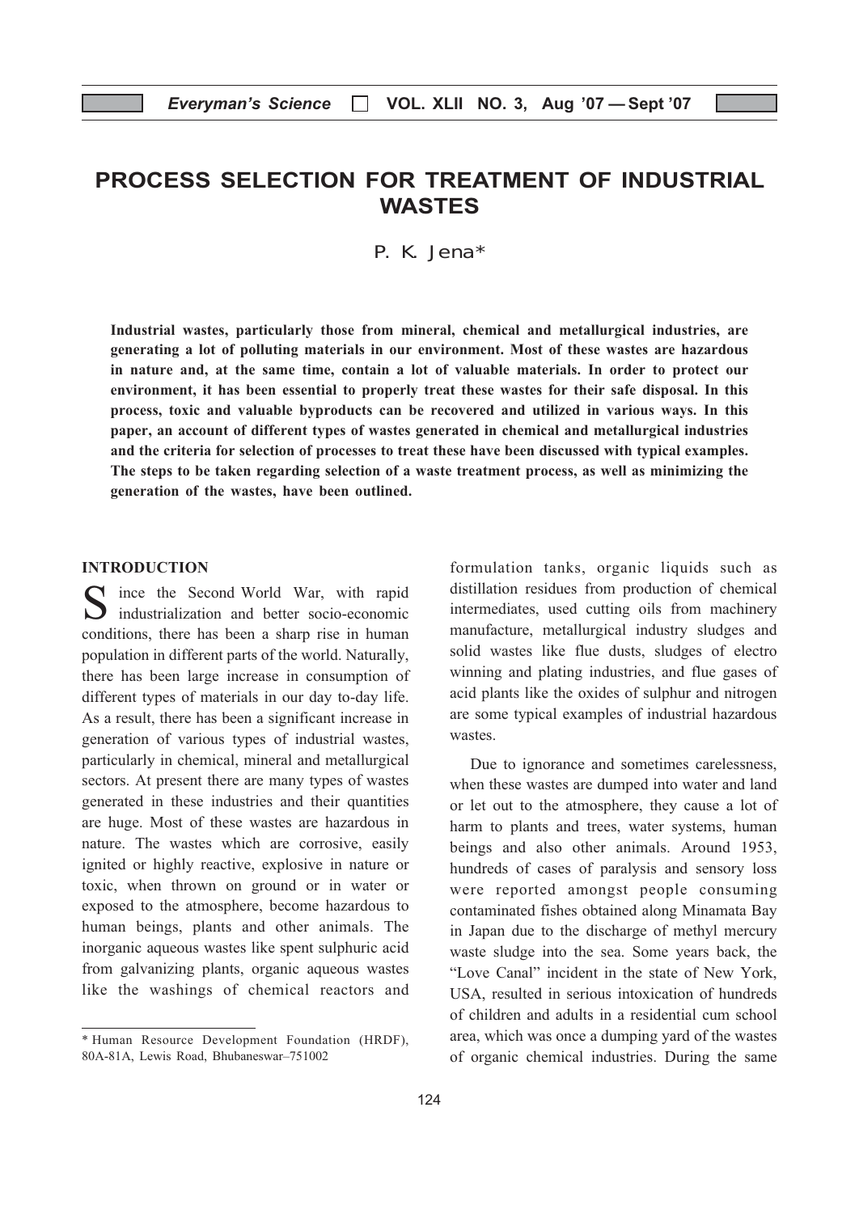# PROCESS SELECTION FOR TREATMENT OF INDUSTRIAL WASTES

P. K. Jena*

**Industrial wastes, particularly those from mineral, chemical and metallurgical industries, are generating a lot of polluting materials in our environment. Most of these wastes are hazardous in nature and, at the same time, contain a lot of valuable materials. In order to protect our environment, it has been essential to properly treat these wastes for their safe disposal. In this process, toxic and valuable byproducts can be recovered and utilized in various ways. In this paper, an account of different types of wastes generated in chemical and metallurgical industries and the criteria for selection of processes to treat these have been discussed with typical examples. The steps to be taken regarding selection of a waste treatment process, as well as minimizing the generation of the wastes, have been outlined.**

## INTRODUCTION

Since the Second World War, with rapid industrialization and better socio-economic conditions, there has been a sharp rise in human population in different parts of the world. Naturally, there has been large increase in consumption of different types of materials in our day to-day life. As a result, there has been a significant increase in generation of various types of industrial wastes, particularly in chemical, mineral and metallurgical sectors. At present there are many types of wastes generated in these industries and their quantities are huge. Most of these wastes are hazardous in nature. The wastes which are corrosive, easily ignited or highly reactive, explosive in nature or toxic, when thrown on ground or in water or exposed to the atmosphere, become hazardous to human beings, plants and other animals. The inorganic aqueous wastes like spent sulphuric acid from galvanizing plants, organic aqueous wastes like the washings of chemical reactors and formulation tanks, organic liquids such as distillation residues from production of chemical intermediates, used cutting oils from machinery manufacture, metallurgical industry sludges and solid wastes like flue dusts, sludges of electro winning and plating industries, and flue gases of acid plants like the oxides of sulphur and nitrogen are some typical examples of industrial hazardous wastes.

Due to ignorance and sometimes carelessness, when these wastes are dumped into water and land or let out to the atmosphere, they cause a lot of harm to plants and trees, water systems, human beings and also other animals. Around 1953, hundreds of cases of paralysis and sensory loss were reported amongst people consuming contaminated fishes obtained along Minamata Bay in Japan due to the discharge of methyl mercury waste sludge into the sea. Some years back, the "Love Canal" incident in the state of New York, USA, resulted in serious intoxication of hundreds of children and adults in a residential cum school area, which was once a dumping yard of the wastes of organic chemical industries. During the same

---

\* Human Resource Development Foundation (HRDF), 80A-81A, Lewis Road, Bhubaneswar–751002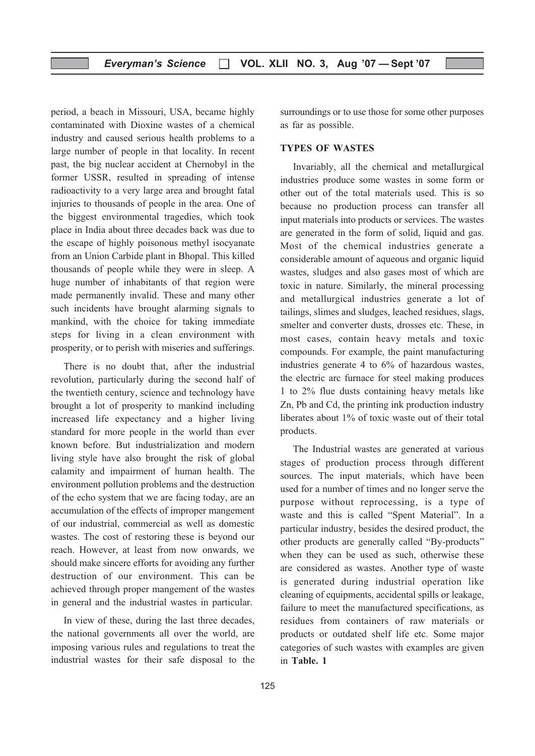period, a beach in Missouri, USA, became highly contaminated with Dioxine wastes of a chemical industry and caused serious health problems to a large number of people in that locality. In recent past, the big nuclear accident at Chernobyl in the former USSR, resulted in spreading of intense radioactivity to a very large area and brought fatal injuries to thousands of people in the area. One of the biggest environmental tragedies, which took place in India about three decades back was due to the escape of highly poisonous methyl isocyanate from an Union Carbide plant in Bhopal. This killed thousands of people while they were in sleep. A huge number of inhabitants of that region were made permanently invalid. These and many other such incidents have brought alarming signals to mankind, with the choice for taking immediate steps for living in a clean environment with prosperity, or to perish with miseries and sufferings.

There is no doubt that, after the industrial revolution, particularly during the second half of the twentieth century, science and technology have brought a lot of prosperity to mankind including increased life expectancy and a higher living standard for more people in the world than ever known before. But industrialization and modern living style have also brought the risk of global calamity and impairment of human health. The environment pollution problems and the destruction of the echo system that we are facing today, are an accumulation of the effects of improper mangement of our industrial, commercial as well as domestic wastes. The cost of restoring these is beyond our reach. However, at least from now onwards, we should make sincere efforts for avoiding any further destruction of our environment. This can be achieved through proper mangement of the wastes in general and the industrial wastes in particular.

In view of these, during the last three decades, the national governments all over the world, are imposing various rules and regulations to treat the industrial wastes for their safe disposal to the surroundings or to use those for some other purposes as far as possible.

## TYPES OF WASTES

Invariably, all the chemical and metallurgical industries produce some wastes in some form or other out of the total materials used. This is so because no production process can transfer all input materials into products or services. The wastes are generated in the form of solid, liquid and gas. Most of the chemical industries generate a considerable amount of aqueous and organic liquid wastes, sludges and also gases most of which are toxic in nature. Similarly, the mineral processing and metallurgical industries generate a lot of tailings, slimes and sludges, leached residues, slags, smelter and converter dusts, drosses etc. These, in most cases, contain heavy metals and toxic compounds. For example, the paint manufacturing industries generate 4 to 6% of hazardous wastes, the electric arc furnace for steel making produces 1 to 2% flue dusts containing heavy metals like Zn, Pb and Cd, the printing ink production industry liberates about 1% of toxic waste out of their total products.

The Industrial wastes are generated at various stages of production process through different sources. The input materials, which have been used for a number of times and no longer serve the purpose without reprocessing, is a type of waste and this is called "Spent Material". In a particular industry, besides the desired product, the other products are generally called "By-products" when they can be used as such, otherwise these are considered as wastes. Another type of waste is generated during industrial operation like cleaning of equipments, accidental spills or leakage, failure to meet the manufactured specifications, as residues from containers of raw materials or products or outdated shelf life etc. Some major categories of such wastes with examples are given in **Table. 1**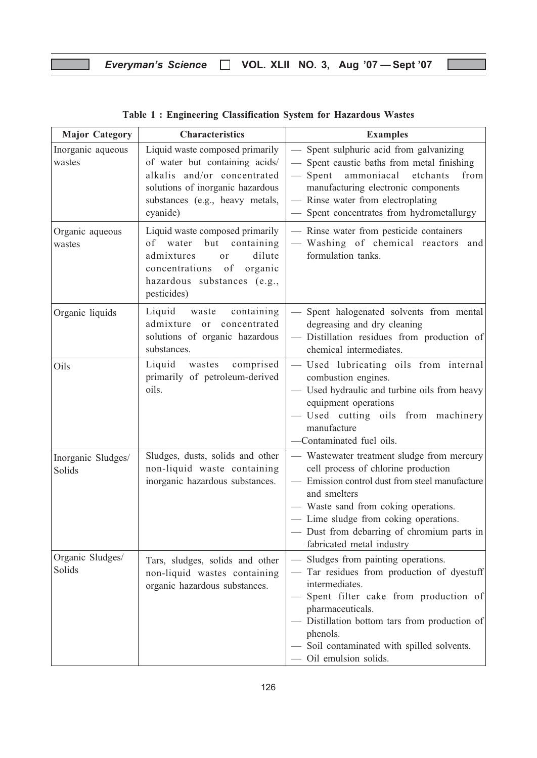**Table 1 : Engineering Classification System for Hazardous Wastes**

| Major Category | Characteristics | Examples |
|---|---|---|
| Inorganic aqueous wastes | Liquid waste composed primarily of water but containing acids/ alkalis and/or concentrated solutions of inorganic hazardous substances (e.g., heavy metals, cyanide) | — Spent sulphuric acid from galvanizing<br>— Spent caustic baths from metal finishing<br>— Spent ammoniacal etchants from manufacturing electronic components<br>— Rinse water from electroplating<br>— Spent concentrates from hydrometallurgy |
| Organic aqueous wastes | Liquid waste composed primarily of water but containing admixtures or dilute concentrations of organic hazardous substances (e.g., pesticides) | — Rinse water from pesticide containers<br>— Washing of chemical reactors and formulation tanks. |
| Organic liquids | Liquid waste containing admixture or concentrated solutions of organic hazardous substances. | — Spent halogenated solvents from mental degreasing and dry cleaning<br>— Distillation residues from production of chemical intermediates. |
| Oils | Liquid wastes comprised primarily of petroleum-derived oils. | — Used lubricating oils from internal combustion engines.<br>— Used hydraulic and turbine oils from heavy equipment operations<br>— Used cutting oils from machinery manufacture<br>—Contaminated fuel oils. |
| Inorganic Sludges/ Solids | Sludges, dusts, solids and other non-liquid waste containing inorganic hazardous substances. | — Wastewater treatment sludge from mercury cell process of chlorine production<br>— Emission control dust from steel manufacture and smelters<br>— Waste sand from coking operations.<br>— Lime sludge from coking operations.<br>— Dust from debarring of chromium parts in fabricated metal industry |
| Organic Sludges/ Solids | Tars, sludges, solids and other non-liquid wastes containing organic hazardous substances. | — Sludges from painting operations.<br>— Tar residues from production of dyestuff intermediates.<br>— Spent filter cake from production of pharmaceuticals.<br>— Distillation bottom tars from production of phenols.<br>— Soil contaminated with spilled solvents.<br>— Oil emulsion solids. |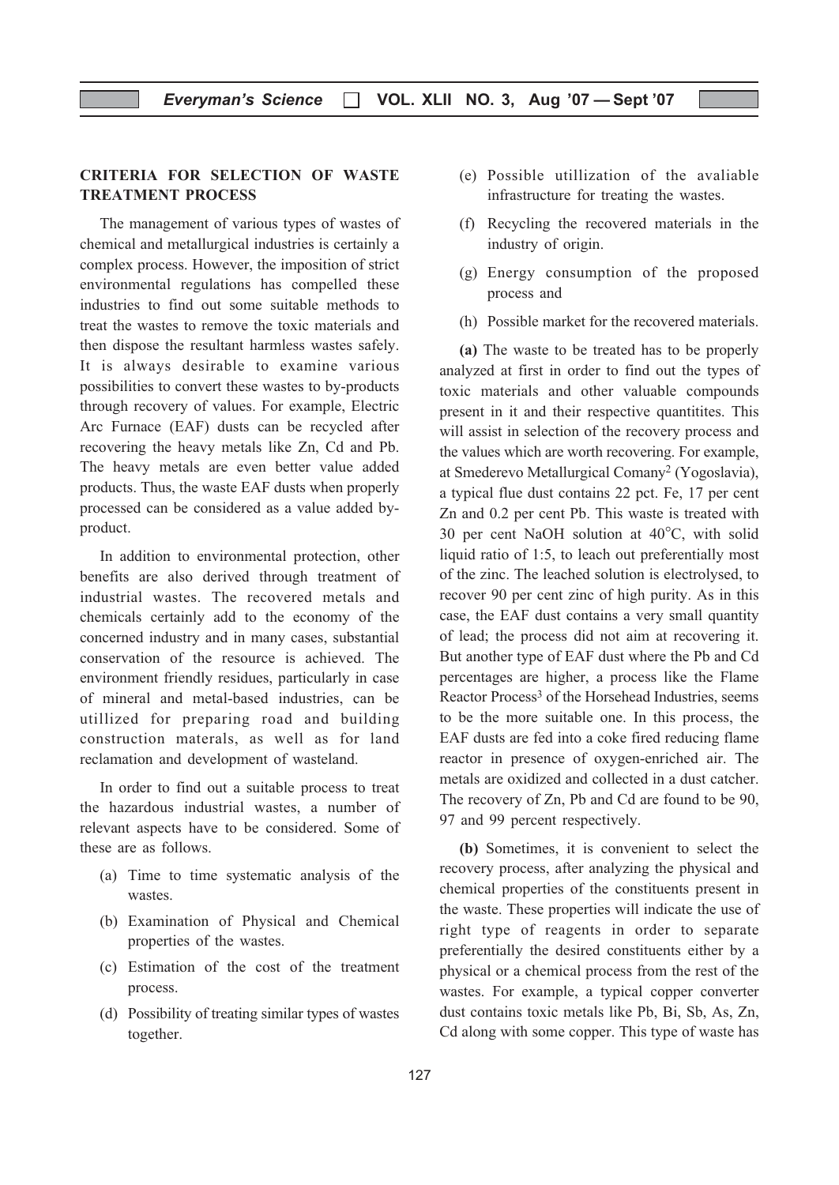## CRITERIA FOR SELECTION OF WASTE TREATMENT PROCESS

The management of various types of wastes of chemical and metallurgical industries is certainly a complex process. However, the imposition of strict environmental regulations has compelled these industries to find out some suitable methods to treat the wastes to remove the toxic materials and then dispose the resultant harmless wastes safely. It is always desirable to examine various possibilities to convert these wastes to by-products through recovery of values. For example, Electric Arc Furnace (EAF) dusts can be recycled after recovering the heavy metals like Zn, Cd and Pb. The heavy metals are even better value added products. Thus, the waste EAF dusts when properly processed can be considered as a value added by-product.

In addition to environmental protection, other benefits are also derived through treatment of industrial wastes. The recovered metals and chemicals certainly add to the economy of the concerned industry and in many cases, substantial conservation of the resource is achieved. The environment friendly residues, particularly in case of mineral and metal-based industries, can be utillized for preparing road and building construction materials, as well as for land reclamation and development of wasteland.

In order to find out a suitable process to treat the hazardous industrial wastes, a number of relevant aspects have to be considered. Some of these are as follows.

(a) Time to time systematic analysis of the wastes.

(b) Examination of Physical and Chemical properties of the wastes.

(c) Estimation of the cost of the treatment process.

(d) Possibility of treating similar types of wastes together.

(e) Possible utillization of the avaliable infrastructure for treating the wastes.

(f) Recycling the recovered materials in the industry of origin.

(g) Energy consumption of the proposed process and

(h) Possible market for the recovered materials.

**(a)** The waste to be treated has to be properly analyzed at first in order to find out the types of toxic materials and other valuable compounds present in it and their respective quantitites. This will assist in selection of the recovery process and the values which are worth recovering. For example, at Smederevo Metallurgical Comany[2] (Yogoslavia), a typical flue dust contains 22 pct. Fe, 17 per cent Zn and 0.2 per cent Pb. This waste is treated with 30 per cent NaOH solution at 40°C, with solid liquid ratio of 1:5, to leach out preferentially most of the zinc. The leached solution is electrolysed, to recover 90 per cent zinc of high purity. As in this case, the EAF dust contains a very small quantity of lead; the process did not aim at recovering it. But another type of EAF dust where the Pb and Cd percentages are higher, a process like the Flame Reactor Process[3] of the Horsehead Industries, seems to be the more suitable one. In this process, the EAF dusts are fed into a coke fired reducing flame reactor in presence of oxygen-enriched air. The metals are oxidized and collected in a dust catcher. The recovery of Zn, Pb and Cd are found to be 90, 97 and 99 percent respectively.

**(b)** Sometimes, it is convenient to select the recovery process, after analyzing the physical and chemical properties of the constituents present in the waste. These properties will indicate the use of right type of reagents in order to separate preferentially the desired constituents either by a physical or a chemical process from the rest of the wastes. For example, a typical copper converter dust contains toxic metals like Pb, Bi, Sb, As, Zn, Cd along with some copper. This type of waste has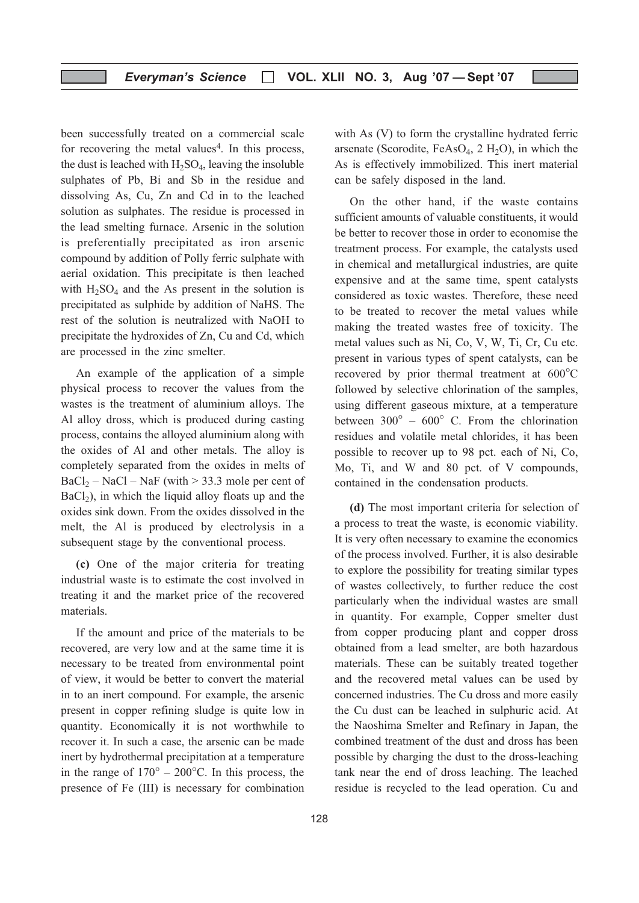been successfully treated on a commercial scale for recovering the metal values[4]. In this process, the dust is leached with $H_2SO_4$, leaving the insoluble sulphates of Pb, Bi and Sb in the residue and dissolving As, Cu, Zn and Cd in to the leached solution as sulphates. The residue is processed in the lead smelting furnace. Arsenic in the solution is preferentially precipitated as iron arsenic compound by addition of Polly ferric sulphate with aerial oxidation. This precipitate is then leached with $H_2SO_4$ and the As present in the solution is precipitated as sulphide by addition of NaHS. The rest of the solution is neutralized with NaOH to precipitate the hydroxides of Zn, Cu and Cd, which are processed in the zinc smelter.

An example of the application of a simple physical process to recover the values from the wastes is the treatment of aluminium alloys. The Al alloy dross, which is produced during casting process, contains the alloyed aluminium along with the oxides of Al and other metals. The alloy is completely separated from the oxides in melts of $BaCl_2$ – NaCl – NaF (with > 33.3 mole per cent of $BaCl_2$), in which the liquid alloy floats up and the oxides sink down. From the oxides dissolved in the melt, the Al is produced by electrolysis in a subsequent stage by the conventional process.

**(c)** One of the major criteria for treating industrial waste is to estimate the cost involved in treating it and the market price of the recovered materials.

If the amount and price of the materials to be recovered, are very low and at the same time it is necessary to be treated from environmental point of view, it would be better to convert the material in to an inert compound. For example, the arsenic present in copper refining sludge is quite low in quantity. Economically it is not worthwhile to recover it. In such a case, the arsenic can be made inert by hydrothermal precipitation at a temperature in the range of 170° – 200°C. In this process, the presence of Fe (III) is necessary for combination with As (V) to form the crystalline hydrated ferric arsenate (Scorodite, $FeAsO_4$, 2 $H_2O$), in which the As is effectively immobilized. This inert material can be safely disposed in the land.

On the other hand, if the waste contains sufficient amounts of valuable constituents, it would be better to recover those in order to economise the treatment process. For example, the catalysts used in chemical and metallurgical industries, are quite expensive and at the same time, spent catalysts considered as toxic wastes. Therefore, these need to be treated to recover the metal values while making the treated wastes free of toxicity. The metal values such as Ni, Co, V, W, Ti, Cr, Cu etc. present in various types of spent catalysts, can be recovered by prior thermal treatment at 600°C followed by selective chlorination of the samples, using different gaseous mixture, at a temperature between 300° – 600° C. From the chlorination residues and volatile metal chlorides, it has been possible to recover up to 98 pct. each of Ni, Co, Mo, Ti, and W and 80 pct. of V compounds, contained in the condensation products.

**(d)** The most important criteria for selection of a process to treat the waste, is economic viability. It is very often necessary to examine the economics of the process involved. Further, it is also desirable to explore the possibility for treating similar types of wastes collectively, to further reduce the cost particularly when the individual wastes are small in quantity. For example, Copper smelter dust from copper producing plant and copper dross obtained from a lead smelter, are both hazardous materials. These can be suitably treated together and the recovered metal values can be used by concerned industries. The Cu dross and more easily the Cu dust can be leached in sulphuric acid. At the Naoshima Smelter and Refinary in Japan, the combined treatment of the dust and dross has been possible by charging the dust to the dross-leaching tank near the end of dross leaching. The leached residue is recycled to the lead operation. Cu and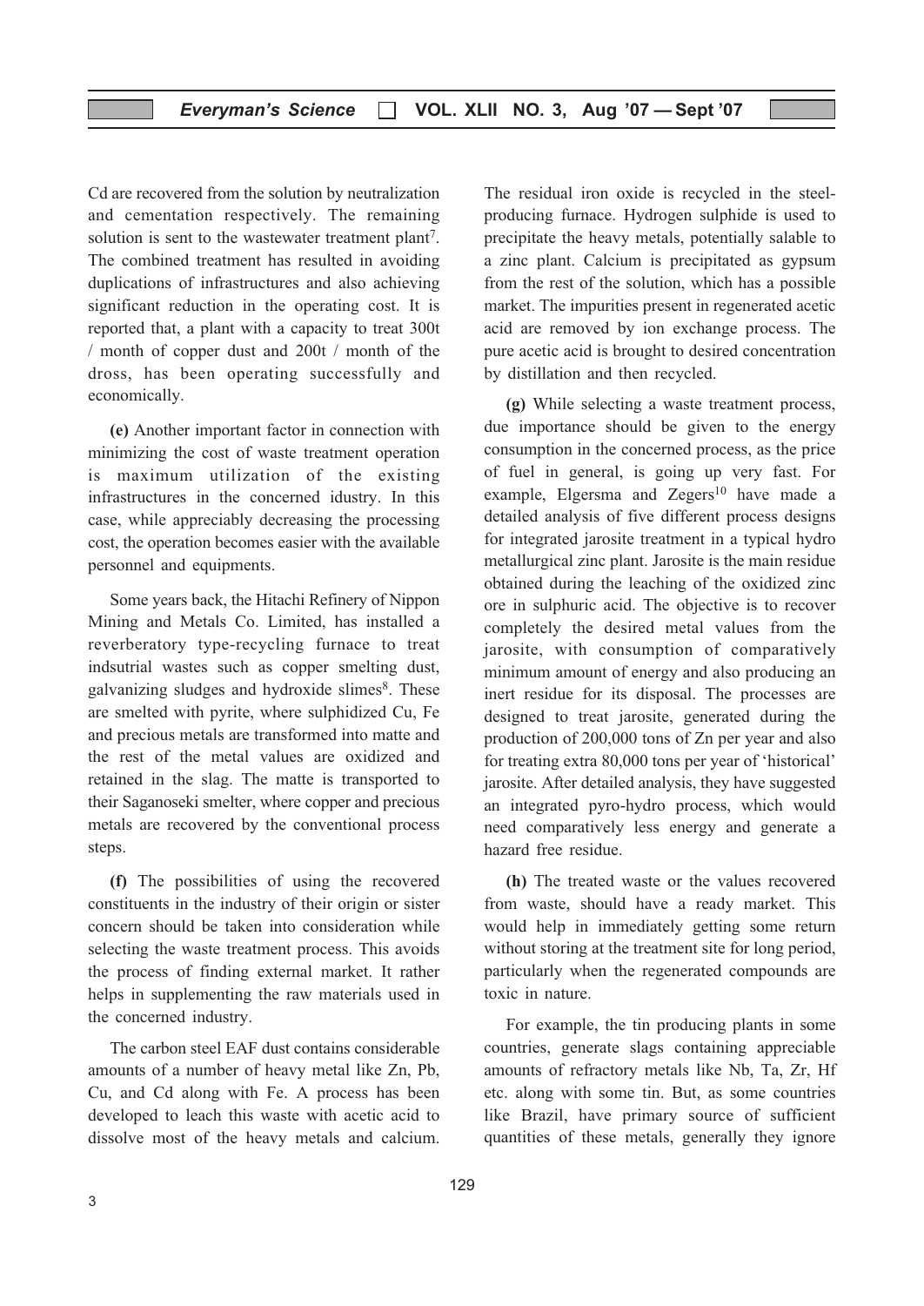Cd are recovered from the solution by neutralization and cementation respectively. The remaining solution is sent to the wastewater treatment plant[7]. The combined treatment has resulted in avoiding duplications of infrastructures and also achieving significant reduction in the operating cost. It is reported that, a plant with a capacity to treat 300t / month of copper dust and 200t / month of the dross, has been operating successfully and economically.

**(e)** Another important factor in connection with minimizing the cost of waste treatment operation is maximum utilization of the existing infrastructures in the concerned idustry. In this case, while appreciably decreasing the processing cost, the operation becomes easier with the available personnel and equipments.

Some years back, the Hitachi Refinery of Nippon Mining and Metals Co. Limited, has installed a reverberatory type-recycling furnace to treat indsutrial wastes such as copper smelting dust, galvanizing sludges and hydroxide slimes[8]. These are smelted with pyrite, where sulphidized Cu, Fe and precious metals are transformed into matte and the rest of the metal values are oxidized and retained in the slag. The matte is transported to their Saganoseki smelter, where copper and precious metals are recovered by the conventional process steps.

**(f)** The possibilities of using the recovered constituents in the industry of their origin or sister concern should be taken into consideration while selecting the waste treatment process. This avoids the process of finding external market. It rather helps in supplementing the raw materials used in the concerned industry.

The carbon steel EAF dust contains considerable amounts of a number of heavy metal like Zn, Pb, Cu, and Cd along with Fe. A process has been developed to leach this waste with acetic acid to dissolve most of the heavy metals and calcium. The residual iron oxide is recycled in the steel-producing furnace. Hydrogen sulphide is used to precipitate the heavy metals, potentially salable to a zinc plant. Calcium is precipitated as gypsum from the rest of the solution, which has a possible market. The impurities present in regenerated acetic acid are removed by ion exchange process. The pure acetic acid is brought to desired concentration by distillation and then recycled.

**(g)** While selecting a waste treatment process, due importance should be given to the energy consumption in the concerned process, as the price of fuel in general, is going up very fast. For example, Elgersma and Zegers[10] have made a detailed analysis of five different process designs for integrated jarosite treatment in a typical hydro metallurgical zinc plant. Jarosite is the main residue obtained during the leaching of the oxidized zinc ore in sulphuric acid. The objective is to recover completely the desired metal values from the jarosite, with consumption of comparatively minimum amount of energy and also producing an inert residue for its disposal. The processes are designed to treat jarosite, generated during the production of 200,000 tons of Zn per year and also for treating extra 80,000 tons per year of 'historical' jarosite. After detailed analysis, they have suggested an integrated pyro-hydro process, which would need comparatively less energy and generate a hazard free residue.

**(h)** The treated waste or the values recovered from waste, should have a ready market. This would help in immediately getting some return without storing at the treatment site for long period, particularly when the regenerated compounds are toxic in nature.

For example, the tin producing plants in some countries, generate slags containing appreciable amounts of refractory metals like Nb, Ta, Zr, Hf etc. along with some tin. But, as some countries like Brazil, have primary source of sufficient quantities of these metals, generally they ignore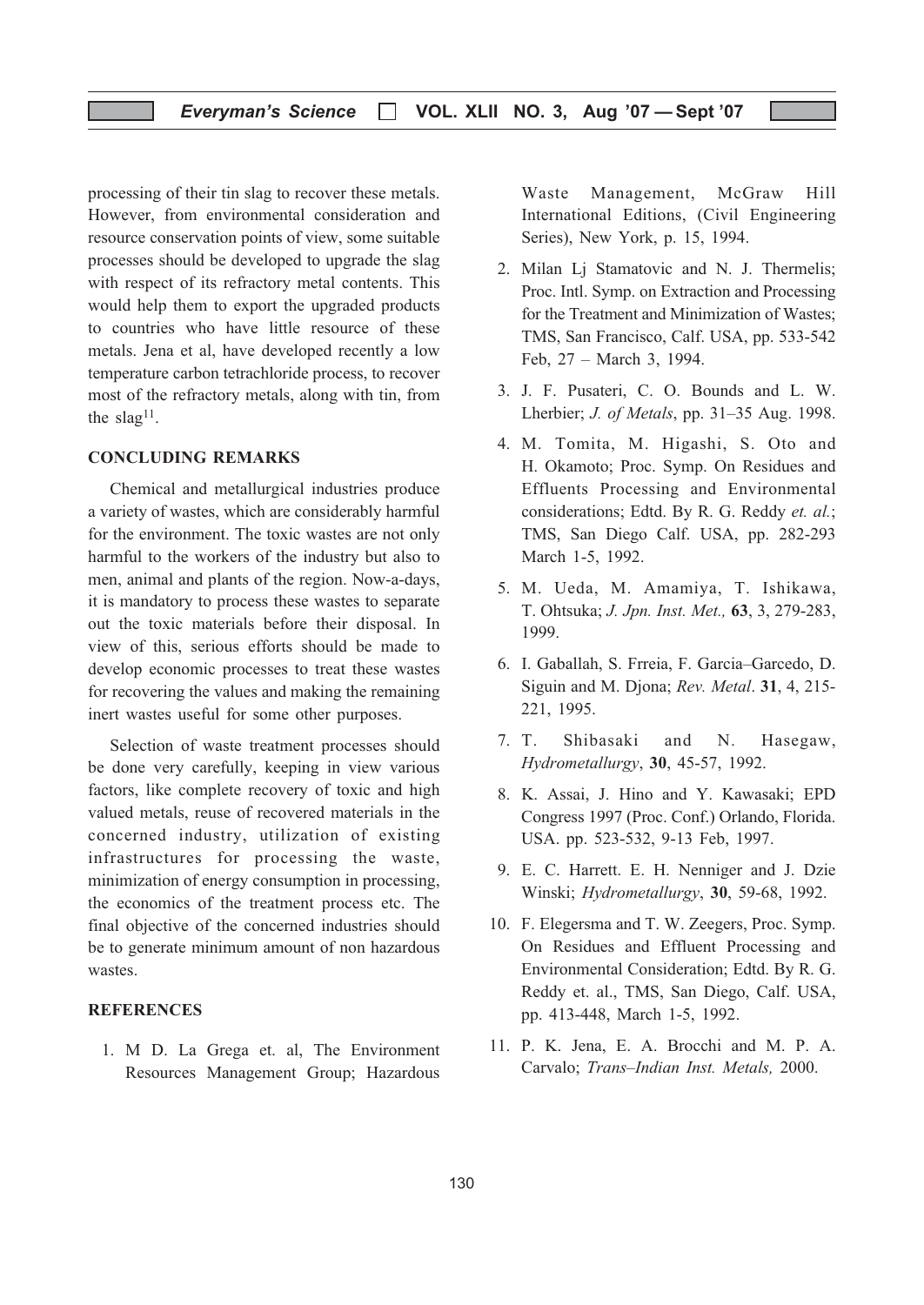processing of their tin slag to recover these metals. However, from environmental consideration and resource conservation points of view, some suitable processes should be developed to upgrade the slag with respect of its refractory metal contents. This would help them to export the upgraded products to countries who have little resource of these metals. Jena et al, have developed recently a low temperature carbon tetrachloride process, to recover most of the refractory metals, along with tin, from the slag[11].

## CONCLUDING REMARKS

Chemical and metallurgical industries produce a variety of wastes, which are considerably harmful for the environment. The toxic wastes are not only harmful to the workers of the industry but also to men, animal and plants of the region. Now-a-days, it is mandatory to process these wastes to separate out the toxic materials before their disposal. In view of this, serious efforts should be made to develop economic processes to treat these wastes for recovering the values and making the remaining inert wastes useful for some other purposes.

Selection of waste treatment processes should be done very carefully, keeping in view various factors, like complete recovery of toxic and high valued metals, reuse of recovered materials in the concerned industry, utilization of existing infrastructures for processing the waste, minimization of energy consumption in processing, the economics of the treatment process etc. The final objective of the concerned industries should be to generate minimum amount of non hazardous wastes.

## REFERENCES

1. M D. La Grega et. al, The Environment Resources Management Group; Hazardous Waste Management, McGraw Hill International Editions, (Civil Engineering Series), New York, p. 15, 1994.
2. Milan Lj Stamatovic and N. J. Thermelis; Proc. Intl. Symp. on Extraction and Processing for the Treatment and Minimization of Wastes; TMS, San Francisco, Calf. USA, pp. 533-542 Feb, 27 – March 3, 1994.
3. J. F. Pusateri, C. O. Bounds and L. W. Lherbier; *J. of Metals*, pp. 31–35 Aug. 1998.
4. M. Tomita, M. Higashi, S. Oto and H. Okamoto; Proc. Symp. On Residues and Effluents Processing and Environmental considerations; Edtd. By R. G. Reddy *et. al.*; TMS, San Diego Calf. USA, pp. 282-293 March 1-5, 1992.
5. M. Ueda, M. Amamiya, T. Ishikawa, T. Ohtsuka; *J. Jpn. Inst. Met.,* **63**, 3, 279-283, 1999.
6. I. Gaballah, S. Frreia, F. Garcia–Garcedo, D. Siguin and M. Djona; *Rev. Metal*. **31**, 4, 215-221, 1995.
7. T. Shibasaki and N. Hasegaw, *Hydrometallurgy*, **30**, 45-57, 1992.
8. K. Assai, J. Hino and Y. Kawasaki; EPD Congress 1997 (Proc. Conf.) Orlando, Florida. USA. pp. 523-532, 9-13 Feb, 1997.
9. E. C. Harrett. E. H. Nenniger and J. Dzie Winski; *Hydrometallurgy*, **30**, 59-68, 1992.
10. F. Elegersma and T. W. Zeegers, Proc. Symp. On Residues and Effluent Processing and Environmental Consideration; Edtd. By R. G. Reddy et. al., TMS, San Diego, Calf. USA, pp. 413-448, March 1-5, 1992.
11. P. K. Jena, E. A. Brocchi and M. P. A. Carvalo; *Trans–Indian Inst. Metals,* 2000.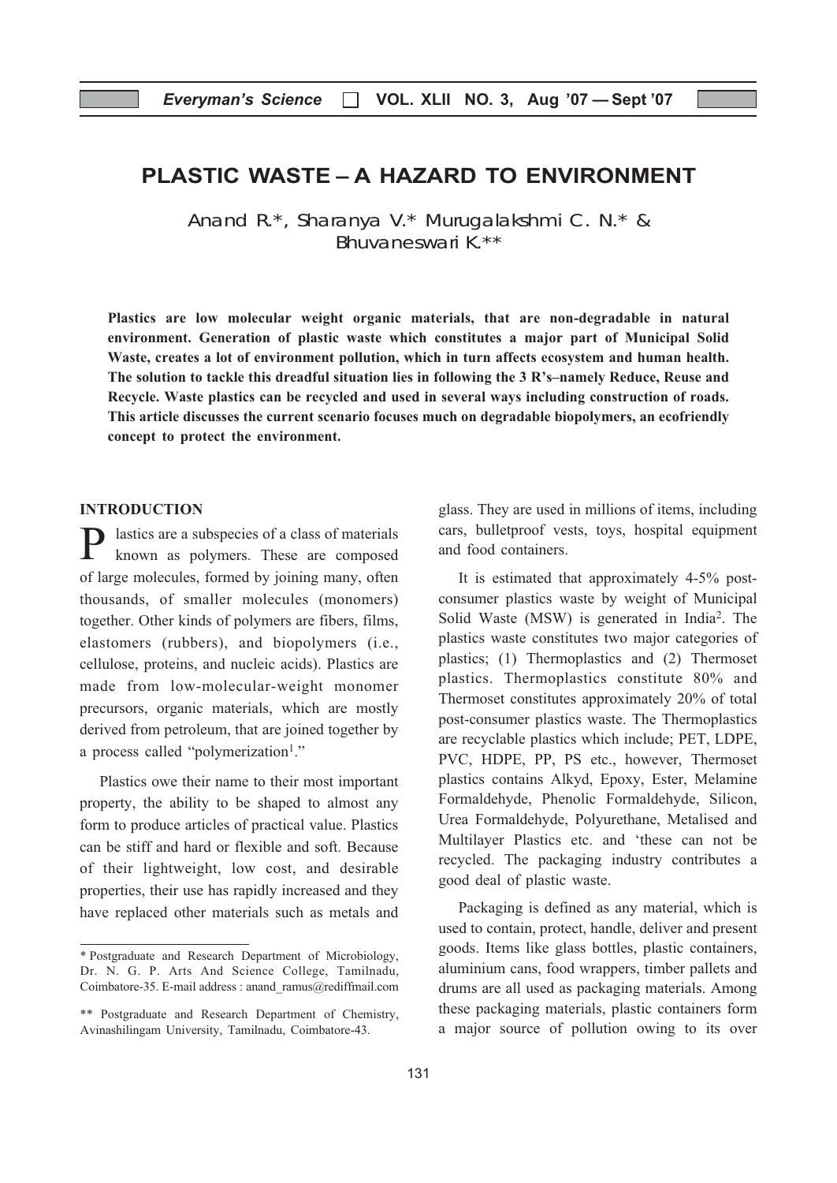# PLASTIC WASTE – A HAZARD TO ENVIRONMENT

Anand R.*, Sharanya V.* Murugalakshmi C. N.* & Bhuvaneswari K.**

**Plastics are low molecular weight organic materials, that are non-degradable in natural environment. Generation of plastic waste which constitutes a major part of Municipal Solid Waste, creates a lot of environment pollution, which in turn affects ecosystem and human health. The solution to tackle this dreadful situation lies in following the 3 R's–namely Reduce, Reuse and Recycle. Waste plastics can be recycled and used in several ways including construction of roads. This article discusses the current scenario focuses much on degradable biopolymers, an ecofriendly concept to protect the environment.**

## INTRODUCTION

Plastics are a subspecies of a class of materials known as polymers. These are composed of large molecules, formed by joining many, often thousands, of smaller molecules (monomers) together. Other kinds of polymers are fibers, films, elastomers (rubbers), and biopolymers (i.e., cellulose, proteins, and nucleic acids). Plastics are made from low-molecular-weight monomer precursors, organic materials, which are mostly derived from petroleum, that are joined together by a process called "polymerization[1]."

Plastics owe their name to their most important property, the ability to be shaped to almost any form to produce articles of practical value. Plastics can be stiff and hard or flexible and soft. Because of their lightweight, low cost, and desirable properties, their use has rapidly increased and they have replaced other materials such as metals and glass. They are used in millions of items, including cars, bulletproof vests, toys, hospital equipment and food containers.

It is estimated that approximately 4-5% post-consumer plastics waste by weight of Municipal Solid Waste (MSW) is generated in India[2]. The plastics waste constitutes two major categories of plastics; (1) Thermoplastics and (2) Thermoset plastics. Thermoplastics constitute 80% and Thermoset constitutes approximately 20% of total post-consumer plastics waste. The Thermoplastics are recyclable plastics which include; PET, LDPE, PVC, HDPE, PP, PS etc., however, Thermoset plastics contains Alkyd, Epoxy, Ester, Melamine Formaldehyde, Phenolic Formaldehyde, Silicon, Urea Formaldehyde, Polyurethane, Metalised and Multilayer Plastics etc. and 'these can not be recycled. The packaging industry contributes a good deal of plastic waste.

Packaging is defined as any material, which is used to contain, protect, handle, deliver and present goods. Items like glass bottles, plastic containers, aluminium cans, food wrappers, timber pallets and drums are all used as packaging materials. Among these packaging materials, plastic containers form a major source of pollution owing to its over

\* Postgraduate and Research Department of Microbiology, Dr. N. G. P. Arts And Science College, Tamilnadu, Coimbatore-35. E-mail address : anand_ramus@rediffmail.com

\** Postgraduate and Research Department of Chemistry, Avinashilingam University, Tamilnadu, Coimbatore-43.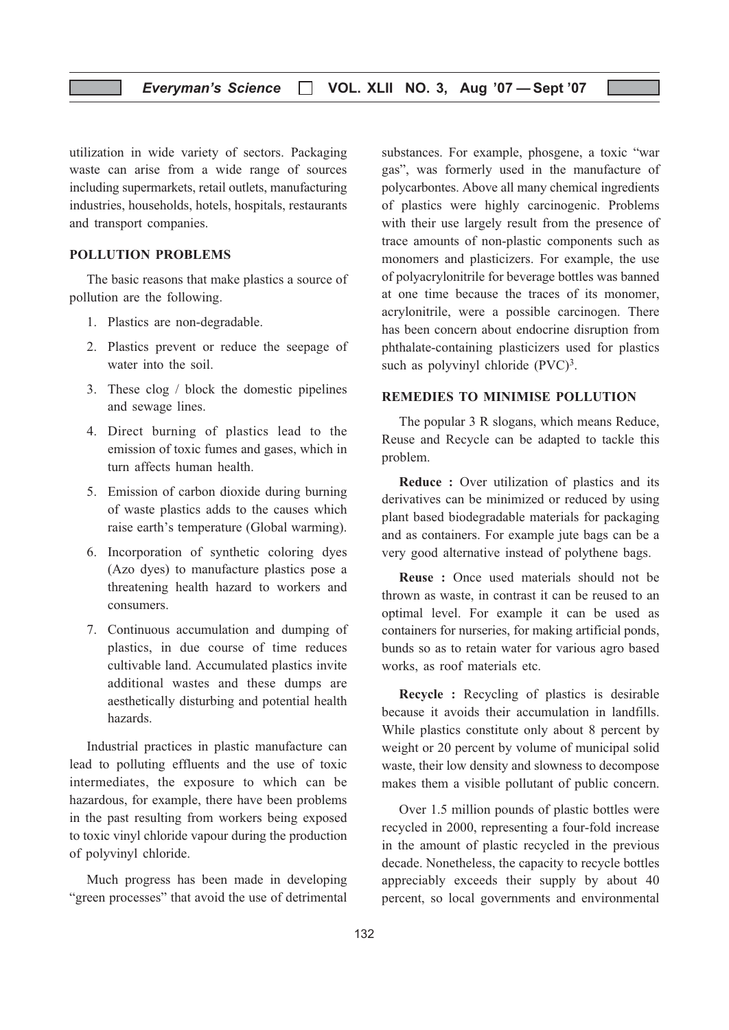utilization in wide variety of sectors. Packaging waste can arise from a wide range of sources including supermarkets, retail outlets, manufacturing industries, households, hotels, hospitals, restaurants and transport companies.

## POLLUTION PROBLEMS

The basic reasons that make plastics a source of pollution are the following.

1. Plastics are non-degradable.
2. Plastics prevent or reduce the seepage of water into the soil.
3. These clog / block the domestic pipelines and sewage lines.
4. Direct burning of plastics lead to the emission of toxic fumes and gases, which in turn affects human health.
5. Emission of carbon dioxide during burning of waste plastics adds to the causes which raise earth's temperature (Global warming).
6. Incorporation of synthetic coloring dyes (Azo dyes) to manufacture plastics pose a threatening health hazard to workers and consumers.
7. Continuous accumulation and dumping of plastics, in due course of time reduces cultivable land. Accumulated plastics invite additional wastes and these dumps are aesthetically disturbing and potential health hazards.

Industrial practices in plastic manufacture can lead to polluting effluents and the use of toxic intermediates, the exposure to which can be hazardous, for example, there have been problems in the past resulting from workers being exposed to toxic vinyl chloride vapour during the production of polyvinyl chloride.

Much progress has been made in developing "green processes" that avoid the use of detrimental substances. For example, phosgene, a toxic "war gas", was formerly used in the manufacture of polycarbontes. Above all many chemical ingredients of plastics were highly carcinogenic. Problems with their use largely result from the presence of trace amounts of non-plastic components such as monomers and plasticizers. For example, the use of polyacrylonitrile for beverage bottles was banned at one time because the traces of its monomer, acrylonitrile, were a possible carcinogen. There has been concern about endocrine disruption from phthalate-containing plasticizers used for plastics such as polyvinyl chloride (PVC)[3].

## REMEDIES TO MINIMISE POLLUTION

The popular 3 R slogans, which means Reduce, Reuse and Recycle can be adapted to tackle this problem.

**Reduce :** Over utilization of plastics and its derivatives can be minimized or reduced by using plant based biodegradable materials for packaging and as containers. For example jute bags can be a very good alternative instead of polythene bags.

**Reuse :** Once used materials should not be thrown as waste, in contrast it can be reused to an optimal level. For example it can be used as containers for nurseries, for making artificial ponds, bunds so as to retain water for various agro based works, as roof materials etc.

**Recycle :** Recycling of plastics is desirable because it avoids their accumulation in landfills. While plastics constitute only about 8 percent by weight or 20 percent by volume of municipal solid waste, their low density and slowness to decompose makes them a visible pollutant of public concern.

Over 1.5 million pounds of plastic bottles were recycled in 2000, representing a four-fold increase in the amount of plastic recycled in the previous decade. Nonetheless, the capacity to recycle bottles appreciably exceeds their supply by about 40 percent, so local governments and environmental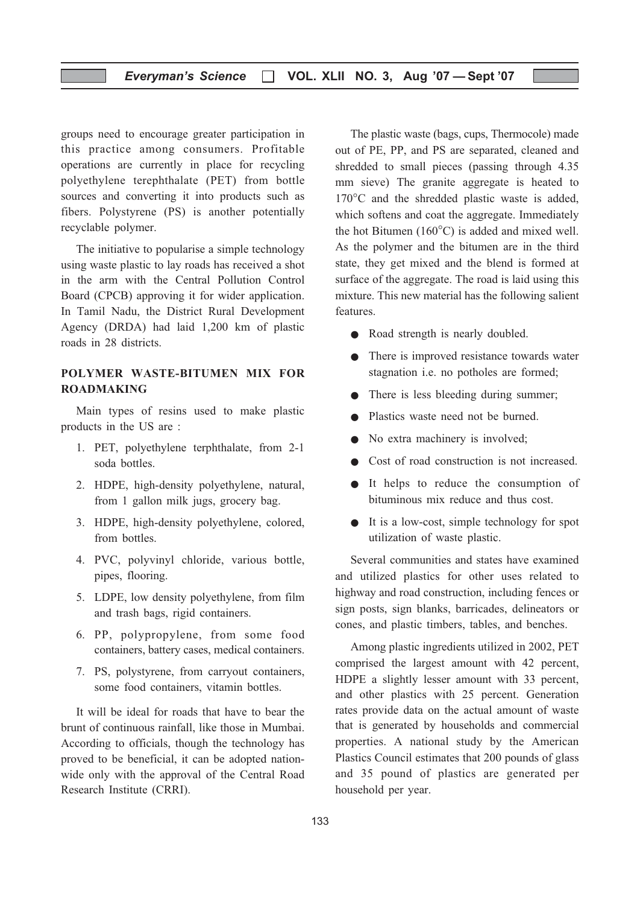groups need to encourage greater participation in this practice among consumers. Profitable operations are currently in place for recycling polyethylene terephthalate (PET) from bottle sources and converting it into products such as fibers. Polystyrene (PS) is another potentially recyclable polymer.

The initiative to popularise a simple technology using waste plastic to lay roads has received a shot in the arm with the Central Pollution Control Board (CPCB) approving it for wider application. In Tamil Nadu, the District Rural Development Agency (DRDA) had laid 1,200 km of plastic roads in 28 districts.

## POLYMER WASTE-BITUMEN MIX FOR ROADMAKING

Main types of resins used to make plastic products in the US are :

1. PET, polyethylene terphthalate, from 2-1 soda bottles.
2. HDPE, high-density polyethylene, natural, from 1 gallon milk jugs, grocery bag.
3. HDPE, high-density polyethylene, colored, from bottles.
4. PVC, polyvinyl chloride, various bottle, pipes, flooring.
5. LDPE, low density polyethylene, from film and trash bags, rigid containers.
6. PP, polypropylene, from some food containers, battery cases, medical containers.
7. PS, polystyrene, from carryout containers, some food containers, vitamin bottles.

It will be ideal for roads that have to bear the brunt of continuous rainfall, like those in Mumbai. According to officials, though the technology has proved to be beneficial, it can be adopted nationwide only with the approval of the Central Road Research Institute (CRRI).

The plastic waste (bags, cups, Thermocole) made out of PE, PP, and PS are separated, cleaned and shredded to small pieces (passing through 4.35 mm sieve) The granite aggregate is heated to 170°C and the shredded plastic waste is added, which softens and coat the aggregate. Immediately the hot Bitumen (160°C) is added and mixed well. As the polymer and the bitumen are in the third state, they get mixed and the blend is formed at surface of the aggregate. The road is laid using this mixture. This new material has the following salient features.

- Road strength is nearly doubled.
- There is improved resistance towards water stagnation i.e. no potholes are formed;
- There is less bleeding during summer;
- Plastics waste need not be burned.
- No extra machinery is involved;
- Cost of road construction is not increased.
- It helps to reduce the consumption of bituminous mix reduce and thus cost.
- It is a low-cost, simple technology for spot utilization of waste plastic.

Several communities and states have examined and utilized plastics for other uses related to highway and road construction, including fences or sign posts, sign blanks, barricades, delineators or cones, and plastic timbers, tables, and benches.

Among plastic ingredients utilized in 2002, PET comprised the largest amount with 42 percent, HDPE a slightly lesser amount with 33 percent, and other plastics with 25 percent. Generation rates provide data on the actual amount of waste that is generated by households and commercial properties. A national study by the American Plastics Council estimates that 200 pounds of glass and 35 pound of plastics are generated per household per year.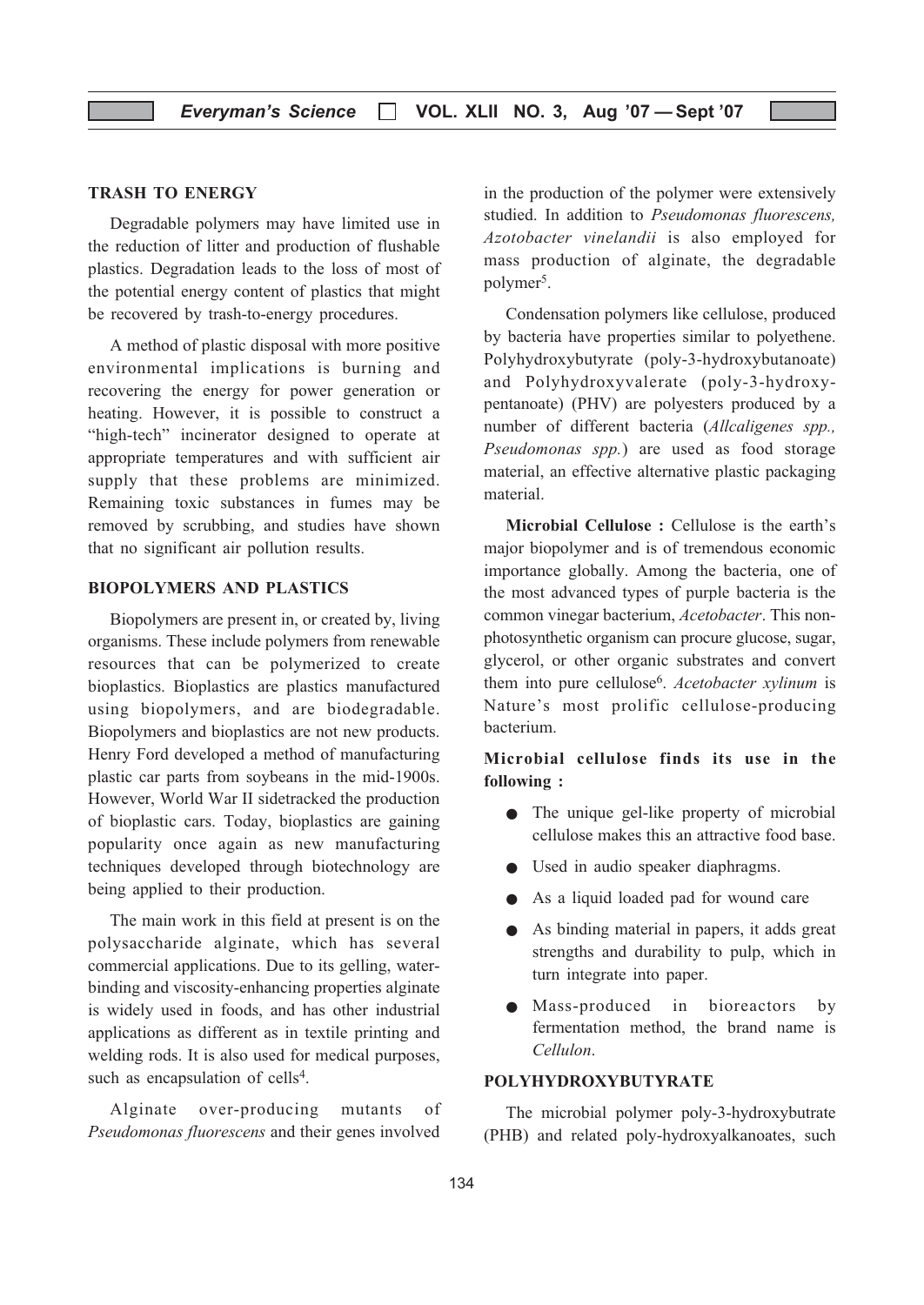## TRASH TO ENERGY

Degradable polymers may have limited use in the reduction of litter and production of flushable plastics. Degradation leads to the loss of most of the potential energy content of plastics that might be recovered by trash-to-energy procedures.

A method of plastic disposal with more positive environmental implications is burning and recovering the energy for power generation or heating. However, it is possible to construct a "high-tech" incinerator designed to operate at appropriate temperatures and with sufficient air supply that these problems are minimized. Remaining toxic substances in fumes may be removed by scrubbing, and studies have shown that no significant air pollution results.

## BIOPOLYMERS AND PLASTICS

Biopolymers are present in, or created by, living organisms. These include polymers from renewable resources that can be polymerized to create bioplastics. Bioplastics are plastics manufactured using biopolymers, and are biodegradable. Biopolymers and bioplastics are not new products. Henry Ford developed a method of manufacturing plastic car parts from soybeans in the mid-1900s. However, World War II sidetracked the production of bioplastic cars. Today, bioplastics are gaining popularity once again as new manufacturing techniques developed through biotechnology are being applied to their production.

The main work in this field at present is on the polysaccharide alginate, which has several commercial applications. Due to its gelling, water-binding and viscosity-enhancing properties alginate is widely used in foods, and has other industrial applications as different as in textile printing and welding rods. It is also used for medical purposes, such as encapsulation of cells[4].

Alginate over-producing mutants of *Pseudomonas fluorescens* and their genes involved in the production of the polymer were extensively studied. In addition to *Pseudomonas fluorescens, Azotobacter vinelandii* is also employed for mass production of alginate, the degradable polymer[5].

Condensation polymers like cellulose, produced by bacteria have properties similar to polyethene. Polyhydroxybutyrate (poly-3-hydroxybutanoate) and Polyhydroxyvalerate (poly-3-hydroxy-pentanoate) (PHV) are polyesters produced by a number of different bacteria (*Allcaligenes spp., Pseudomonas spp.*) are used as food storage material, an effective alternative plastic packaging material.

**Microbial Cellulose :** Cellulose is the earth's major biopolymer and is of tremendous economic importance globally. Among the bacteria, one of the most advanced types of purple bacteria is the common vinegar bacterium, *Acetobacter*. This non-photosynthetic organism can procure glucose, sugar, glycerol, or other organic substrates and convert them into pure cellulose[6]. *Acetobacter xylinum* is Nature's most prolific cellulose-producing bacterium.

**Microbial cellulose finds its use in the following :**

- The unique gel-like property of microbial cellulose makes this an attractive food base.
- Used in audio speaker diaphragms.
- As a liquid loaded pad for wound care
- As binding material in papers, it adds great strengths and durability to pulp, which in turn integrate into paper.
- Mass-produced in bioreactors by fermentation method, the brand name is *Cellulon*.

## POLYHYDROXYBUTYRATE

The microbial polymer poly-3-hydroxybutrate (PHB) and related poly-hydroxyalkanoates, such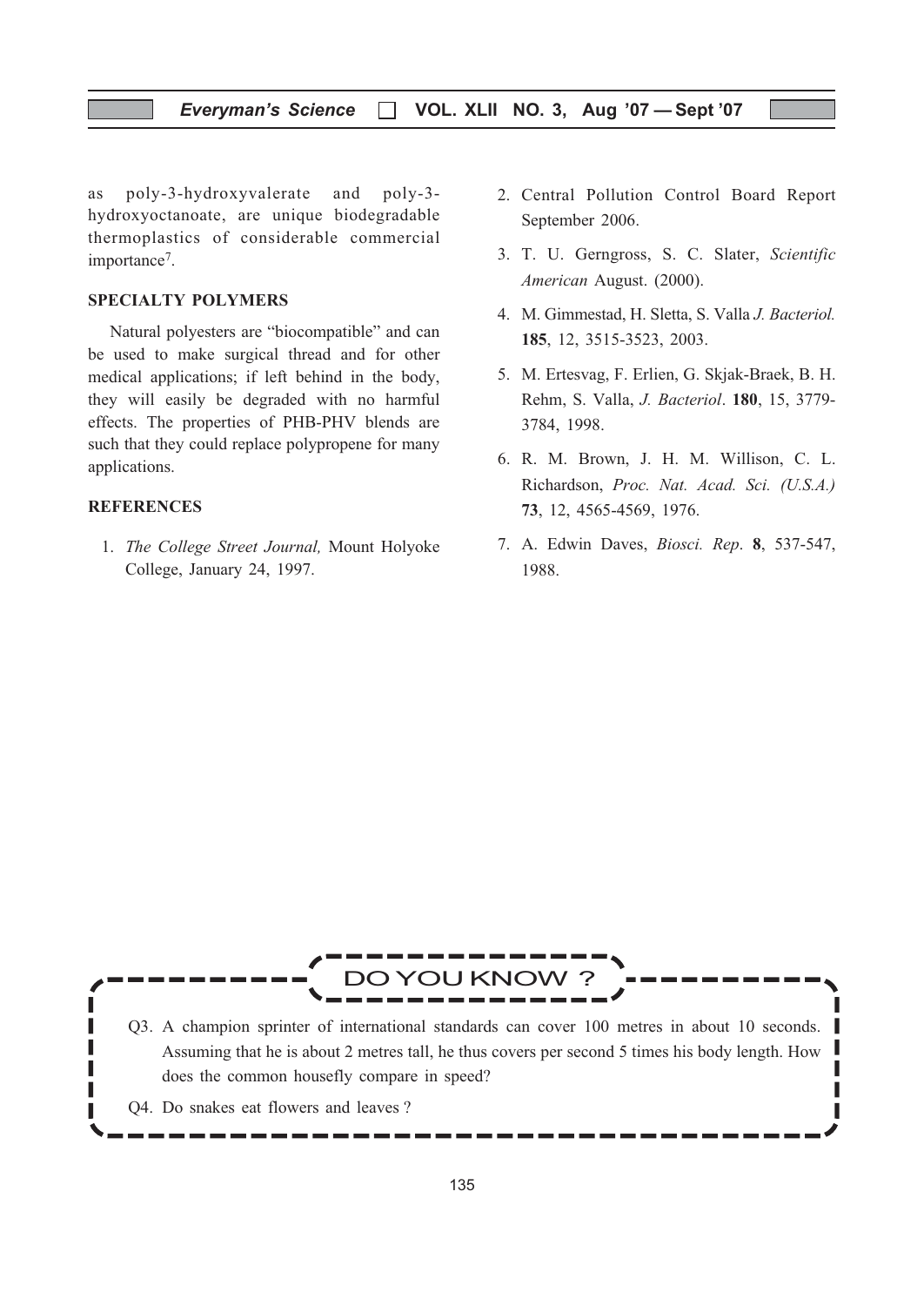as poly-3-hydroxyvalerate and poly-3-hydroxyoctanoate, are unique biodegradable thermoplastics of considerable commercial importance[7].

## SPECIALTY POLYMERS

Natural polyesters are "biocompatible" and can be used to make surgical thread and for other medical applications; if left behind in the body, they will easily be degraded with no harmful effects. The properties of PHB-PHV blends are such that they could replace polypropene for many applications.

## REFERENCES

1. *The College Street Journal,* Mount Holyoke College, January 24, 1997.
2. Central Pollution Control Board Report September 2006.
3. T. U. Gerngross, S. C. Slater, *Scientific American* August. (2000).
4. M. Gimmestad, H. Sletta, S. Valla *J. Bacteriol.* **185**, 12, 3515-3523, 2003.
5. M. Ertesvag, F. Erlien, G. Skjak-Braek, B. H. Rehm, S. Valla, *J. Bacteriol*. **180**, 15, 3779-3784, 1998.
6. R. M. Brown, J. H. M. Willison, C. L. Richardson, *Proc. Nat. Acad. Sci. (U.S.A.)* **73**, 12, 4565-4569, 1976.
7. A. Edwin Daves, *Biosci. Rep*. **8**, 537-547, 1988.

## DO YOU KNOW ?

Q3. A champion sprinter of international standards can cover 100 metres in about 10 seconds. Assuming that he is about 2 metres tall, he thus covers per second 5 times his body length. How does the common housefly compare in speed?

Q4. Do snakes eat flowers and leaves ?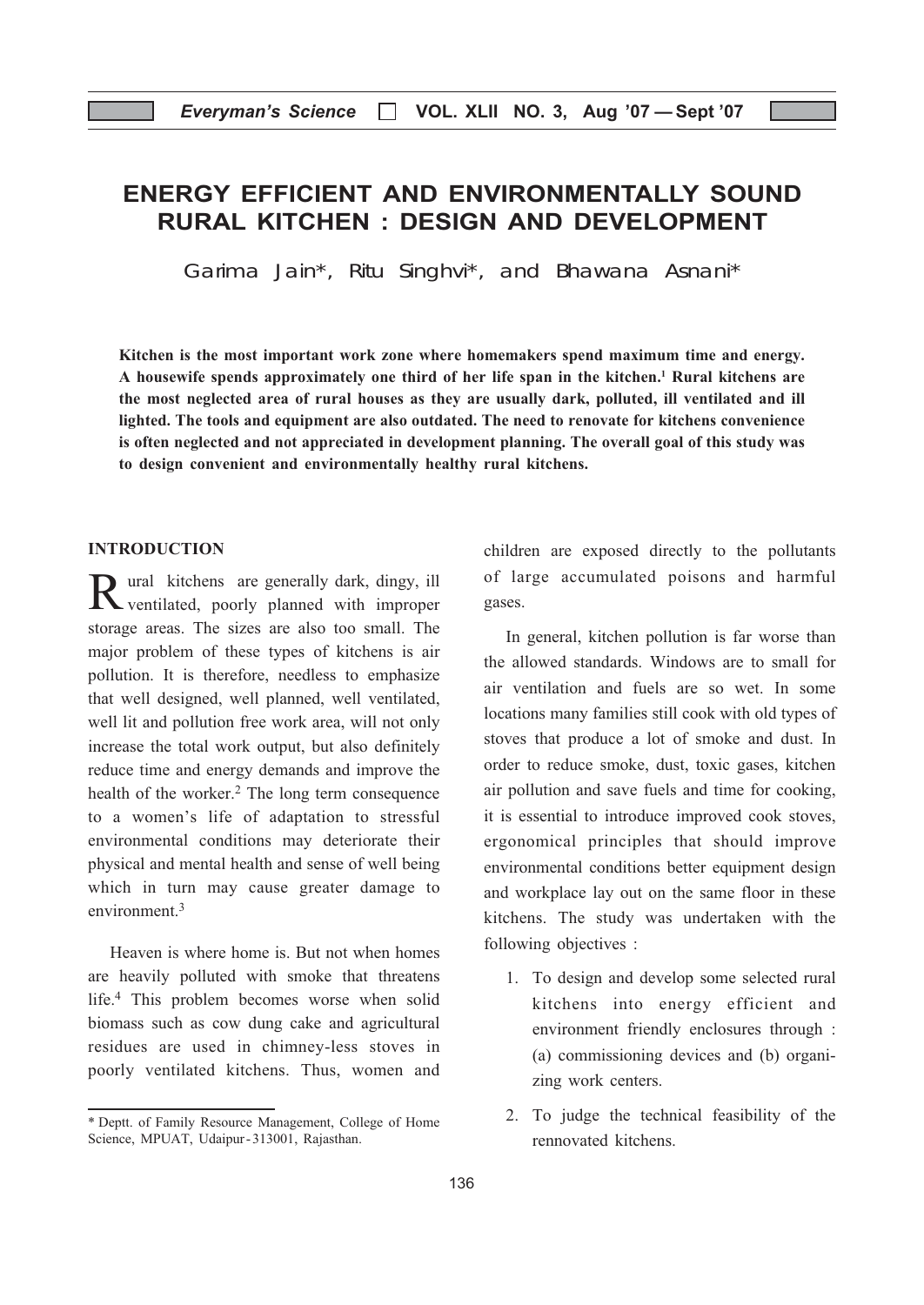# ENERGY EFFICIENT AND ENVIRONMENTALLY SOUND RURAL KITCHEN : DESIGN AND DEVELOPMENT

Garima Jain*, Ritu Singhvi*, and Bhawana Asnani*

**Kitchen is the most important work zone where homemakers spend maximum time and energy. A housewife spends approximately one third of her life span in the kitchen.[1] Rural kitchens are the most neglected area of rural houses as they are usually dark, polluted, ill ventilated and ill lighted. The tools and equipment are also outdated. The need to renovate for kitchens convenience is often neglected and not appreciated in development planning. The overall goal of this study was to design convenient and environmentally healthy rural kitchens.**

## INTRODUCTION

Rural kitchens are generally dark, dingy, ill ventilated, poorly planned with improper storage areas. The sizes are also too small. The major problem of these types of kitchens is air pollution. It is therefore, needless to emphasize that well designed, well planned, well ventilated, well lit and pollution free work area, will not only increase the total work output, but also definitely reduce time and energy demands and improve the health of the worker.[2] The long term consequence to a women's life of adaptation to stressful environmental conditions may deteriorate their physical and mental health and sense of well being which in turn may cause greater damage to environment.[3]

Heaven is where home is. But not when homes are heavily polluted with smoke that threatens life.[4] This problem becomes worse when solid biomass such as cow dung cake and agricultural residues are used in chimney-less stoves in poorly ventilated kitchens. Thus, women and children are exposed directly to the pollutants of large accumulated poisons and harmful gases.

In general, kitchen pollution is far worse than the allowed standards. Windows are to small for air ventilation and fuels are so wet. In some locations many families still cook with old types of stoves that produce a lot of smoke and dust. In order to reduce smoke, dust, toxic gases, kitchen air pollution and save fuels and time for cooking, it is essential to introduce improved cook stoves, ergonomical principles that should improve environmental conditions better equipment design and workplace lay out on the same floor in these kitchens. The study was undertaken with the following objectives :

1. To design and develop some selected rural kitchens into energy efficient and environment friendly enclosures through : (a) commissioning devices and (b) organizing work centers.
2. To judge the technical feasibility of the rennovated kitchens.

\* Deptt. of Family Resource Management, College of Home Science, MPUAT, Udaipur-313001, Rajasthan.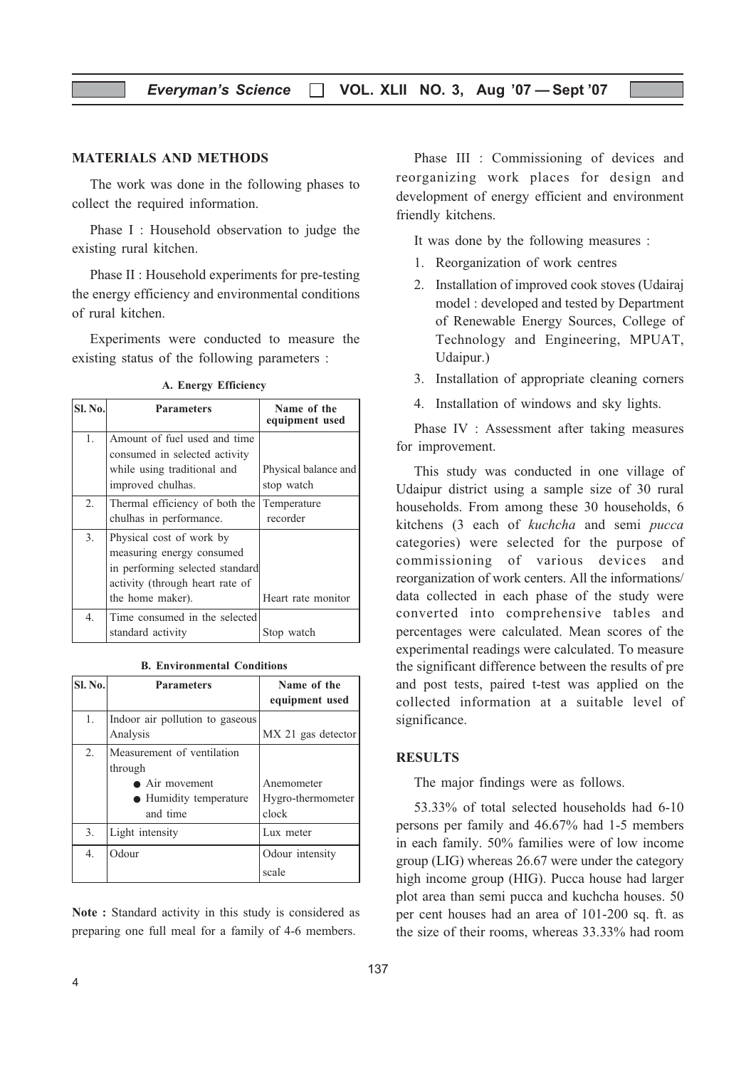## MATERIALS AND METHODS

The work was done in the following phases to collect the required information.

Phase I : Household observation to judge the existing rural kitchen.

Phase II : Household experiments for pre-testing the energy efficiency and environmental conditions of rural kitchen.

Experiments were conducted to measure the existing status of the following parameters :

**A. Energy Efficiency**

| Sl. No. | Parameters | Name of the equipment used |
|---|---|---|
| 1. | Amount of fuel used and time consumed in selected activity while using traditional and improved chulhas. | Physical balance and stop watch |
| 2. | Thermal efficiency of both the chulhas in performance. | Temperature recorder |
| 3. | Physical cost of work by measuring energy consumed in performing selected standard activity (through heart rate of the home maker). | Heart rate monitor |
| 4. | Time consumed in the selected standard activity | Stop watch |

**B. Environmental Conditions**

| Sl. No. | Parameters | Name of the equipment used |
|---|---|---|
| 1. | Indoor air pollution to gaseous Analysis | MX 21 gas detector |
| 2. | Measurement of ventilation through<br>● Air movement<br>● Humidity temperature and time | <br><br>Anemometer<br>Hygro-thermometer clock |
| 3. | Light intensity | Lux meter |
| 4. | Odour | Odour intensity scale |

**Note :** Standard activity in this study is considered as preparing one full meal for a family of 4-6 members.

Phase III : Commissioning of devices and reorganizing work places for design and development of energy efficient and environment friendly kitchens.

It was done by the following measures :

1. Reorganization of work centres
2. Installation of improved cook stoves (Udairaj model : developed and tested by Department of Renewable Energy Sources, College of Technology and Engineering, MPUAT, Udaipur.)
3. Installation of appropriate cleaning corners
4. Installation of windows and sky lights.

Phase IV : Assessment after taking measures for improvement.

This study was conducted in one village of Udaipur district using a sample size of 30 rural households. From among these 30 households, 6 kitchens (3 each of *kuchcha* and semi *pucca* categories) were selected for the purpose of commissioning of various devices and reorganization of work centers. All the informations/ data collected in each phase of the study were converted into comprehensive tables and percentages were calculated. Mean scores of the experimental readings were calculated. To measure the significant difference between the results of pre and post tests, paired t-test was applied on the collected information at a suitable level of significance.

## RESULTS

The major findings were as follows.

53.33% of total selected households had 6-10 persons per family and 46.67% had 1-5 members in each family. 50% families were of low income group (LIG) whereas 26.67 were under the category high income group (HIG). Pucca house had larger plot area than semi pucca and kuchcha houses. 50 per cent houses had an area of 101-200 sq. ft. as the size of their rooms, whereas 33.33% had room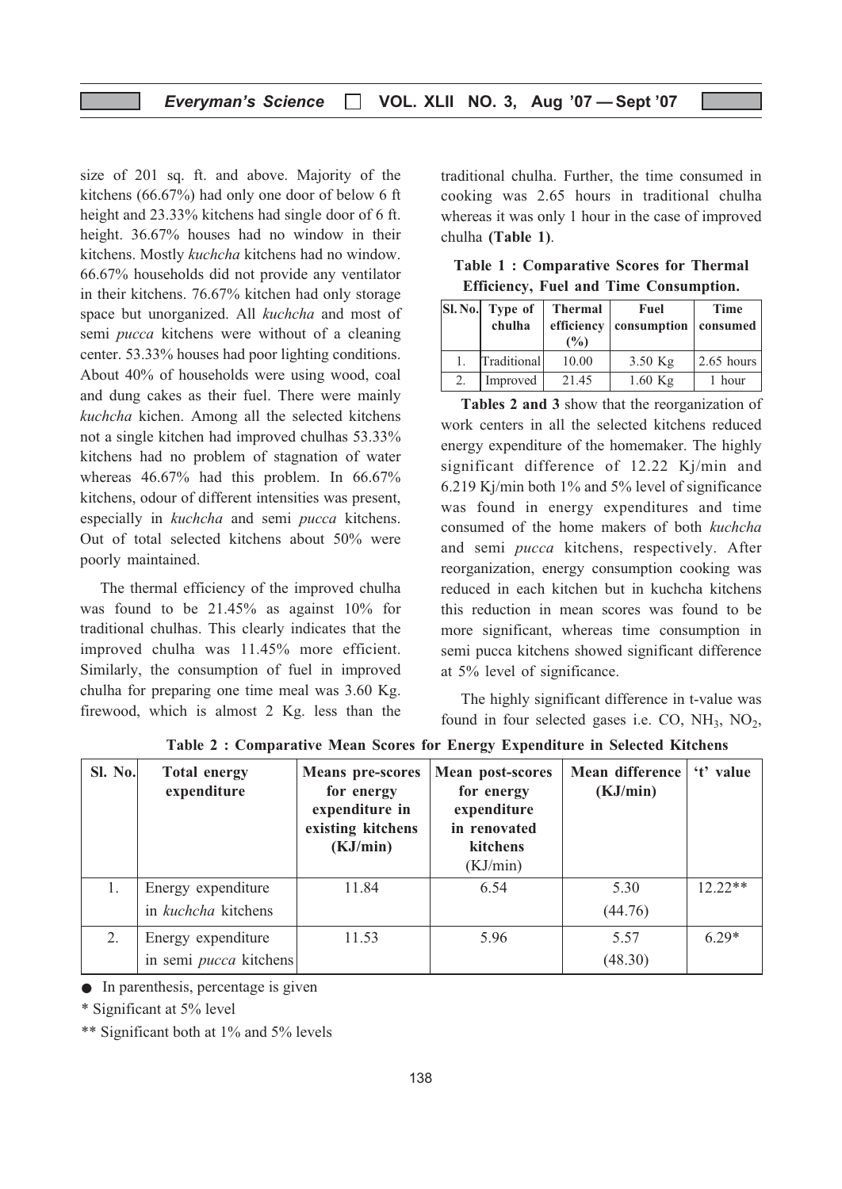size of 201 sq. ft. and above. Majority of the kitchens (66.67%) had only one door of below 6 ft height and 23.33% kitchens had single door of 6 ft. height. 36.67% houses had no window in their kitchens. Mostly *kuchcha* kitchens had no window. 66.67% households did not provide any ventilator in their kitchens. 76.67% kitchen had only storage space but unorganized. All *kuchcha* and most of semi *pucca* kitchens were without of a cleaning center. 53.33% houses had poor lighting conditions. About 40% of households were using wood, coal and dung cakes as their fuel. There were mainly *kuchcha* kichen. Among all the selected kitchens not a single kitchen had improved chulhas 53.33% kitchens had no problem of stagnation of water whereas 46.67% had this problem. In 66.67% kitchens, odour of different intensities was present, especially in *kuchcha* and semi *pucca* kitchens. Out of total selected kitchens about 50% were poorly maintained.

The thermal efficiency of the improved chulha was found to be 21.45% as against 10% for traditional chulhas. This clearly indicates that the improved chulha was 11.45% more efficient. Similarly, the consumption of fuel in improved chulha for preparing one time meal was 3.60 Kg. firewood, which is almost 2 Kg. less than the traditional chulha. Further, the time consumed in cooking was 2.65 hours in traditional chulha whereas it was only 1 hour in the case of improved chulha **(Table 1)**.

**Table 1 : Comparative Scores for Thermal Efficiency, Fuel and Time Consumption.**

| Sl. No. | Type of chulha | Thermal efficiency (%) | Fuel consumption | Time consumed |
|---|---|---|---|---|
| 1. | Traditional | 10.00 | 3.50 Kg | 2.65 hours |
| 2. | Improved | 21.45 | 1.60 Kg | 1 hour |

**Tables 2 and 3** show that the reorganization of work centers in all the selected kitchens reduced energy expenditure of the homemaker. The highly significant difference of 12.22 Kj/min and 6.219 Kj/min both 1% and 5% level of significance was found in energy expenditures and time consumed of the home makers of both *kuchcha* and semi *pucca* kitchens, respectively. After reorganization, energy consumption cooking was reduced in each kitchen but in kuchcha kitchens this reduction in mean scores was found to be more significant, whereas time consumption in semi pucca kitchens showed significant difference at 5% level of significance.

The highly significant difference in t-value was found in four selected gases i.e. CO, $NH_3$, $NO_2$,

**Table 2 : Comparative Mean Scores for Energy Expenditure in Selected Kitchens**

| Sl. No. | Total energy expenditure | Means pre-scores for energy expenditure in existing kitchens (KJ/min) | Mean post-scores for energy expenditure in renovated kitchens (KJ/min) | Mean difference (KJ/min) | 't' value |
|---|---|---|---|---|---|
| 1. | Energy expenditure in *kuchcha* kitchens | 11.84 | 6.54 | 5.30 (44.76) | 12.22** |
| 2. | Energy expenditure in semi *pucca* kitchens | 11.53 | 5.96 | 5.57 (48.30) | 6.29* |

● In parenthesis, percentage is given

\* Significant at 5% level

\*\* Significant both at 1% and 5% levels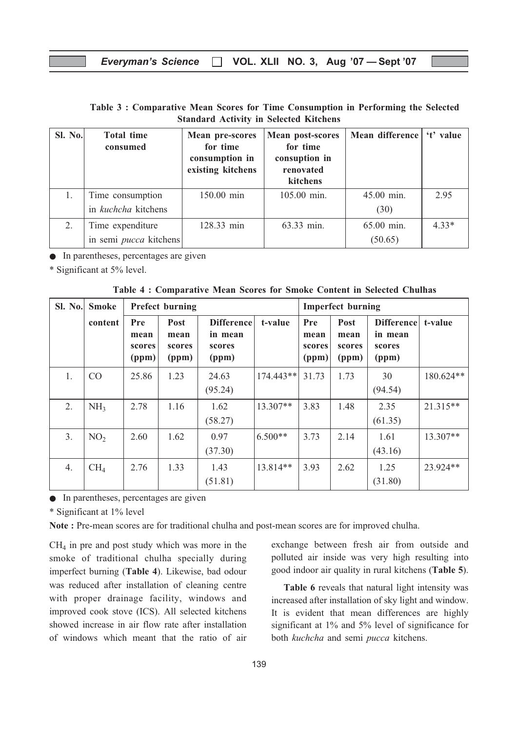**Table 3 : Comparative Mean Scores for Time Consumption in Performing the Selected Standard Activity in Selected Kitchens**

| Sl. No. | Total time consumed | Mean pre-scores for time consumption in existing kitchens | Mean post-scores for time consuption in renovated kitchens | Mean difference | 't' value |
|---|---|---|---|---|---|
| 1. | Time consumption in *kuchcha* kitchens | 150.00 min | 105.00 min. | 45.00 min. (30) | 2.95 |
| 2. | Time expenditure in semi *pucca* kitchens | 128.33 min | 63.33 min. | 65.00 min. (50.65) | 4.33* |

● In parentheses, percentages are given

\* Significant at 5% level.

**Table 4 : Comparative Mean Scores for Smoke Content in Selected Chulhas**

| Sl. No. | Smoke content | Prefect burning | | | | Imperfect burning | | | |
|---|---|---|---|---|---|---|---|---|---|
| | | Pre mean scores (ppm) | Post mean scores (ppm) | Difference in mean scores (ppm) | t-value | Pre mean scores (ppm) | Post mean scores (ppm) | Difference in mean scores (ppm) | t-value |
| 1. | CO | 25.86 | 1.23 | 24.63 (95.24) | 174.443** | 31.73 | 1.73 | 30 (94.54) | 180.624** |
| 2. | $NH_3$ | 2.78 | 1.16 | 1.62 (58.27) | 13.307** | 3.83 | 1.48 | 2.35 (61.35) | 21.315** |
| 3. | $NO_2$ | 2.60 | 1.62 | 0.97 (37.30) | 6.500** | 3.73 | 2.14 | 1.61 (43.16) | 13.307** |
| 4. | $CH_4$ | 2.76 | 1.33 | 1.43 (51.81) | 13.814** | 3.93 | 2.62 | 1.25 (31.80) | 23.924** |

● In parentheses, percentages are given

\* Significant at 1% level

**Note :** Pre-mean scores are for traditional chulha and post-mean scores are for improved chulha.

$CH_4$ in pre and post study which was more in the smoke of traditional chulha specially during imperfect burning (**Table 4**). Likewise, bad odour was reduced after installation of cleaning centre with proper drainage facility, windows and improved cook stove (ICS). All selected kitchens showed increase in air flow rate after installation of windows which meant that the ratio of air exchange between fresh air from outside and polluted air inside was very high resulting into good indoor air quality in rural kitchens (**Table 5**).

**Table 6** reveals that natural light intensity was increased after installation of sky light and window. It is evident that mean differences are highly significant at 1% and 5% level of significance for both *kuchcha* and semi *pucca* kitchens.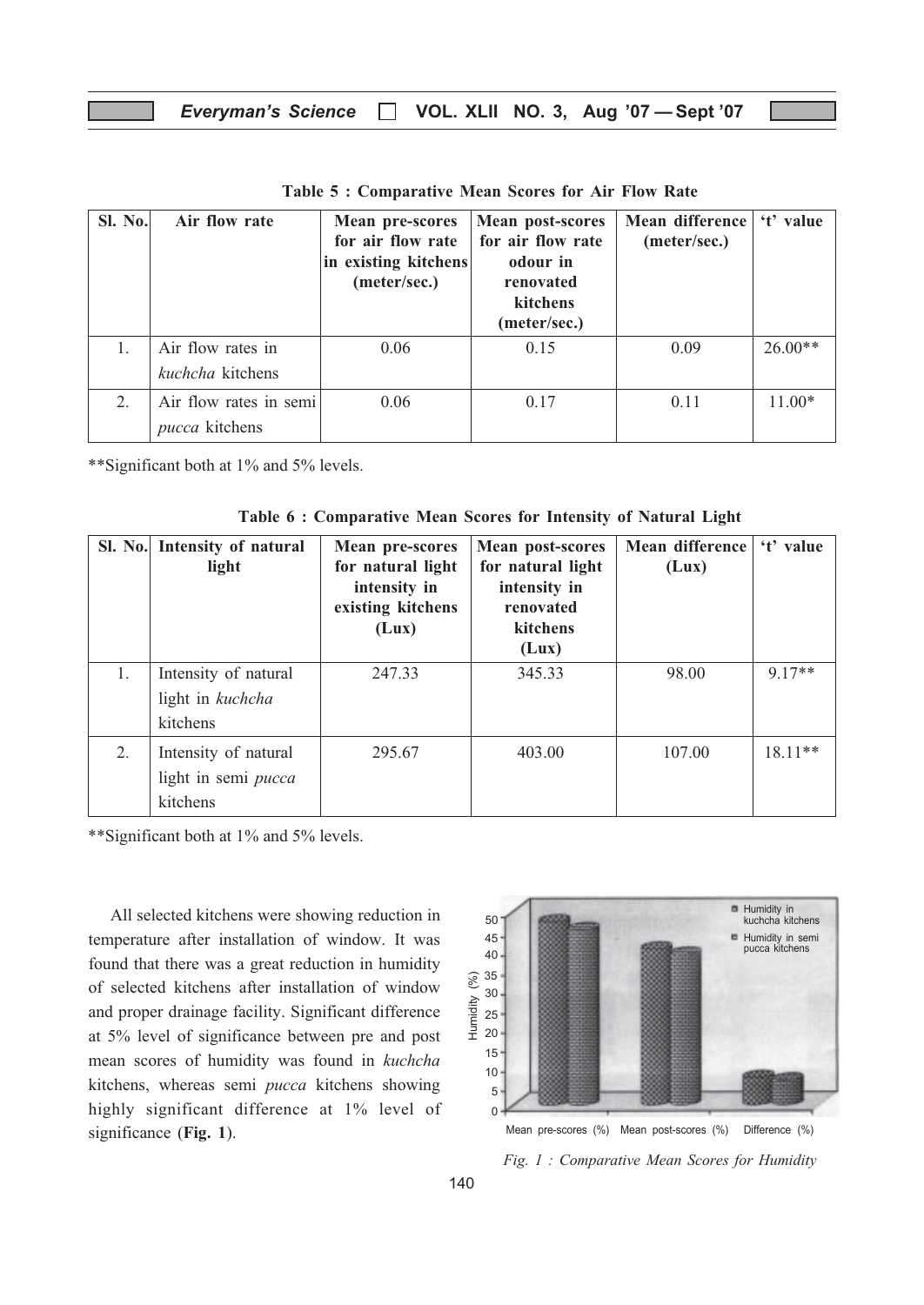**Table 5 : Comparative Mean Scores for Air Flow Rate**

| Sl. No. | Air flow rate | Mean pre-scores for air flow rate in existing kitchens (meter/sec.) | Mean post-scores for air flow rate odour in renovated kitchens (meter/sec.) | Mean difference (meter/sec.) | 't' value |
|---|---|---|---|---|---|
| 1. | Air flow rates in *kuchcha* kitchens | 0.06 | 0.15 | 0.09 | 26.00** |
| 2. | Air flow rates in semi *pucca* kitchens | 0.06 | 0.17 | 0.11 | 11.00* |

**Significant both at 1% and 5% levels.

**Table 6 : Comparative Mean Scores for Intensity of Natural Light**

| Sl. No. | Intensity of natural light | Mean pre-scores for natural light intensity in existing kitchens (Lux) | Mean post-scores for natural light intensity in renovated kitchens (Lux) | Mean difference (Lux) | 't' value |
|---|---|---|---|---|---|
| 1. | Intensity of natural light in *kuchcha* kitchens | 247.33 | 345.33 | 98.00 | 9.17** |
| 2. | Intensity of natural light in semi *pucca* kitchens | 295.67 | 403.00 | 107.00 | 18.11** |

**Significant both at 1% and 5% levels.

All selected kitchens were showing reduction in temperature after installation of window. It was found that there was a great reduction in humidity of selected kitchens after installation of window and proper drainage facility. Significant difference at 5% level of significance between pre and post mean scores of humidity was found in *kuchcha* kitchens, whereas semi *pucca* kitchens showing highly significant difference at 1% level of significance (**Fig. 1**).

*Fig. 1 : Comparative Mean Scores for Humidity*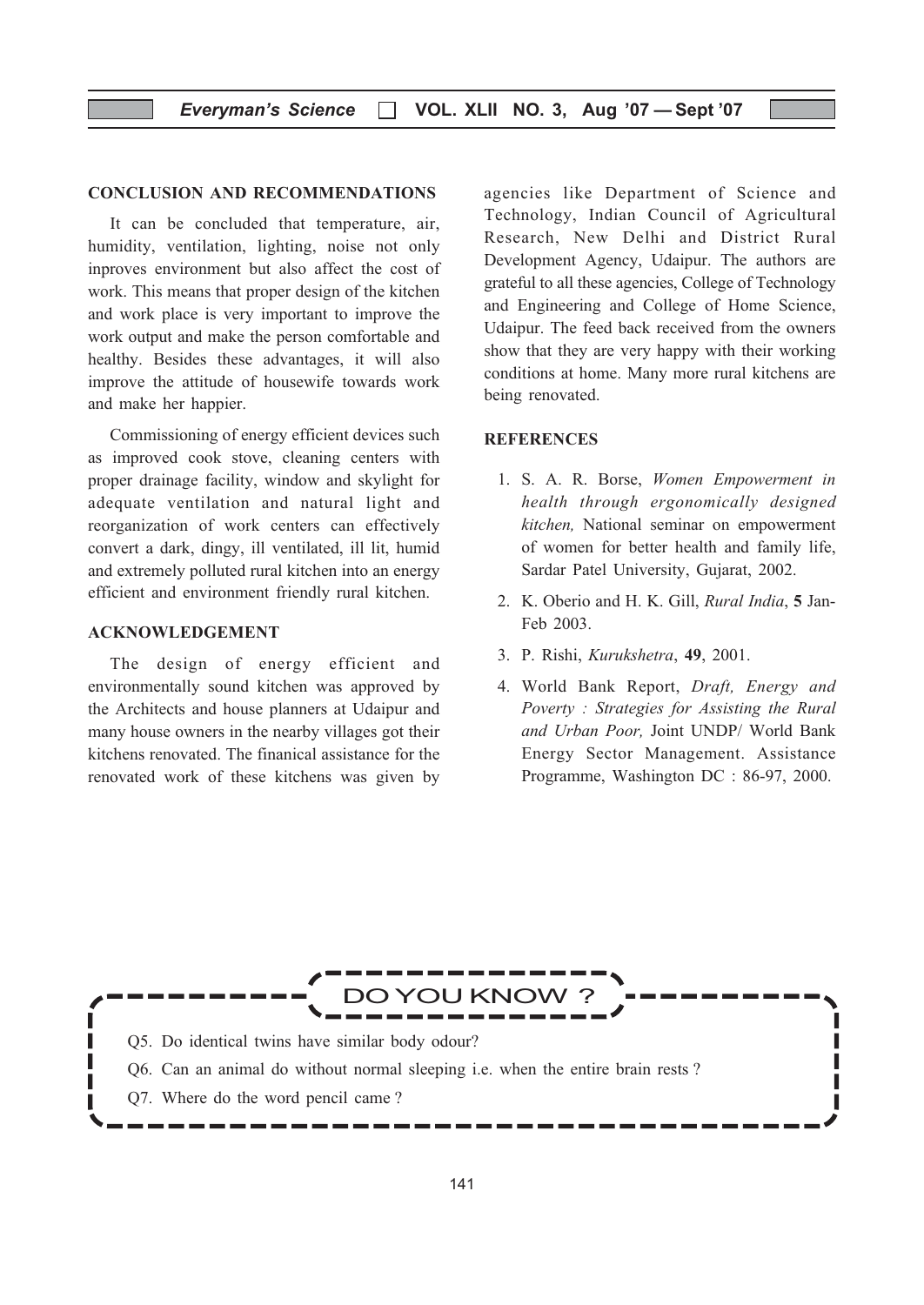## CONCLUSION AND RECOMMENDATIONS

It can be concluded that temperature, air, humidity, ventilation, lighting, noise not only inproves environment but also affect the cost of work. This means that proper design of the kitchen and work place is very important to improve the work output and make the person comfortable and healthy. Besides these advantages, it will also improve the attitude of housewife towards work and make her happier.

Commissioning of energy efficient devices such as improved cook stove, cleaning centers with proper drainage facility, window and skylight for adequate ventilation and natural light and reorganization of work centers can effectively convert a dark, dingy, ill ventilated, ill lit, humid and extremely polluted rural kitchen into an energy efficient and environment friendly rural kitchen.

## ACKNOWLEDGEMENT

The design of energy efficient and environmentally sound kitchen was approved by the Architects and house planners at Udaipur and many house owners in the nearby villages got their kitchens renovated. The finanical assistance for the renovated work of these kitchens was given by agencies like Department of Science and Technology, Indian Council of Agricultural Research, New Delhi and District Rural Development Agency, Udaipur. The authors are grateful to all these agencies, College of Technology and Engineering and College of Home Science, Udaipur. The feed back received from the owners show that they are very happy with their working conditions at home. Many more rural kitchens are being renovated.

## REFERENCES

1. S. A. R. Borse, *Women Empowerment in health through ergonomically designed kitchen,* National seminar on empowerment of women for better health and family life, Sardar Patel University, Gujarat, 2002.
2. K. Oberio and H. K. Gill, *Rural India*, **5** Jan-Feb 2003.
3. P. Rishi, *Kurukshetra*, **49**, 2001.
4. World Bank Report, *Draft, Energy and Poverty : Strategies for Assisting the Rural and Urban Poor,* Joint UNDP/ World Bank Energy Sector Management. Assistance Programme, Washington DC : 86-97, 2000.

## DO YOU KNOW ?

Q5. Do identical twins have similar body odour?

Q6. Can an animal do without normal sleeping i.e. when the entire brain rests ?

Q7. Where do the word pencil came ?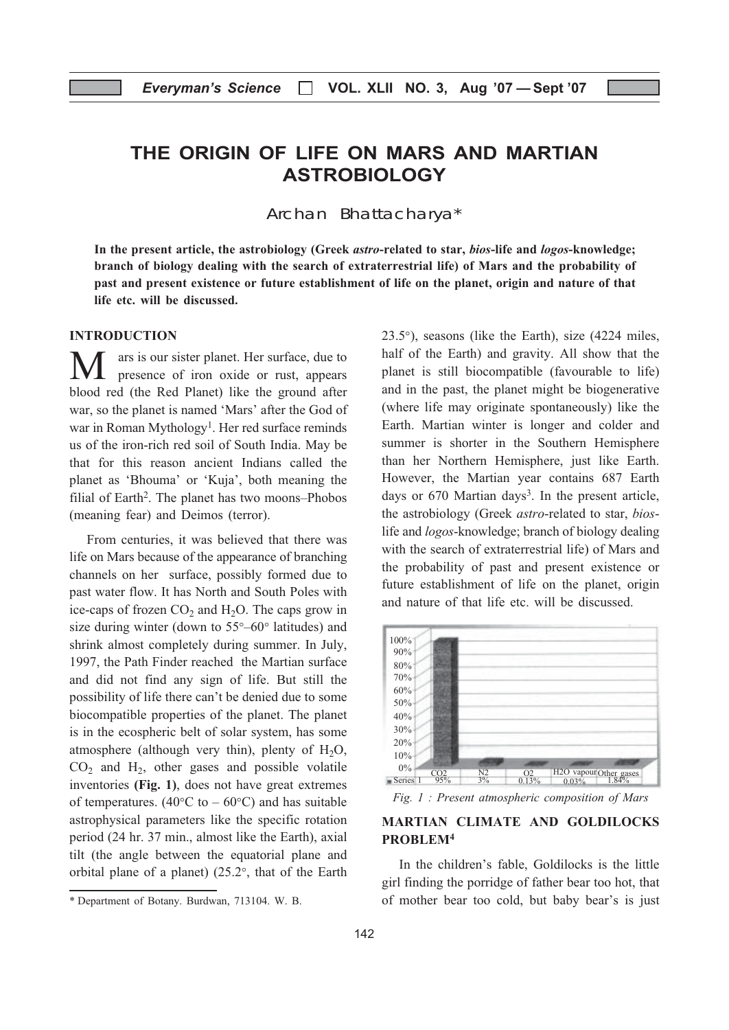# THE ORIGIN OF LIFE ON MARS AND MARTIAN ASTROBIOLOGY

Archan Bhattacharya*

**In the present article, the astrobiology (Greek *astro*-related to star, *bios*-life and *logos*-knowledge; branch of biology dealing with the search of extraterrestrial life) of Mars and the probability of past and present existence or future establishment of life on the planet, origin and nature of that life etc. will be discussed.**

## INTRODUCTION

Mars is our sister planet. Her surface, due to presence of iron oxide or rust, appears blood red (the Red Planet) like the ground after war, so the planet is named 'Mars' after the God of war in Roman Mythology[1]. Her red surface reminds us of the iron-rich red soil of South India. May be that for this reason ancient Indians called the planet as 'Bhouma' or 'Kuja', both meaning the filial of Earth[2]. The planet has two moons–Phobos (meaning fear) and Deimos (terror).

From centuries, it was believed that there was life on Mars because of the appearance of branching channels on her surface, possibly formed due to past water flow. It has North and South Poles with ice-caps of frozen $CO_2$ and $H_2O$. The caps grow in size during winter (down to 55°–60° latitudes) and shrink almost completely during summer. In July, 1997, the Path Finder reached the Martian surface and did not find any sign of life. But still the possibility of life there can't be denied due to some biocompatible properties of the planet. The planet is in the ecospheric belt of solar system, has some atmosphere (although very thin), plenty of $H_2O$, $CO_2$ and $H_2$, other gases and possible volatile inventories **(Fig. 1)**, does not have great extremes of temperatures. (40°C to – 60°C) and has suitable astrophysical parameters like the specific rotation period (24 hr. 37 min., almost like the Earth), axial tilt (the angle between the equatorial plane and orbital plane of a planet) (25.2°, that of the Earth 23.5°), seasons (like the Earth), size (4224 miles, half of the Earth) and gravity. All show that the planet is still biocompatible (favourable to life) and in the past, the planet might be biogenerative (where life may originate spontaneously) like the Earth. Martian winter is longer and colder and summer is shorter in the Southern Hemisphere than her Northern Hemisphere, just like Earth. However, the Martian year contains 687 Earth days or 670 Martian days[3]. In the present article, the astrobiology (Greek *astro*-related to star, *bios*-life and *logos*-knowledge; branch of biology dealing with the search of extraterrestrial life) of Mars and the probability of past and present existence or future establishment of life on the planet, origin and nature of that life etc. will be discussed.

| | $CO_2$ | $N_2$ | $O_2$ | $H_2O$ vapour | Other gases |
|---|---|---|---|---|---|
| Series 1 | 95% | 3% | 0.13% | 0.03% | 1.84% |

*Fig. 1 : Present atmospheric composition of Mars*

## MARTIAN CLIMATE AND GOLDILOCKS PROBLEM[4]

In the children's fable, Goldilocks is the little girl finding the porridge of father bear too hot, that of mother bear too cold, but baby bear's is just

\* Department of Botany. Burdwan, 713104. W. B.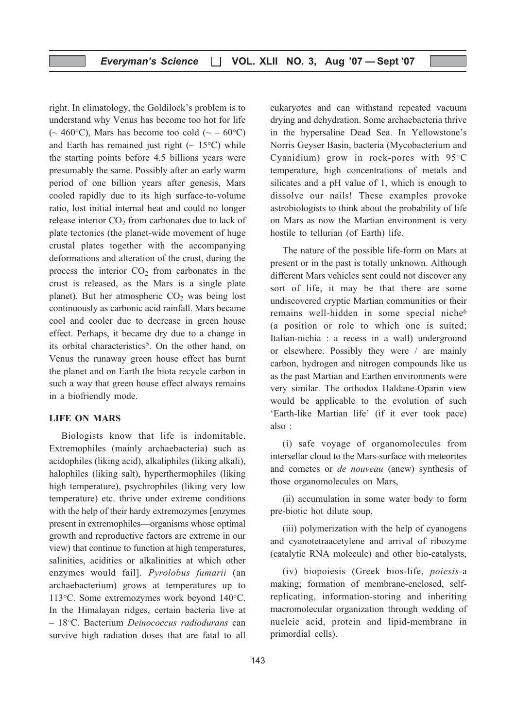right. In climatology, the Goldilock's problem is to understand why Venus has become too hot for life (~ 460°C), Mars has become too cold (~ – 60°C) and Earth has remained just right (~ 15°C) while the starting points before 4.5 billions years were presumably the same. Possibly after an early warm period of one billion years after genesis, Mars cooled rapidly due to its high surface-to-volume ratio, lost initial internal heat and could no longer release interior $CO_2$ from carbonates due to lack of plate tectonics (the planet-wide movement of huge crustal plates together with the accompanying deformations and alteration of the crust, during the process the interior $CO_2$ from carbonates in the crust is released, as the Mars is a single plate planet). But her atmospheric $CO_2$ was being lost continuously as carbonic acid rainfall. Mars became cool and cooler due to decrease in green house effect. Perhaps, it became dry due to a change in its orbital characteristics[5]. On the other hand, on Venus the runaway green house effect has burnt the planet and on Earth the biota recycle carbon in such a way that green house effect always remains in a biofriendly mode.

## LIFE ON MARS

Biologists know that life is indomitable. Extremophiles (mainly archaebacteria) such as acidophiles (liking acid), alkaliphiles (liking alkali), halophiles (liking salt), hyperthermophiles (liking high temperature), psychrophiles (liking very low temperature) etc. thrive under extreme conditions with the help of their hardy extremozymes [enzymes present in extremophiles—organisms whose optimal growth and reproductive factors are extreme in our view) that continue to function at high temperatures, salinities, acidities or alkalinities at which other enzymes would fail]. *Pyrolobus fumarii* (an archaebacterium) grows at temperatures up to 113°C. Some extremozymes work beyond 140°C. In the Himalayan ridges, certain bacteria live at – 18°C. Bacterium *Deinococcus radiodurans* can survive high radiation doses that are fatal to all eukaryotes and can withstand repeated vacuum drying and dehydration. Some archaebacteria thrive in the hypersaline Dead Sea. In Yellowstone's Norris Geyser Basin, bacteria (Mycobacterium and Cyanidium) grow in rock-pores with 95°C temperature, high concentrations of metals and silicates and a pH value of 1, which is enough to dissolve our nails! These examples provoke astrobiologists to think about the probability of life on Mars as now the Martian environment is very hostile to tellurian (of Earth) life.

The nature of the possible life-form on Mars at present or in the past is totally unknown. Although different Mars vehicles sent could not discover any sort of life, it may be that there are some undiscovered cryptic Martian communities or their remains well-hidden in some special niche[6] (a position or role to which one is suited; Italian-nichia : a recess in a wall) underground or elsewhere. Possibly they were / are mainly carbon, hydrogen and nitrogen compounds like us as the past Martian and Earthen environments were very similar. The orthodox Haldane-Oparin view would be applicable to the evolution of such 'Earth-like Martian life' (if it ever took pace) also :

(i) safe voyage of organomolecules from intersellar cloud to the Mars-surface with meteorites and cometes or *de nouveau* (anew) synthesis of those organomolecules on Mars,

(ii) accumulation in some water body to form pre-biotic hot dilute soup,

(iii) polymerization with the help of cyanogens and cyanotetraacetylene and arrival of ribozyme (catalytic RNA molecule) and other bio-catalysts,

(iv) biopoiesis (Greek bios-life, *poiesis*-a making; formation of membrane-enclosed, self-replicating, information-storing and inheriting macromolecular organization through wedding of nucleic acid, protein and lipid-membrane in primordial cells).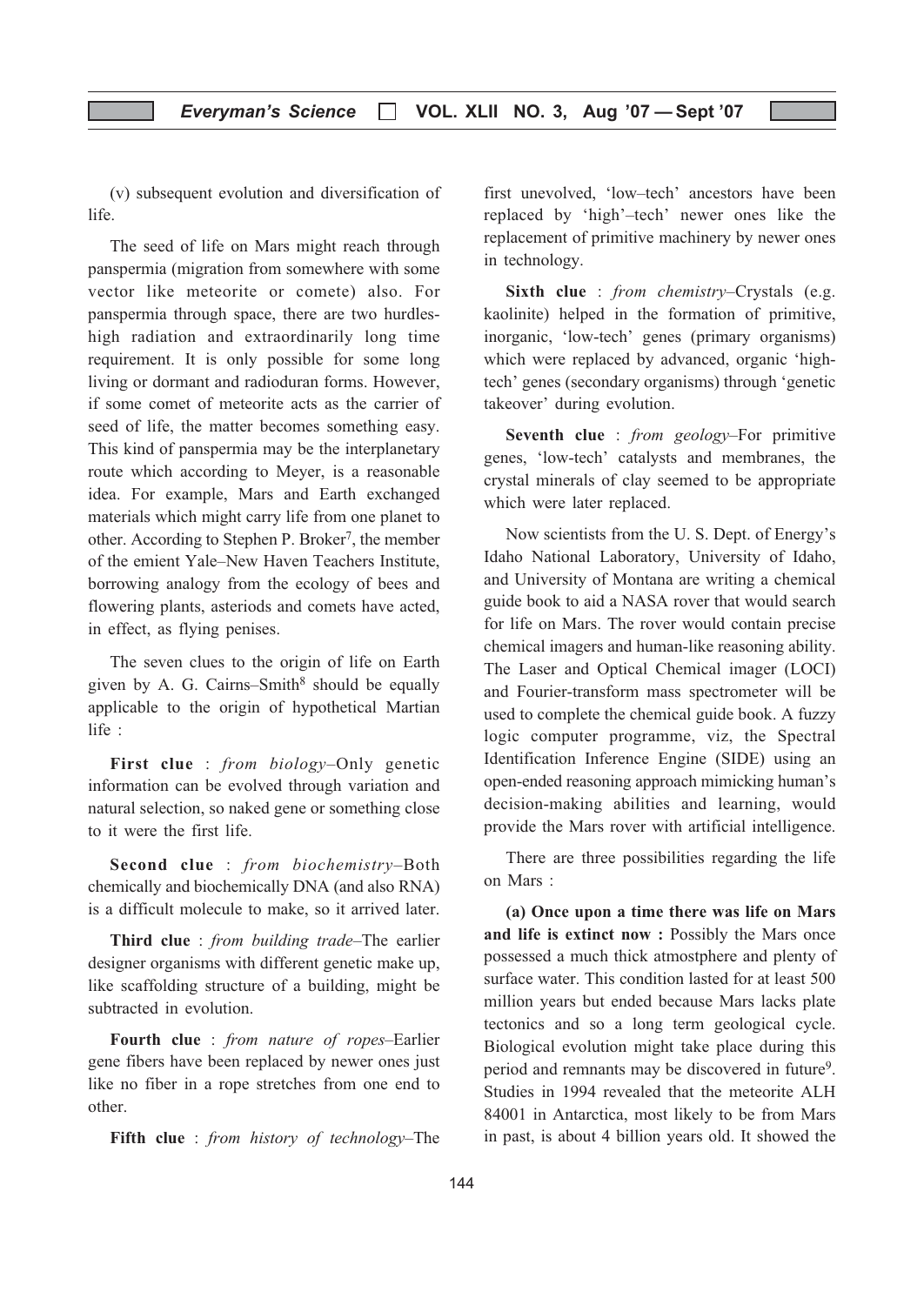(v) subsequent evolution and diversification of life.

The seed of life on Mars might reach through panspermia (migration from somewhere with some vector like meteorite or comete) also. For panspermia through space, there are two hurdles-high radiation and extraordinarily long time requirement. It is only possible for some long living or dormant and radioduran forms. However, if some comet of meteorite acts as the carrier of seed of life, the matter becomes something easy. This kind of panspermia may be the interplanetary route which according to Meyer, is a reasonable idea. For example, Mars and Earth exchanged materials which might carry life from one planet to other. According to Stephen P. Broker[7], the member of the emient Yale–New Haven Teachers Institute, borrowing analogy from the ecology of bees and flowering plants, asteriods and comets have acted, in effect, as flying penises.

The seven clues to the origin of life on Earth given by A. G. Cairns–Smith[8] should be equally applicable to the origin of hypothetical Martian life :

**First clue** : *from biology*–Only genetic information can be evolved through variation and natural selection, so naked gene or something close to it were the first life.

**Second clue** : *from biochemistry*–Both chemically and biochemically DNA (and also RNA) is a difficult molecule to make, so it arrived later.

**Third clue** : *from building trade*–The earlier designer organisms with different genetic make up, like scaffolding structure of a building, might be subtracted in evolution.

**Fourth clue** : *from nature of ropes*–Earlier gene fibers have been replaced by newer ones just like no fiber in a rope stretches from one end to other.

**Fifth clue** : *from history of technology*–The first unevolved, 'low–tech' ancestors have been replaced by 'high'–tech' newer ones like the replacement of primitive machinery by newer ones in technology.

**Sixth clue** : *from chemistry*–Crystals (e.g. kaolinite) helped in the formation of primitive, inorganic, 'low-tech' genes (primary organisms) which were replaced by advanced, organic 'high-tech' genes (secondary organisms) through 'genetic takeover' during evolution.

**Seventh clue** : *from geology*–For primitive genes, 'low-tech' catalysts and membranes, the crystal minerals of clay seemed to be appropriate which were later replaced.

Now scientists from the U. S. Dept. of Energy's Idaho National Laboratory, University of Idaho, and University of Montana are writing a chemical guide book to aid a NASA rover that would search for life on Mars. The rover would contain precise chemical imagers and human-like reasoning ability. The Laser and Optical Chemical imager (LOCI) and Fourier-transform mass spectrometer will be used to complete the chemical guide book. A fuzzy logic computer programme, viz, the Spectral Identification Inference Engine (SIDE) using an open-ended reasoning approach mimicking human's decision-making abilities and learning, would provide the Mars rover with artificial intelligence.

There are three possibilities regarding the life on Mars :

**(a) Once upon a time there was life on Mars and life is extinct now :** Possibly the Mars once possessed a much thick atmostphere and plenty of surface water. This condition lasted for at least 500 million years but ended because Mars lacks plate tectonics and so a long term geological cycle. Biological evolution might take place during this period and remnants may be discovered in future[9]. Studies in 1994 revealed that the meteorite ALH 84001 in Antarctica, most likely to be from Mars in past, is about 4 billion years old. It showed the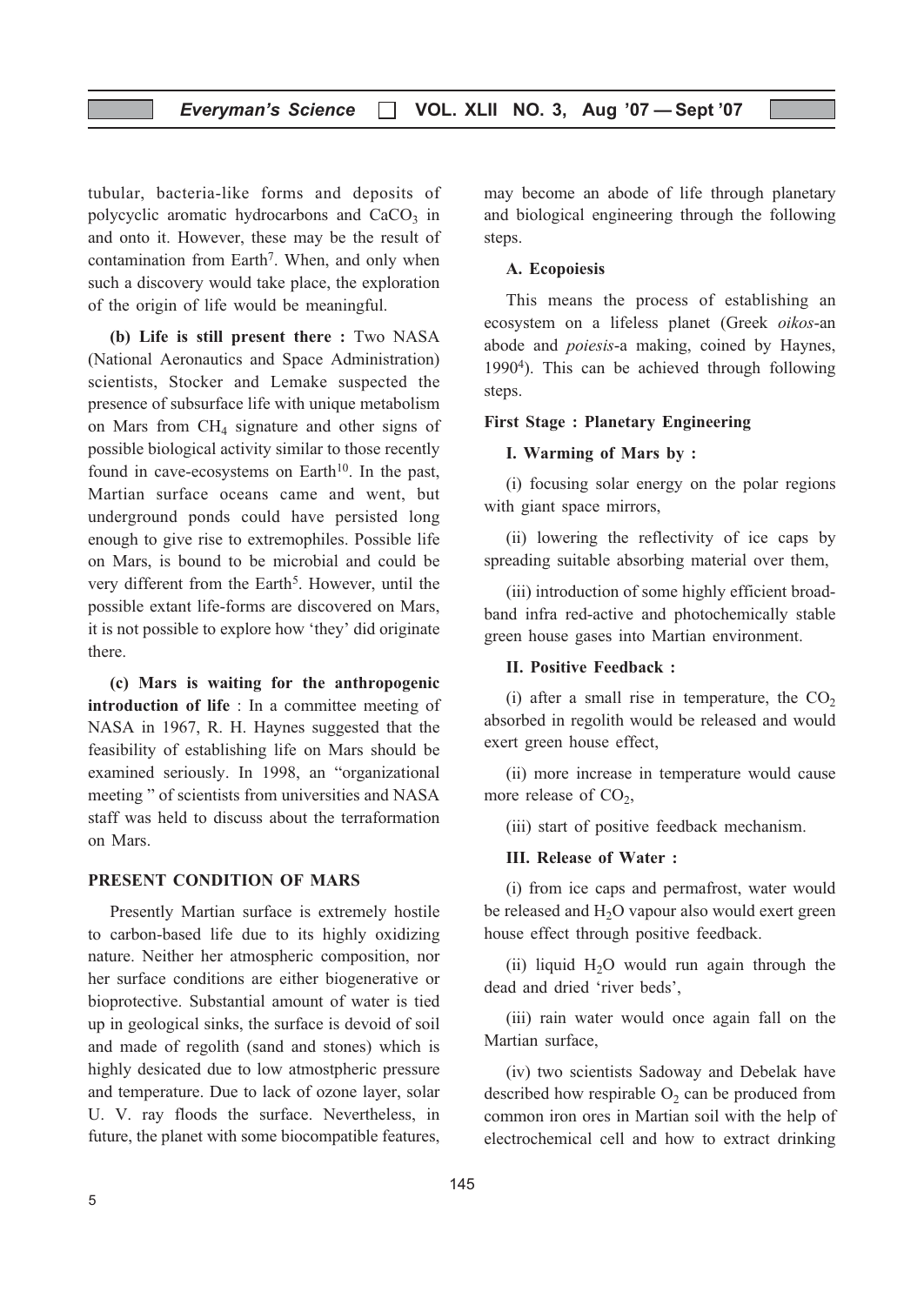tubular, bacteria-like forms and deposits of polycyclic aromatic hydrocarbons and $CaCO_3$ in and onto it. However, these may be the result of contamination from Earth[7]. When, and only when such a discovery would take place, the exploration of the origin of life would be meaningful.

**(b) Life is still present there :** Two NASA (National Aeronautics and Space Administration) scientists, Stocker and Lemake suspected the presence of subsurface life with unique metabolism on Mars from $CH_4$ signature and other signs of possible biological activity similar to those recently found in cave-ecosystems on Earth[10]. In the past, Martian surface oceans came and went, but underground ponds could have persisted long enough to give rise to extremophiles. Possible life on Mars, is bound to be microbial and could be very different from the Earth[5]. However, until the possible extant life-forms are discovered on Mars, it is not possible to explore how 'they' did originate there.

**(c) Mars is waiting for the anthropogenic introduction of life** : In a committee meeting of NASA in 1967, R. H. Haynes suggested that the feasibility of establishing life on Mars should be examined seriously. In 1998, an "organizational meeting " of scientists from universities and NASA staff was held to discuss about the terraformation on Mars.

## PRESENT CONDITION OF MARS

Presently Martian surface is extremely hostile to carbon-based life due to its highly oxidizing nature. Neither her atmospheric composition, nor her surface conditions are either biogenerative or bioprotective. Substantial amount of water is tied up in geological sinks, the surface is devoid of soil and made of regolith (sand and stones) which is highly desicated due to low atmostpheric pressure and temperature. Due to lack of ozone layer, solar U. V. ray floods the surface. Nevertheless, in future, the planet with some biocompatible features, may become an abode of life through planetary and biological engineering through the following steps.

### A. Ecopoiesis

This means the process of establishing an ecosystem on a lifeless planet (Greek *oikos*-an abode and *poiesis*-a making, coined by Haynes, 1990[4]). This can be achieved through following steps.

#### First Stage : Planetary Engineering

**I. Warming of Mars by :**

(i) focusing solar energy on the polar regions with giant space mirrors,

(ii) lowering the reflectivity of ice caps by spreading suitable absorbing material over them,

(iii) introduction of some highly efficient broad-band infra red-active and photochemically stable green house gases into Martian environment.

**II. Positive Feedback :**

(i) after a small rise in temperature, the $CO_2$ absorbed in regolith would be released and would exert green house effect,

(ii) more increase in temperature would cause more release of $CO_2$,

(iii) start of positive feedback mechanism.

**III. Release of Water :**

(i) from ice caps and permafrost, water would be released and $H_2O$ vapour also would exert green house effect through positive feedback.

(ii) liquid $H_2O$ would run again through the dead and dried 'river beds',

(iii) rain water would once again fall on the Martian surface,

(iv) two scientists Sadoway and Debelak have described how respirable $O_2$ can be produced from common iron ores in Martian soil with the help of electrochemical cell and how to extract drinking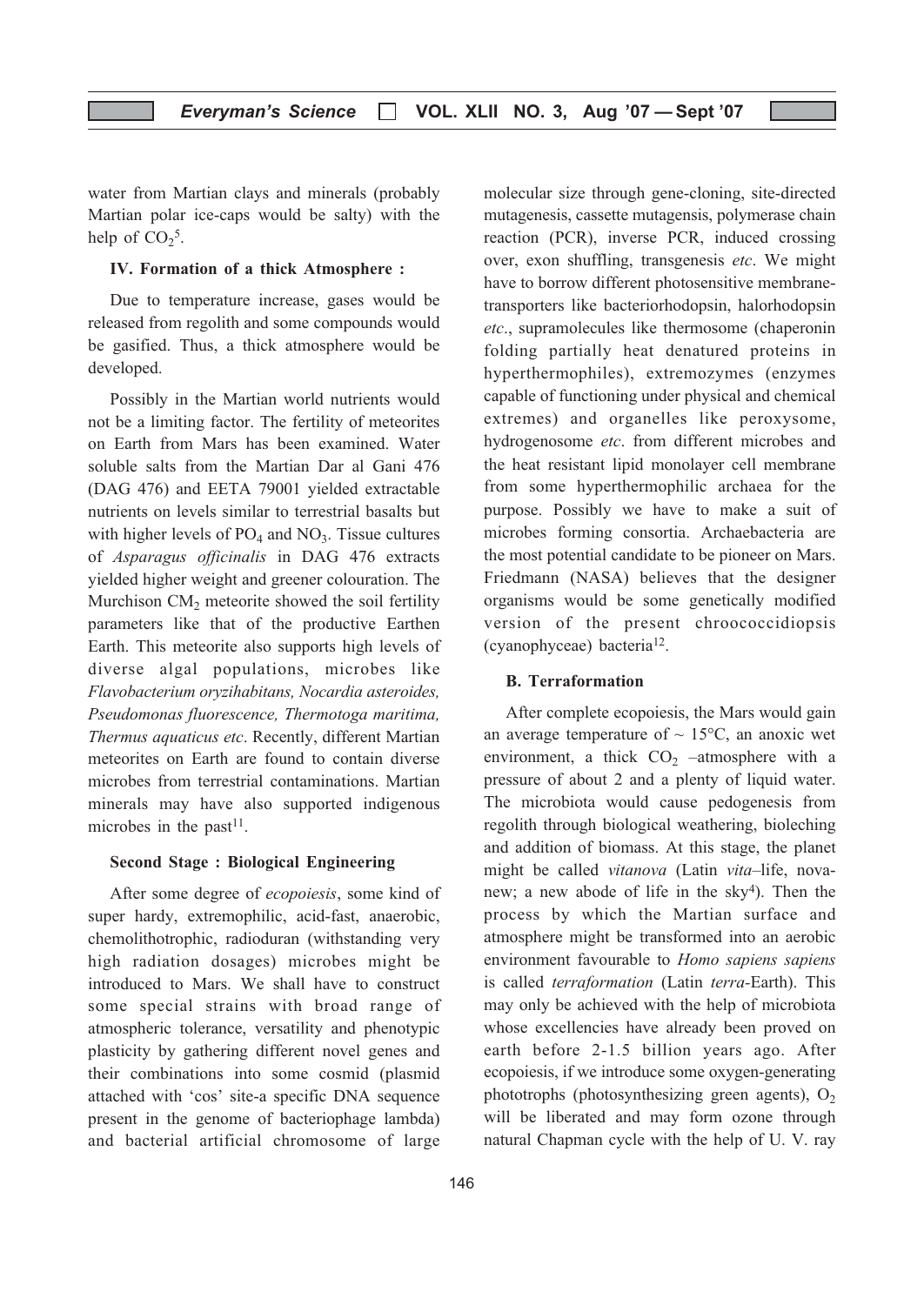water from Martian clays and minerals (probably Martian polar ice-caps would be salty) with the help of $CO_2$[5].

#### IV. Formation of a thick Atmosphere :

Due to temperature increase, gases would be released from regolith and some compounds would be gasified. Thus, a thick atmosphere would be developed.

Possibly in the Martian world nutrients would not be a limiting factor. The fertility of meteorites on Earth from Mars has been examined. Water soluble salts from the Martian Dar al Gani 476 (DAG 476) and EETA 79001 yielded extractable nutrients on levels similar to terrestrial basalts but with higher levels of $PO_4$ and $NO_3$. Tissue cultures of *Asparagus officinalis* in DAG 476 extracts yielded higher weight and greener colouration. The Murchison $CM_2$ meteorite showed the soil fertility parameters like that of the productive Earthen Earth. This meteorite also supports high levels of diverse algal populations, microbes like *Flavobacterium oryzihabitans, Nocardia asteroides, Pseudomonas fluorescence, Thermotoga maritima, Thermus aquaticus etc*. Recently, different Martian meteorites on Earth are found to contain diverse microbes from terrestrial contaminations. Martian minerals may have also supported indigenous microbes in the past[11].

#### Second Stage : Biological Engineering

After some degree of *ecopoiesis*, some kind of super hardy, extremophilic, acid-fast, anaerobic, chemolithotrophic, radioduran (withstanding very high radiation dosages) microbes might be introduced to Mars. We shall have to construct some special strains with broad range of atmospheric tolerance, versatility and phenotypic plasticity by gathering different novel genes and their combinations into some cosmid (plasmid attached with 'cos' site-a specific DNA sequence present in the genome of bacteriophage lambda) and bacterial artificial chromosome of large molecular size through gene-cloning, site-directed mutagenesis, cassette mutagensis, polymerase chain reaction (PCR), inverse PCR, induced crossing over, exon shuffling, transgenesis *etc*. We might have to borrow different photosensitive membrane-transporters like bacteriorhodopsin, halorhodopsin *etc*., supramolecules like thermosome (chaperonin folding partially heat denatured proteins in hyperthermophiles), extremozymes (enzymes capable of functioning under physical and chemical extremes) and organelles like peroxysome, hydrogenosome *etc*. from different microbes and the heat resistant lipid monolayer cell membrane from some hyperthermophilic archaea for the purpose. Possibly we have to make a suit of microbes forming consortia. Archaebacteria are the most potential candidate to be pioneer on Mars. Friedmann (NASA) believes that the designer organisms would be some genetically modified version of the present chroococcidiopsis (cyanophyceae) bacteria[12].

#### B. Terraformation

After complete ecopoiesis, the Mars would gain an average temperature of ~ 15°C, an anoxic wet environment, a thick $CO_2$ –atmosphere with a pressure of about 2 and a plenty of liquid water. The microbiota would cause pedogenesis from regolith through biological weathering, bioleching and addition of biomass. At this stage, the planet might be called *vitanova* (Latin *vita*–life, nova-new; a new abode of life in the sky[4]). Then the process by which the Martian surface and atmosphere might be transformed into an aerobic environment favourable to *Homo sapiens sapiens* is called *terraformation* (Latin *terra*-Earth). This may only be achieved with the help of microbiota whose excellencies have already been proved on earth before 2-1.5 billion years ago. After ecopoiesis, if we introduce some oxygen-generating phototrophs (photosynthesizing green agents), $O_2$ will be liberated and may form ozone through natural Chapman cycle with the help of U. V. ray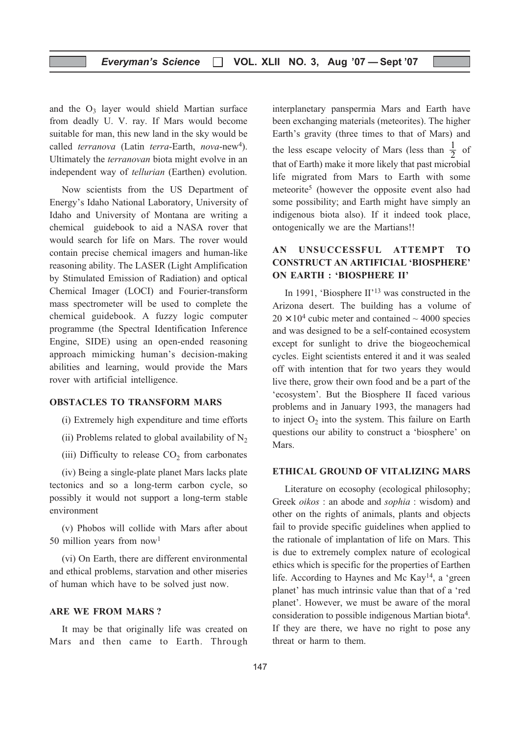and the $O_3$ layer would shield Martian surface from deadly U. V. ray. If Mars would become suitable for man, this new land in the sky would be called *terranova* (Latin *terra*-Earth, *nova*-new[4]). Ultimately the *terranovan* biota might evolve in an independent way of *tellurian* (Earthen) evolution.

Now scientists from the US Department of Energy's Idaho National Laboratory, University of Idaho and University of Montana are writing a chemical guidebook to aid a NASA rover that would search for life on Mars. The rover would contain precise chemical imagers and human-like reasoning ability. The LASER (Light Amplification by Stimulated Emission of Radiation) and optical Chemical Imager (LOCI) and Fourier-transform mass spectrometer will be used to complete the chemical guidebook. A fuzzy logic computer programme (the Spectral Identification Inference Engine, SIDE) using an open-ended reasoning approach mimicking human's decision-making abilities and learning, would provide the Mars rover with artificial intelligence.

## OBSTACLES TO TRANSFORM MARS

(i) Extremely high expenditure and time efforts

(ii) Problems related to global availability of $N_2$

(iii) Difficulty to release $CO_2$ from carbonates

(iv) Being a single-plate planet Mars lacks plate tectonics and so a long-term carbon cycle, so possibly it would not support a long-term stable environment

(v) Phobos will collide with Mars after about 50 million years from now[1]

(vi) On Earth, there are different environmental and ethical problems, starvation and other miseries of human which have to be solved just now.

## ARE WE FROM MARS ?

It may be that originally life was created on Mars and then came to Earth. Through interplanetary panspermia Mars and Earth have been exchanging materials (meteorites). The higher Earth's gravity (three times to that of Mars) and the less escape velocity of Mars (less than $\frac{1}{2}$ of that of Earth) make it more likely that past microbial life migrated from Mars to Earth with some meteorite[5] (however the opposite event also had some possibility; and Earth might have simply an indigenous biota also). If it indeed took place, ontogenically we are the Martians!!

## AN UNSUCCESSFUL ATTEMPT TO CONSTRUCT AN ARTIFICIAL 'BIOSPHERE' ON EARTH : 'BIOSPHERE II'

In 1991, 'Biosphere II'[13] was constructed in the Arizona desert. The building has a volume of $20 \times 10^4$ cubic meter and contained ~ 4000 species and was designed to be a self-contained ecosystem except for sunlight to drive the biogeochemical cycles. Eight scientists entered it and it was sealed off with intention that for two years they would live there, grow their own food and be a part of the 'ecosystem'. But the Biosphere II faced various problems and in January 1993, the managers had to inject $O_2$ into the system. This failure on Earth questions our ability to construct a 'biosphere' on Mars.

## ETHICAL GROUND OF VITALIZING MARS

Literature on ecosophy (ecological philosophy; Greek *oikos* : an abode and *sophia* : wisdom) and other on the rights of animals, plants and objects fail to provide specific guidelines when applied to the rationale of implantation of life on Mars. This is due to extremely complex nature of ecological ethics which is specific for the properties of Earthen life. According to Haynes and Mc Kay[14], a 'green planet' has much intrinsic value than that of a 'red planet'. However, we must be aware of the moral consideration to possible indigenous Martian biota[4]. If they are there, we have no right to pose any threat or harm to them.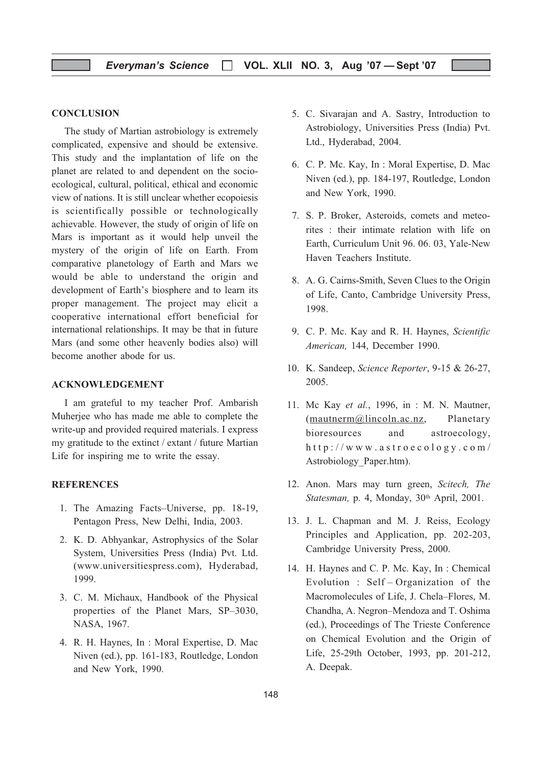## CONCLUSION

The study of Martian astrobiology is extremely complicated, expensive and should be extensive. This study and the implantation of life on the planet are related to and dependent on the socio-ecological, cultural, political, ethical and economic view of nations. It is still unclear whether ecopoiesis is scientifically possible or technologically achievable. However, the study of origin of life on Mars is important as it would help unveil the mystery of the origin of life on Earth. From comparative planetology of Earth and Mars we would be able to understand the origin and development of Earth's biosphere and to learn its proper management. The project may elicit a cooperative international effort beneficial for international relationships. It may be that in future Mars (and some other heavenly bodies also) will become another abode for us.

## ACKNOWLEDGEMENT

I am grateful to my teacher Prof. Ambarish Muherjee who has made me able to complete the write-up and provided required materials. I express my gratitude to the extinct / extant / future Martian Life for inspiring me to write the essay.

## REFERENCES

1. The Amazing Facts–Universe, pp. 18-19, Pentagon Press, New Delhi, India, 2003.
2. K. D. Abhyankar, Astrophysics of the Solar System, Universities Press (India) Pvt. Ltd. (www.universitiespress.com), Hyderabad, 1999.
3. C. M. Michaux, Handbook of the Physical properties of the Planet Mars, SP–3030, NASA, 1967.
4. R. H. Haynes, In : Moral Expertise, D. Mac Niven (ed.), pp. 161-183, Routledge, London and New York, 1990.
5. C. Sivarajan and A. Sastry, Introduction to Astrobiology, Universities Press (India) Pvt. Ltd., Hyderabad, 2004.
6. C. P. Mc. Kay, In : Moral Expertise, D. Mac Niven (ed.), pp. 184-197, Routledge, London and New York, 1990.
7. S. P. Broker, Asteroids, comets and meteorites : their intimate relation with life on Earth, Curriculum Unit 96. 06. 03, Yale-New Haven Teachers Institute.
8. A. G. Cairns-Smith, Seven Clues to the Origin of Life, Canto, Cambridge University Press, 1998.
9. C. P. Mc. Kay and R. H. Haynes, *Scientific American,* 144, December 1990.
10. K. Sandeep, *Science Reporter*, 9-15 & 26-27, 2005.
11. Mc Kay *et al.*, 1996, in : M. N. Mautner, (mautnerm@lincoln.ac.nz, Planetary bioresources and astroecology, http://www.astroecology.com/Astrobiology_Paper.htm).
12. Anon. Mars may turn green, *Scitech, The Statesman,* p. 4, Monday, 30th April, 2001.
13. J. L. Chapman and M. J. Reiss, Ecology Principles and Application, pp. 202-203, Cambridge University Press, 2000.
14. H. Haynes and C. P. Mc. Kay, In : Chemical Evolution : Self – Organization of the Macromolecules of Life, J. Chela–Flores, M. Chandha, A. Negron–Mendoza and T. Oshima (ed.), Proceedings of The Trieste Conference on Chemical Evolution and the Origin of Life, 25-29th October, 1993, pp. 201-212, A. Deepak.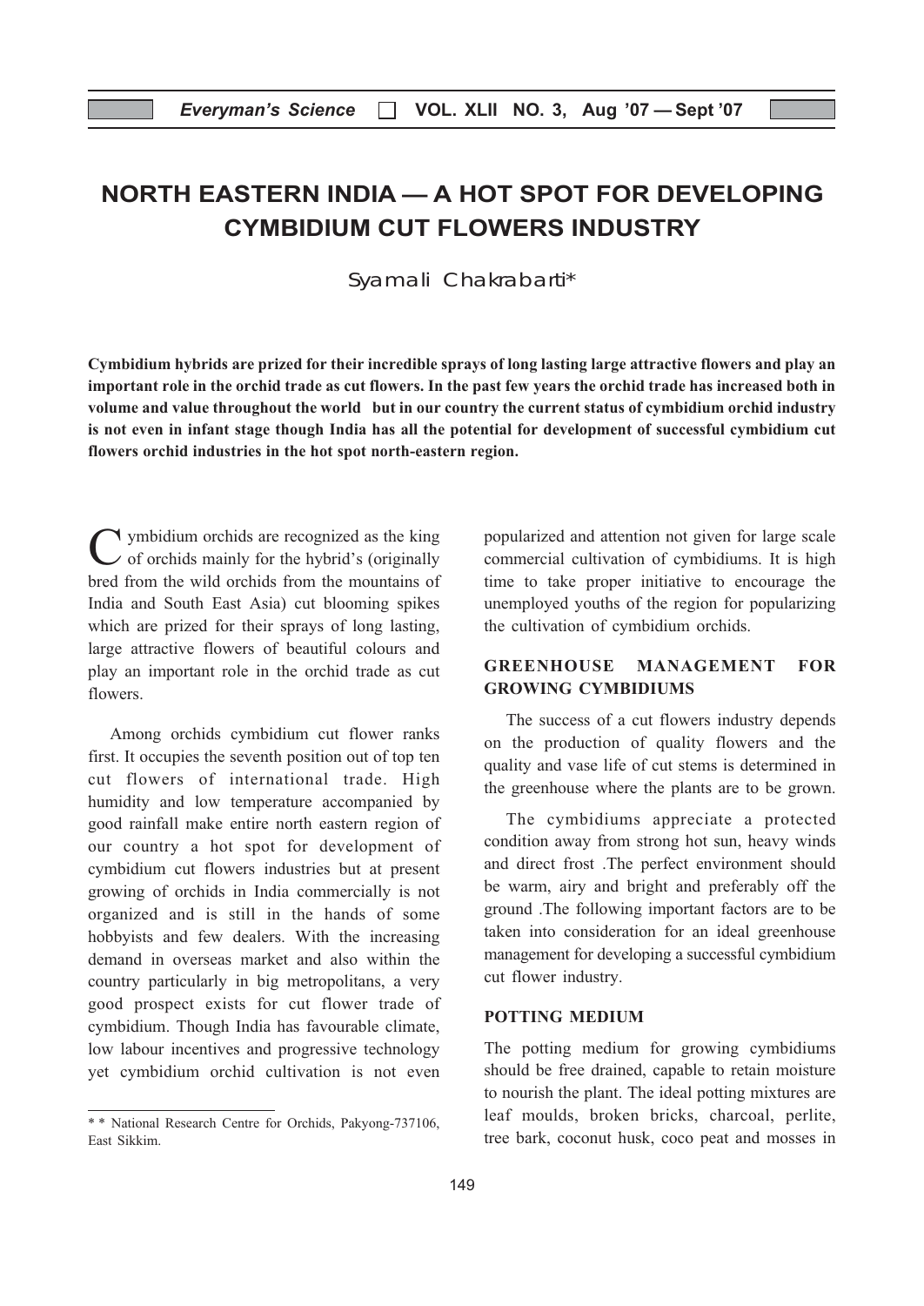# NORTH EASTERN INDIA — A HOT SPOT FOR DEVELOPING CYMBIDIUM CUT FLOWERS INDUSTRY

Syamali Chakrabarti*

**Cymbidium hybrids are prized for their incredible sprays of long lasting large attractive flowers and play an important role in the orchid trade as cut flowers. In the past few years the orchid trade has increased both in volume and value throughout the world but in our country the current status of cymbidium orchid industry is not even in infant stage though India has all the potential for development of successful cymbidium cut flowers orchid industries in the hot spot north-eastern region.**

Cymbidium orchids are recognized as the king of orchids mainly for the hybrid's (originally bred from the wild orchids from the mountains of India and South East Asia) cut blooming spikes which are prized for their sprays of long lasting, large attractive flowers of beautiful colours and play an important role in the orchid trade as cut flowers.

Among orchids cymbidium cut flower ranks first. It occupies the seventh position out of top ten cut flowers of international trade. High humidity and low temperature accompanied by good rainfall make entire north eastern region of our country a hot spot for development of cymbidium cut flowers industries but at present growing of orchids in India commercially is not organized and is still in the hands of some hobbyists and few dealers. With the increasing demand in overseas market and also within the country particularly in big metropolitans, a very good prospect exists for cut flower trade of cymbidium. Though India has favourable climate, low labour incentives and progressive technology yet cymbidium orchid cultivation is not even popularized and attention not given for large scale commercial cultivation of cymbidiums. It is high time to take proper initiative to encourage the unemployed youths of the region for popularizing the cultivation of cymbidium orchids.

\* \* National Research Centre for Orchids, Pakyong-737106, East Sikkim.

## GREENHOUSE MANAGEMENT FOR GROWING CYMBIDIUMS

The success of a cut flowers industry depends on the production of quality flowers and the quality and vase life of cut stems is determined in the greenhouse where the plants are to be grown.

The cymbidiums appreciate a protected condition away from strong hot sun, heavy winds and direct frost .The perfect environment should be warm, airy and bright and preferably off the ground .The following important factors are to be taken into consideration for an ideal greenhouse management for developing a successful cymbidium cut flower industry.

### POTTING MEDIUM

The potting medium for growing cymbidiums should be free drained, capable to retain moisture to nourish the plant. The ideal potting mixtures are leaf moulds, broken bricks, charcoal, perlite, tree bark, coconut husk, coco peat and mosses in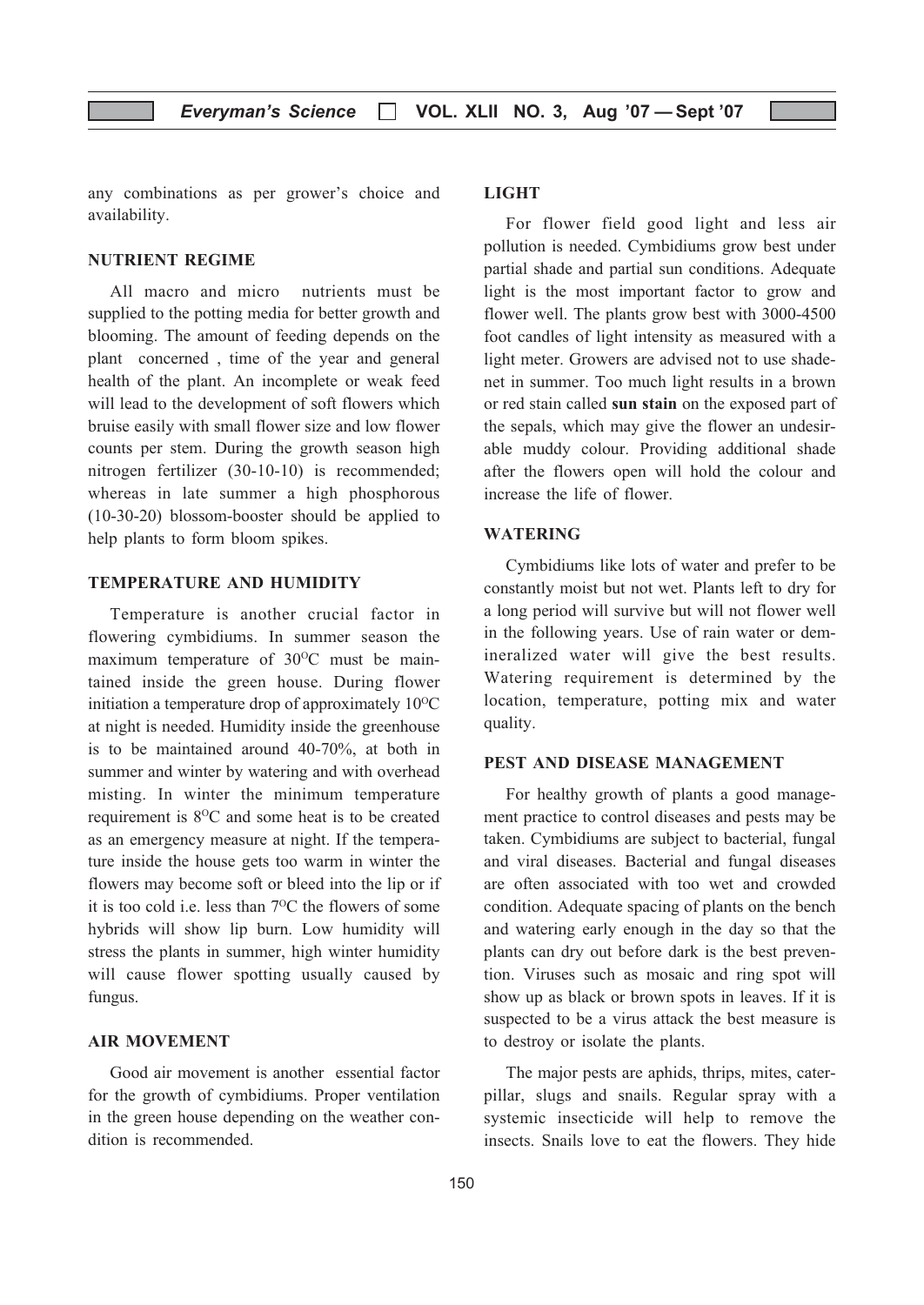any combinations as per grower's choice and availability.

## NUTRIENT REGIME

All macro and micro nutrients must be supplied to the potting media for better growth and blooming. The amount of feeding depends on the plant concerned , time of the year and general health of the plant. An incomplete or weak feed will lead to the development of soft flowers which bruise easily with small flower size and low flower counts per stem. During the growth season high nitrogen fertilizer (30-10-10) is recommended; whereas in late summer a high phosphorous (10-30-20) blossom-booster should be applied to help plants to form bloom spikes.

## TEMPERATURE AND HUMIDITY

Temperature is another crucial factor in flowering cymbidiums. In summer season the maximum temperature of 30$^{O}$C must be maintained inside the green house. During flower initiation a temperature drop of approximately 10$^{O}$C at night is needed. Humidity inside the greenhouse is to be maintained around 40-70%, at both in summer and winter by watering and with overhead misting. In winter the minimum temperature requirement is 8$^{O}$C and some heat is to be created as an emergency measure at night. If the temperature inside the house gets too warm in winter the flowers may become soft or bleed into the lip or if it is too cold i.e. less than 7$^{O}$C the flowers of some hybrids will show lip burn. Low humidity will stress the plants in summer, high winter humidity will cause flower spotting usually caused by fungus.

## AIR MOVEMENT

Good air movement is another essential factor for the growth of cymbidiums. Proper ventilation in the green house depending on the weather condition is recommended.

## LIGHT

For flower field good light and less air pollution is needed. Cymbidiums grow best under partial shade and partial sun conditions. Adequate light is the most important factor to grow and flower well. The plants grow best with 3000-4500 foot candles of light intensity as measured with a light meter. Growers are advised not to use shade-net in summer. Too much light results in a brown or red stain called **sun stain** on the exposed part of the sepals, which may give the flower an undesirable muddy colour. Providing additional shade after the flowers open will hold the colour and increase the life of flower.

## WATERING

Cymbidiums like lots of water and prefer to be constantly moist but not wet. Plants left to dry for a long period will survive but will not flower well in the following years. Use of rain water or demineralized water will give the best results. Watering requirement is determined by the location, temperature, potting mix and water quality.

## PEST AND DISEASE MANAGEMENT

For healthy growth of plants a good management practice to control diseases and pests may be taken. Cymbidiums are subject to bacterial, fungal and viral diseases. Bacterial and fungal diseases are often associated with too wet and crowded condition. Adequate spacing of plants on the bench and watering early enough in the day so that the plants can dry out before dark is the best prevention. Viruses such as mosaic and ring spot will show up as black or brown spots in leaves. If it is suspected to be a virus attack the best measure is to destroy or isolate the plants.

The major pests are aphids, thrips, mites, caterpillar, slugs and snails. Regular spray with a systemic insecticide will help to remove the insects. Snails love to eat the flowers. They hide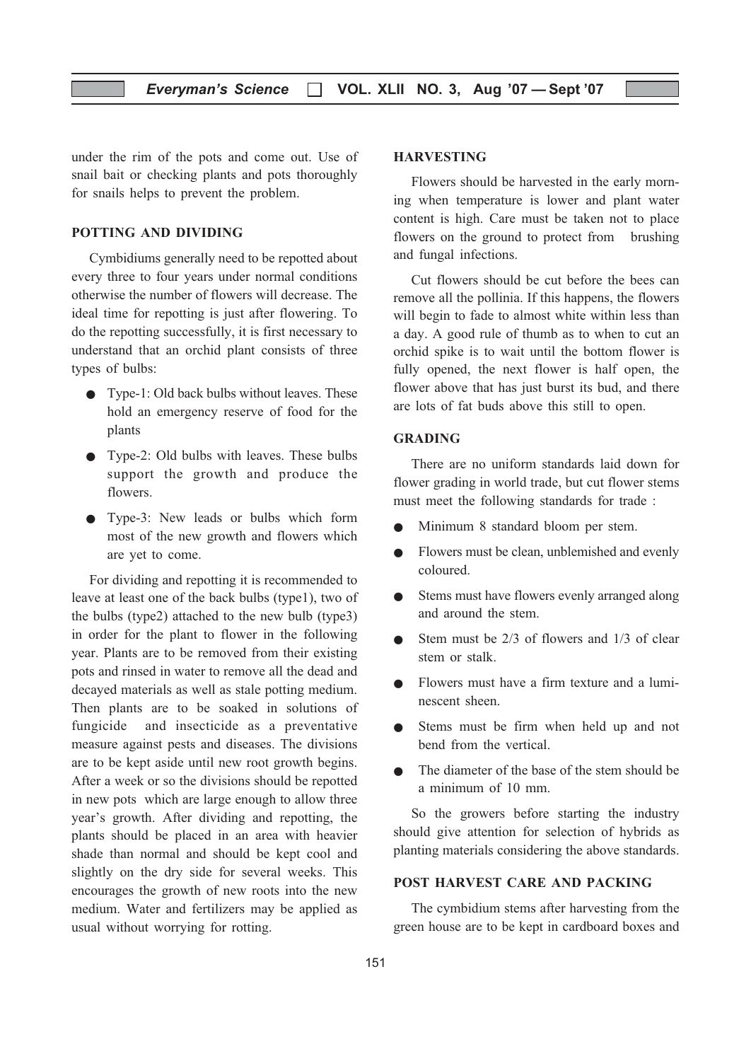under the rim of the pots and come out. Use of snail bait or checking plants and pots thoroughly for snails helps to prevent the problem.

## POTTING AND DIVIDING

Cymbidiums generally need to be repotted about every three to four years under normal conditions otherwise the number of flowers will decrease. The ideal time for repotting is just after flowering. To do the repotting successfully, it is first necessary to understand that an orchid plant consists of three types of bulbs:

- Type-1: Old back bulbs without leaves. These hold an emergency reserve of food for the plants
- Type-2: Old bulbs with leaves. These bulbs support the growth and produce the flowers.
- Type-3: New leads or bulbs which form most of the new growth and flowers which are yet to come.

For dividing and repotting it is recommended to leave at least one of the back bulbs (type1), two of the bulbs (type2) attached to the new bulb (type3) in order for the plant to flower in the following year. Plants are to be removed from their existing pots and rinsed in water to remove all the dead and decayed materials as well as stale potting medium. Then plants are to be soaked in solutions of fungicide and insecticide as a preventative measure against pests and diseases. The divisions are to be kept aside until new root growth begins. After a week or so the divisions should be repotted in new pots which are large enough to allow three year's growth. After dividing and repotting, the plants should be placed in an area with heavier shade than normal and should be kept cool and slightly on the dry side for several weeks. This encourages the growth of new roots into the new medium. Water and fertilizers may be applied as usual without worrying for rotting.

## HARVESTING

Flowers should be harvested in the early morning when temperature is lower and plant water content is high. Care must be taken not to place flowers on the ground to protect from brushing and fungal infections.

Cut flowers should be cut before the bees can remove all the pollinia. If this happens, the flowers will begin to fade to almost white within less than a day. A good rule of thumb as to when to cut an orchid spike is to wait until the bottom flower is fully opened, the next flower is half open, the flower above that has just burst its bud, and there are lots of fat buds above this still to open.

## GRADING

There are no uniform standards laid down for flower grading in world trade, but cut flower stems must meet the following standards for trade :

- Minimum 8 standard bloom per stem.
- Flowers must be clean, unblemished and evenly coloured.
- Stems must have flowers evenly arranged along and around the stem.
- Stem must be 2/3 of flowers and 1/3 of clear stem or stalk.
- Flowers must have a firm texture and a luminescent sheen.
- Stems must be firm when held up and not bend from the vertical.
- The diameter of the base of the stem should be a minimum of 10 mm.

So the growers before starting the industry should give attention for selection of hybrids as planting materials considering the above standards.

## POST HARVEST CARE AND PACKING

The cymbidium stems after harvesting from the green house are to be kept in cardboard boxes and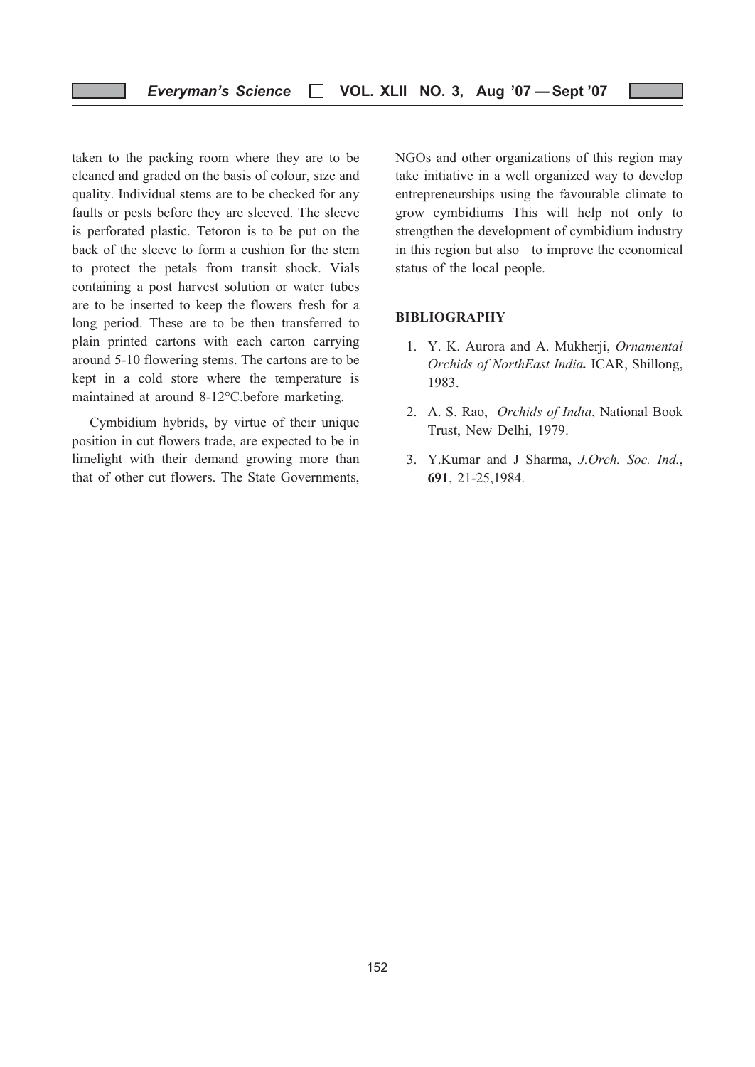taken to the packing room where they are to be cleaned and graded on the basis of colour, size and quality. Individual stems are to be checked for any faults or pests before they are sleeved. The sleeve is perforated plastic. Tetoron is to be put on the back of the sleeve to form a cushion for the stem to protect the petals from transit shock. Vials containing a post harvest solution or water tubes are to be inserted to keep the flowers fresh for a long period. These are to be then transferred to plain printed cartons with each carton carrying around 5-10 flowering stems. The cartons are to be kept in a cold store where the temperature is maintained at around 8-12°C.before marketing.

Cymbidium hybrids, by virtue of their unique position in cut flowers trade, are expected to be in limelight with their demand growing more than that of other cut flowers. The State Governments, NGOs and other organizations of this region may take initiative in a well organized way to develop entrepreneurships using the favourable climate to grow cymbidiums This will help not only to strengthen the development of cymbidium industry in this region but also to improve the economical status of the local people.

## BIBLIOGRAPHY

1. Y. K. Aurora and A. Mukherji, *Ornamental Orchids of NorthEast India.* ICAR, Shillong, 1983.
2. A. S. Rao, *Orchids of India*, National Book Trust, New Delhi, 1979.
3. Y.Kumar and J Sharma, *J.Orch. Soc. Ind.*, **691**, 21-25,1984.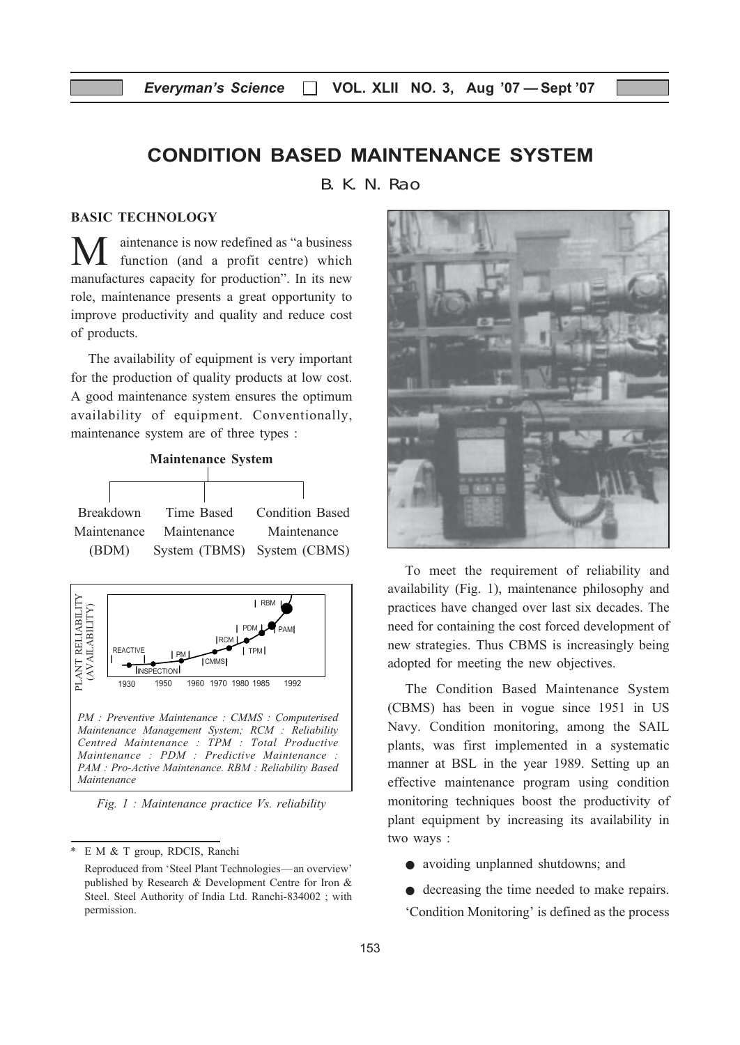# CONDITION BASED MAINTENANCE SYSTEM

B. K. N. Rao*

## BASIC TECHNOLOGY

Maintenance is now redefined as "a business function (and a profit centre) which manufactures capacity for production". In its new role, maintenance presents a great opportunity to improve productivity and quality and reduce cost of products.

The availability of equipment is very important for the production of quality products at low cost. A good maintenance system ensures the optimum availability of equipment. Conventionally, maintenance system are of three types :

**Maintenance System**

- Breakdown Maintenance (BDM)
- Time Based Maintenance System (TBMS)
- Condition Based Maintenance System (CBMS)

*PM : Preventive Maintenance : CMMS : Computerised Maintenance Management System; RCM : Reliability Centred Maintenance : TPM : Total Productive Maintenance : PDM : Predictive Maintenance : PAM : Pro-Active Maintenance. RBM : Reliability Based Maintenance*

*Fig. 1 : Maintenance practice Vs. reliability*

To meet the requirement of reliability and availability (Fig. 1), maintenance philosophy and practices have changed over last six decades. The need for containing the cost forced development of new strategies. Thus CBMS is increasingly being adopted for meeting the new objectives.

The Condition Based Maintenance System (CBMS) has been in vogue since 1951 in US Navy. Condition monitoring, among the SAIL plants, was first implemented in a systematic manner at BSL in the year 1989. Setting up an effective maintenance program using condition monitoring techniques boost the productivity of plant equipment by increasing its availability in two ways :

- avoiding unplanned shutdowns; and
- decreasing the time needed to make repairs.

'Condition Monitoring' is defined as the process

---

\* E M & T group, RDCIS, Ranchi

Reproduced from 'Steel Plant Technologies—an overview' published by Research & Development Centre for Iron & Steel. Steel Authority of India Ltd. Ranchi-834002 ; with permission.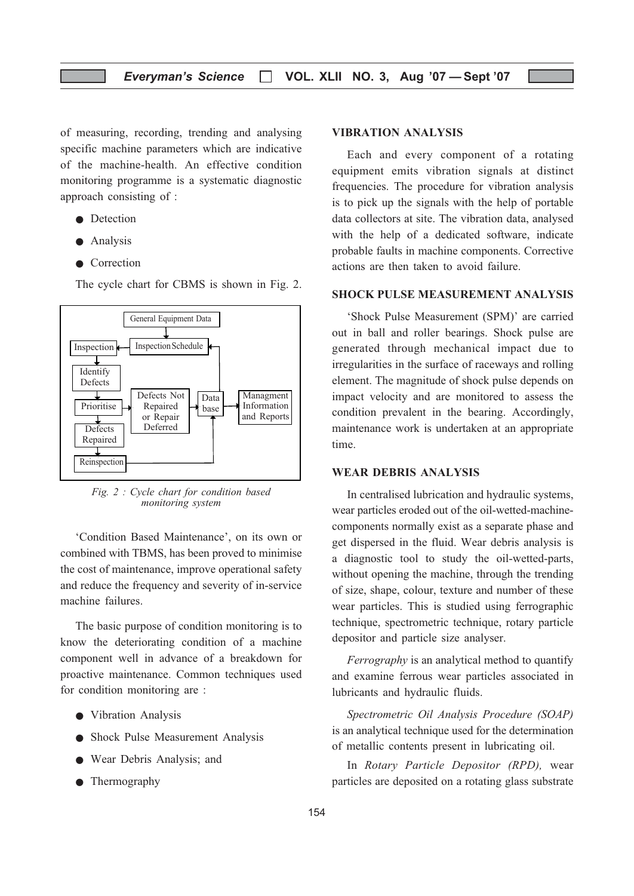of measuring, recording, trending and analysing specific machine parameters which are indicative of the machine-health. An effective condition monitoring programme is a systematic diagnostic approach consisting of :

- Detection
- Analysis
- Correction

The cycle chart for CBMS is shown in Fig. 2.

*Fig. 2 : Cycle chart for condition based monitoring system*

'Condition Based Maintenance', on its own or combined with TBMS, has been proved to minimise the cost of maintenance, improve operational safety and reduce the frequency and severity of in-service machine failures.

The basic purpose of condition monitoring is to know the deteriorating condition of a machine component well in advance of a breakdown for proactive maintenance. Common techniques used for condition monitoring are :

- Vibration Analysis
- Shock Pulse Measurement Analysis
- Wear Debris Analysis; and
- Thermography

## VIBRATION ANALYSIS

Each and every component of a rotating equipment emits vibration signals at distinct frequencies. The procedure for vibration analysis is to pick up the signals with the help of portable data collectors at site. The vibration data, analysed with the help of a dedicated software, indicate probable faults in machine components. Corrective actions are then taken to avoid failure.

## SHOCK PULSE MEASUREMENT ANALYSIS

'Shock Pulse Measurement (SPM)' are carried out in ball and roller bearings. Shock pulse are generated through mechanical impact due to irregularities in the surface of raceways and rolling element. The magnitude of shock pulse depends on impact velocity and are monitored to assess the condition prevalent in the bearing. Accordingly, maintenance work is undertaken at an appropriate time.

## WEAR DEBRIS ANALYSIS

In centralised lubrication and hydraulic systems, wear particles eroded out of the oil-wetted-machine-components normally exist as a separate phase and get dispersed in the fluid. Wear debris analysis is a diagnostic tool to study the oil-wetted-parts, without opening the machine, through the trending of size, shape, colour, texture and number of these wear particles. This is studied using ferrographic technique, spectrometric technique, rotary particle depositor and particle size analyser.

*Ferrography* is an analytical method to quantify and examine ferrous wear particles associated in lubricants and hydraulic fluids.

*Spectrometric Oil Analysis Procedure (SOAP)* is an analytical technique used for the determination of metallic contents present in lubricating oil.

In *Rotary Particle Depositor (RPD),* wear particles are deposited on a rotating glass substrate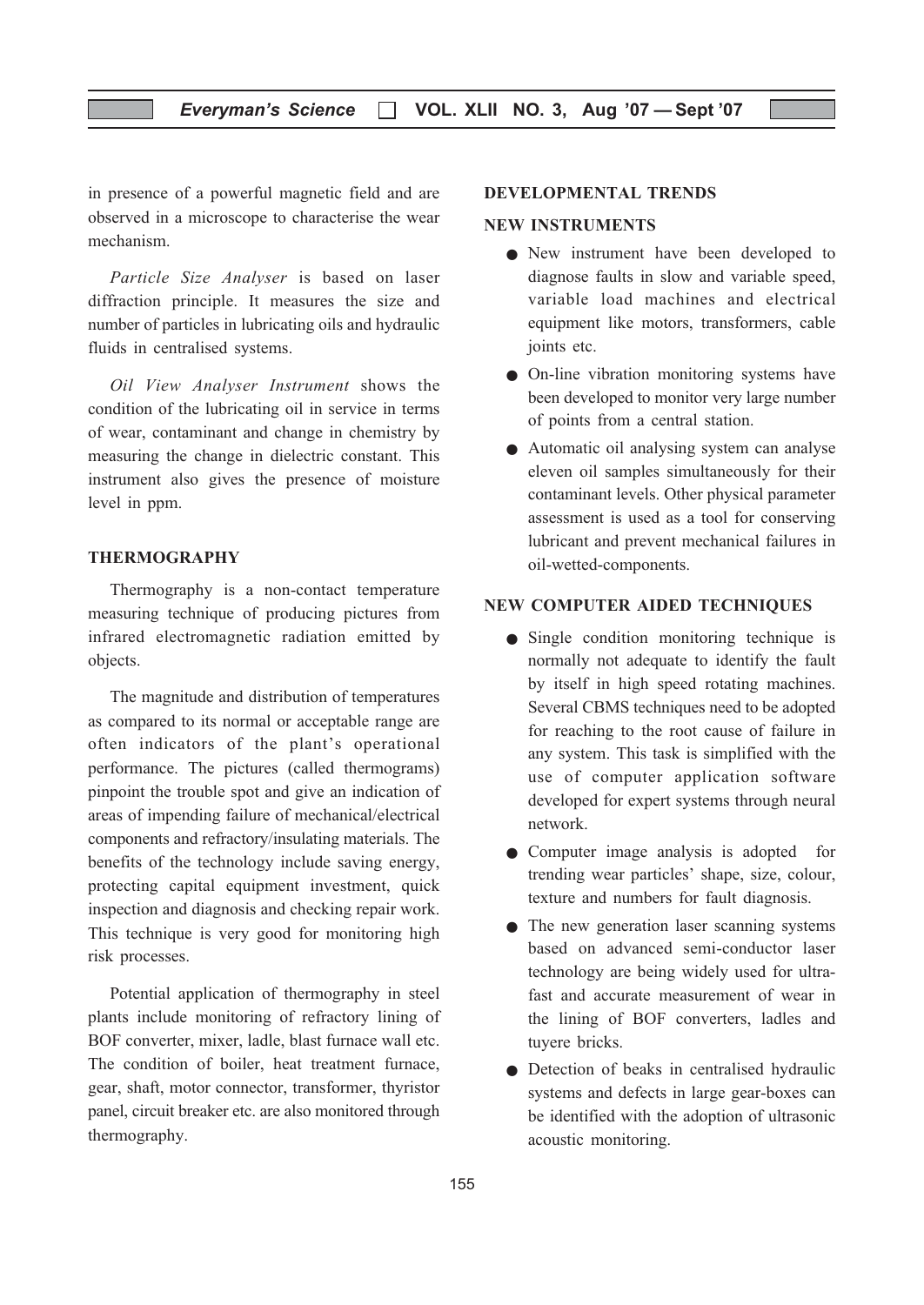in presence of a powerful magnetic field and are observed in a microscope to characterise the wear mechanism.

*Particle Size Analyser* is based on laser diffraction principle. It measures the size and number of particles in lubricating oils and hydraulic fluids in centralised systems.

*Oil View Analyser Instrument* shows the condition of the lubricating oil in service in terms of wear, contaminant and change in chemistry by measuring the change in dielectric constant. This instrument also gives the presence of moisture level in ppm.

## THERMOGRAPHY

Thermography is a non-contact temperature measuring technique of producing pictures from infrared electromagnetic radiation emitted by objects.

The magnitude and distribution of temperatures as compared to its normal or acceptable range are often indicators of the plant's operational performance. The pictures (called thermograms) pinpoint the trouble spot and give an indication of areas of impending failure of mechanical/electrical components and refractory/insulating materials. The benefits of the technology include saving energy, protecting capital equipment investment, quick inspection and diagnosis and checking repair work. This technique is very good for monitoring high risk processes.

Potential application of thermography in steel plants include monitoring of refractory lining of BOF converter, mixer, ladle, blast furnace wall etc. The condition of boiler, heat treatment furnace, gear, shaft, motor connector, transformer, thyristor panel, circuit breaker etc. are also monitored through thermography.

## DEVELOPMENTAL TRENDS

### NEW INSTRUMENTS

- New instrument have been developed to diagnose faults in slow and variable speed, variable load machines and electrical equipment like motors, transformers, cable joints etc.
- On-line vibration monitoring systems have been developed to monitor very large number of points from a central station.
- Automatic oil analysing system can analyse eleven oil samples simultaneously for their contaminant levels. Other physical parameter assessment is used as a tool for conserving lubricant and prevent mechanical failures in oil-wetted-components.

### NEW COMPUTER AIDED TECHNIQUES

- Single condition monitoring technique is normally not adequate to identify the fault by itself in high speed rotating machines. Several CBMS techniques need to be adopted for reaching to the root cause of failure in any system. This task is simplified with the use of computer application software developed for expert systems through neural network.
- Computer image analysis is adopted for trending wear particles' shape, size, colour, texture and numbers for fault diagnosis.
- The new generation laser scanning systems based on advanced semi-conductor laser technology are being widely used for ultra-fast and accurate measurement of wear in the lining of BOF converters, ladles and tuyere bricks.
- Detection of beaks in centralised hydraulic systems and defects in large gear-boxes can be identified with the adoption of ultrasonic acoustic monitoring.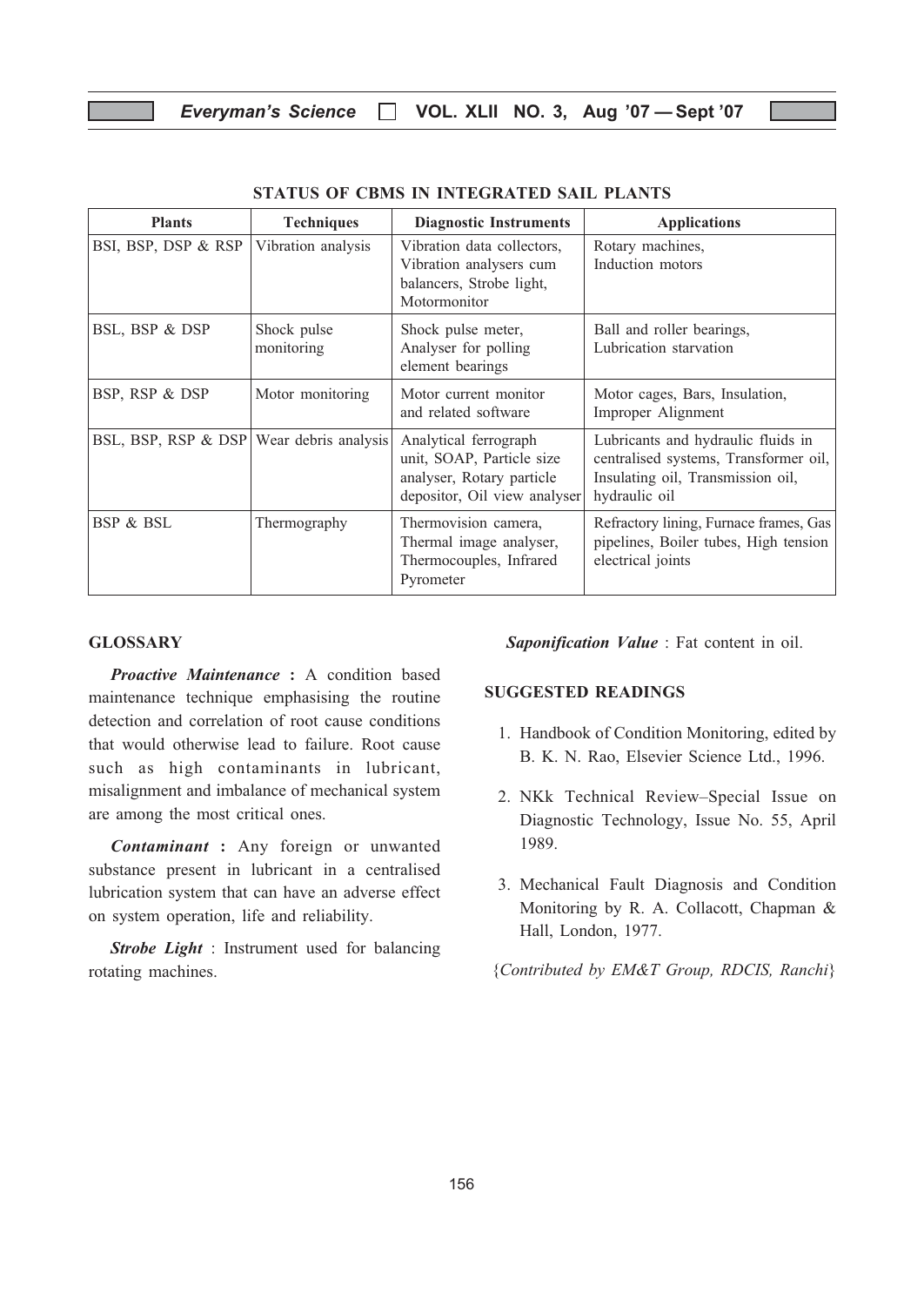## STATUS OF CBMS IN INTEGRATED SAIL PLANTS

| Plants | Techniques | Diagnostic Instruments | Applications |
|---|---|---|---|
| BSI, BSP, DSP & RSP | Vibration analysis | Vibration data collectors, Vibration analysers cum balancers, Strobe light, Motormonitor | Rotary machines, Induction motors |
| BSL, BSP & DSP | Shock pulse monitoring | Shock pulse meter, Analyser for polling element bearings | Ball and roller bearings, Lubrication starvation |
| BSP, RSP & DSP | Motor monitoring | Motor current monitor and related software | Motor cages, Bars, Insulation, Improper Alignment |
| BSL, BSP, RSP & DSP | Wear debris analysis | Analytical ferrograph unit, SOAP, Particle size analyser, Rotary particle depositor, Oil view analyser | Lubricants and hydraulic fluids in centralised systems, Transformer oil, Insulating oil, Transmission oil, hydraulic oil |
| BSP & BSL | Thermography | Thermovision camera, Thermal image analyser, Thermocouples, Infrared Pyrometer | Refractory lining, Furnace frames, Gas pipelines, Boiler tubes, High tension electrical joints |

### GLOSSARY

***Proactive Maintenance*** **:** A condition based maintenance technique emphasising the routine detection and correlation of root cause conditions that would otherwise lead to failure. Root cause such as high contaminants in lubricant, misalignment and imbalance of mechanical system are among the most critical ones.

***Contaminant*** **:** Any foreign or unwanted substance present in lubricant in a centralised lubrication system that can have an adverse effect on system operation, life and reliability.

***Strobe Light*** : Instrument used for balancing rotating machines.

***Saponification Value*** : Fat content in oil.

### SUGGESTED READINGS

1. Handbook of Condition Monitoring, edited by B. K. N. Rao, Elsevier Science Ltd., 1996.
2. NKk Technical Review–Special Issue on Diagnostic Technology, Issue No. 55, April 1989.
3. Mechanical Fault Diagnosis and Condition Monitoring by R. A. Collacott, Chapman & Hall, London, 1977.

{*Contributed by EM&T Group, RDCIS, Ranchi*}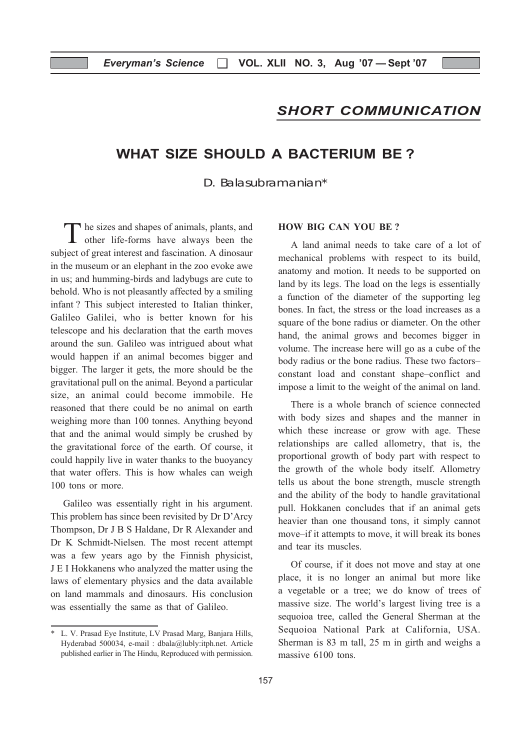## SHORT COMMUNICATION

# WHAT SIZE SHOULD A BACTERIUM BE ?

D. Balasubramanian*

The sizes and shapes of animals, plants, and other life-forms have always been the subject of great interest and fascination. A dinosaur in the museum or an elephant in the zoo evoke awe in us; and humming-birds and ladybugs are cute to behold. Who is not pleasantly affected by a smiling infant ? This subject interested to Italian thinker, Galileo Galilei, who is better known for his telescope and his declaration that the earth moves around the sun. Galileo was intrigued about what would happen if an animal becomes bigger and bigger. The larger it gets, the more should be the gravitational pull on the animal. Beyond a particular size, an animal could become immobile. He reasoned that there could be no animal on earth weighing more than 100 tonnes. Anything beyond that and the animal would simply be crushed by the gravitational force of the earth. Of course, it could happily live in water thanks to the buoyancy that water offers. This is how whales can weigh 100 tons or more.

Galileo was essentially right in his argument. This problem has since been revisited by Dr D'Arcy Thompson, Dr J B S Haldane, Dr R Alexander and Dr K Schmidt-Nielsen. The most recent attempt was a few years ago by the Finnish physicist, J E I Hokkanens who analyzed the matter using the laws of elementary physics and the data available on land mammals and dinosaurs. His conclusion was essentially the same as that of Galileo.

### HOW BIG CAN YOU BE ?

A land animal needs to take care of a lot of mechanical problems with respect to its build, anatomy and motion. It needs to be supported on land by its legs. The load on the legs is essentially a function of the diameter of the supporting leg bones. In fact, the stress or the load increases as a square of the bone radius or diameter. On the other hand, the animal grows and becomes bigger in volume. The increase here will go as a cube of the body radius or the bone radius. These two factors– constant load and constant shape–conflict and impose a limit to the weight of the animal on land.

There is a whole branch of science connected with body sizes and shapes and the manner in which these increase or grow with age. These relationships are called allometry, that is, the proportional growth of body part with respect to the growth of the whole body itself. Allometry tells us about the bone strength, muscle strength and the ability of the body to handle gravitational pull. Hokkanen concludes that if an animal gets heavier than one thousand tons, it simply cannot move–if it attempts to move, it will break its bones and tear its muscles.

Of course, if it does not move and stay at one place, it is no longer an animal but more like a vegetable or a tree; we do know of trees of massive size. The world's largest living tree is a sequioa tree, called the General Sherman at the Sequoioa National Park at California, USA. Sherman is 83 m tall, 25 m in girth and weighs a massive 6100 tons.

---

\* L. V. Prasad Eye Institute, LV Prasad Marg, Banjara Hills, Hyderabad 500034, e-mail : dbala@lubly:itph.net. Article published earlier in The Hindu, Reproduced with permission.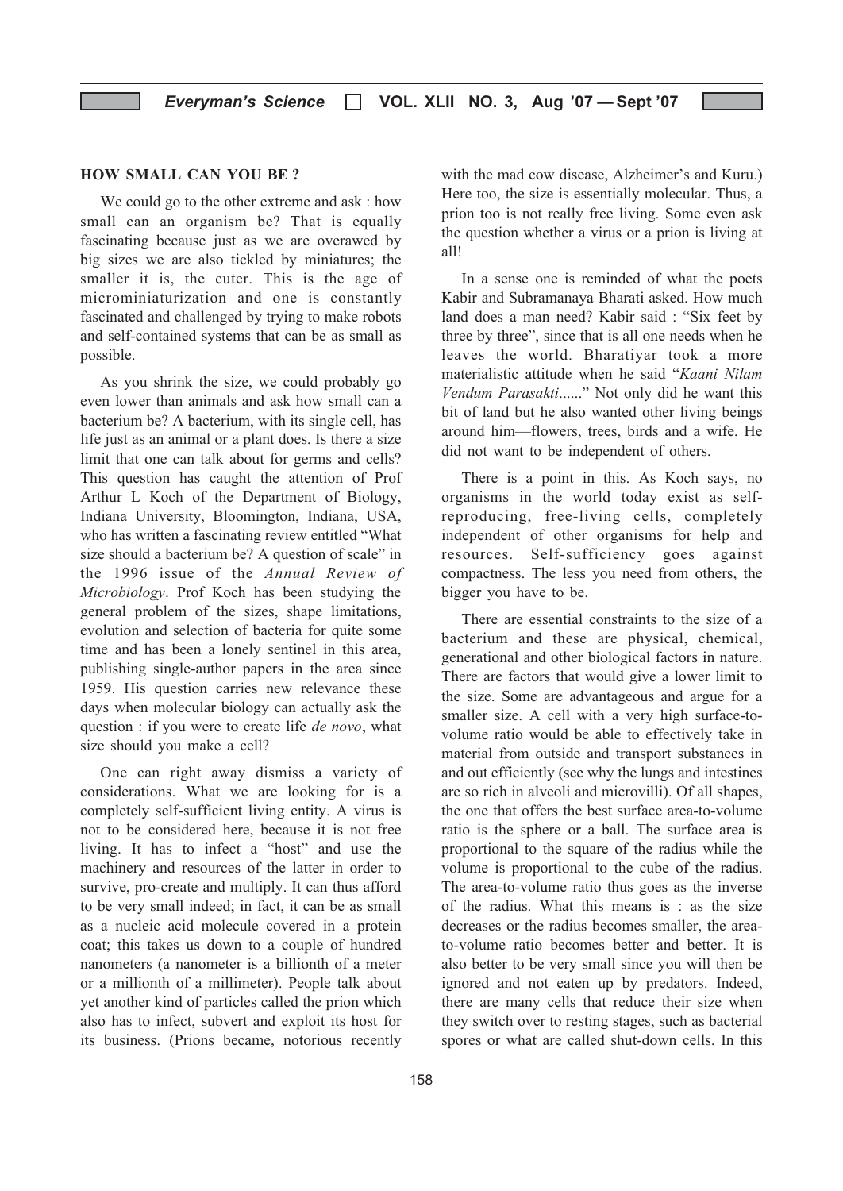## HOW SMALL CAN YOU BE ?

We could go to the other extreme and ask : how small can an organism be? That is equally fascinating because just as we are overawed by big sizes we are also tickled by miniatures; the smaller it is, the cuter. This is the age of microminiaturization and one is constantly fascinated and challenged by trying to make robots and self-contained systems that can be as small as possible.

As you shrink the size, we could probably go even lower than animals and ask how small can a bacterium be? A bacterium, with its single cell, has life just as an animal or a plant does. Is there a size limit that one can talk about for germs and cells? This question has caught the attention of Prof Arthur L Koch of the Department of Biology, Indiana University, Bloomington, Indiana, USA, who has written a fascinating review entitled "What size should a bacterium be? A question of scale" in the 1996 issue of the *Annual Review of Microbiology*. Prof Koch has been studying the general problem of the sizes, shape limitations, evolution and selection of bacteria for quite some time and has been a lonely sentinel in this area, publishing single-author papers in the area since 1959. His question carries new relevance these days when molecular biology can actually ask the question : if you were to create life *de novo*, what size should you make a cell?

One can right away dismiss a variety of considerations. What we are looking for is a completely self-sufficient living entity. A virus is not to be considered here, because it is not free living. It has to infect a "host" and use the machinery and resources of the latter in order to survive, pro-create and multiply. It can thus afford to be very small indeed; in fact, it can be as small as a nucleic acid molecule covered in a protein coat; this takes us down to a couple of hundred nanometers (a nanometer is a billionth of a meter or a millionth of a millimeter). People talk about yet another kind of particles called the prion which also has to infect, subvert and exploit its host for its business. (Prions became, notorious recently with the mad cow disease, Alzheimer's and Kuru.) Here too, the size is essentially molecular. Thus, a prion too is not really free living. Some even ask the question whether a virus or a prion is living at all!

In a sense one is reminded of what the poets Kabir and Subramanaya Bharati asked. How much land does a man need? Kabir said : "Six feet by three by three", since that is all one needs when he leaves the world. Bharatiyar took a more materialistic attitude when he said "*Kaani Nilam Vendum Parasakti......*" Not only did he want this bit of land but he also wanted other living beings around him—flowers, trees, birds and a wife. He did not want to be independent of others.

There is a point in this. As Koch says, no organisms in the world today exist as self-reproducing, free-living cells, completely independent of other organisms for help and resources. Self-sufficiency goes against compactness. The less you need from others, the bigger you have to be.

There are essential constraints to the size of a bacterium and these are physical, chemical, generational and other biological factors in nature. There are factors that would give a lower limit to the size. Some are advantageous and argue for a smaller size. A cell with a very high surface-to-volume ratio would be able to effectively take in material from outside and transport substances in and out efficiently (see why the lungs and intestines are so rich in alveoli and microvilli). Of all shapes, the one that offers the best surface area-to-volume ratio is the sphere or a ball. The surface area is proportional to the square of the radius while the volume is proportional to the cube of the radius. The area-to-volume ratio thus goes as the inverse of the radius. What this means is : as the size decreases or the radius becomes smaller, the area-to-volume ratio becomes better and better. It is also better to be very small since you will then be ignored and not eaten up by predators. Indeed, there are many cells that reduce their size when they switch over to resting stages, such as bacterial spores or what are called shut-down cells. In this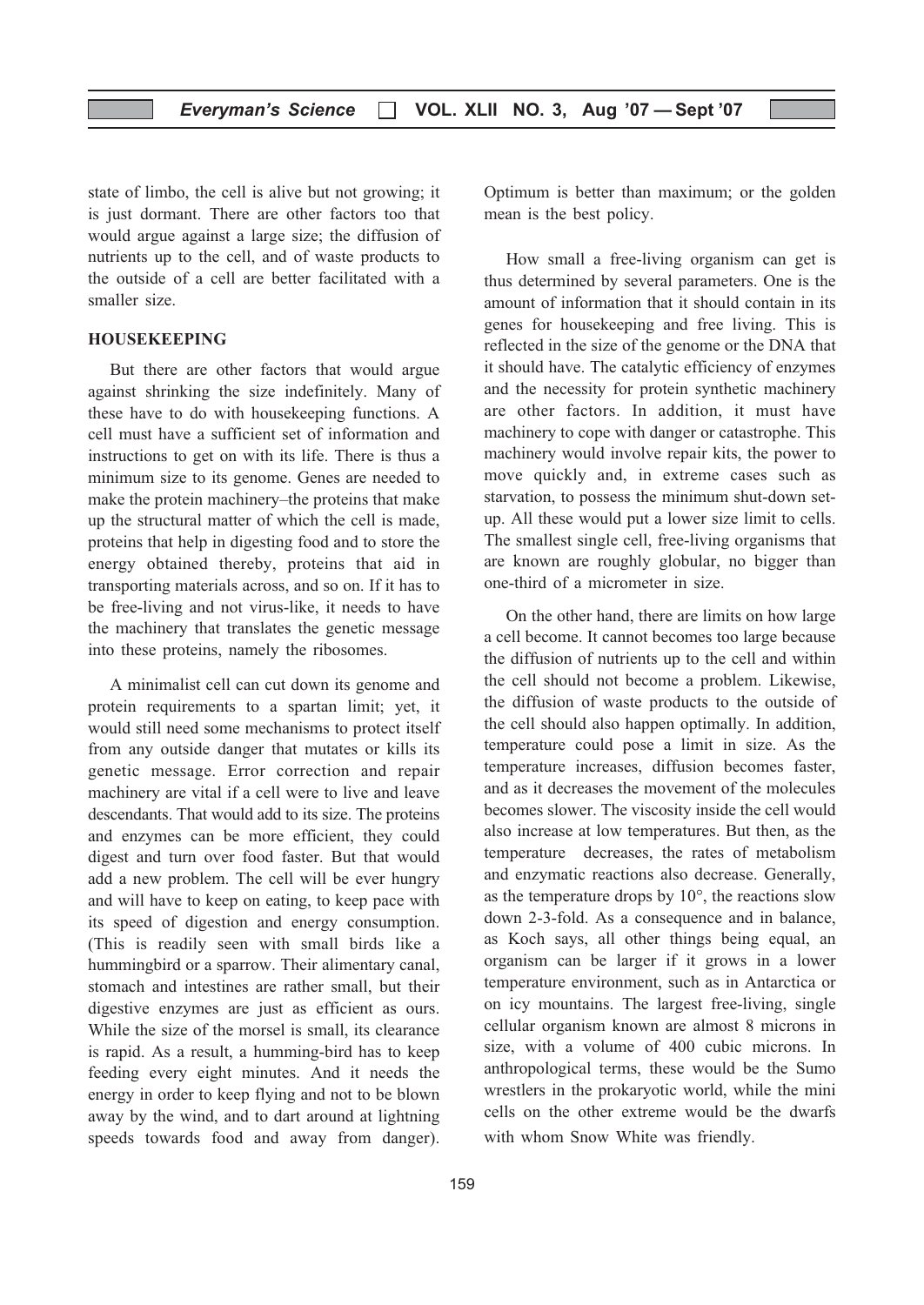state of limbo, the cell is alive but not growing; it is just dormant. There are other factors too that would argue against a large size; the diffusion of nutrients up to the cell, and of waste products to the outside of a cell are better facilitated with a smaller size.

## HOUSEKEEPING

But there are other factors that would argue against shrinking the size indefinitely. Many of these have to do with housekeeping functions. A cell must have a sufficient set of information and instructions to get on with its life. There is thus a minimum size to its genome. Genes are needed to make the protein machinery–the proteins that make up the structural matter of which the cell is made, proteins that help in digesting food and to store the energy obtained thereby, proteins that aid in transporting materials across, and so on. If it has to be free-living and not virus-like, it needs to have the machinery that translates the genetic message into these proteins, namely the ribosomes.

A minimalist cell can cut down its genome and protein requirements to a spartan limit; yet, it would still need some mechanisms to protect itself from any outside danger that mutates or kills its genetic message. Error correction and repair machinery are vital if a cell were to live and leave descendants. That would add to its size. The proteins and enzymes can be more efficient, they could digest and turn over food faster. But that would add a new problem. The cell will be ever hungry and will have to keep on eating, to keep pace with its speed of digestion and energy consumption. (This is readily seen with small birds like a hummingbird or a sparrow. Their alimentary canal, stomach and intestines are rather small, but their digestive enzymes are just as efficient as ours. While the size of the morsel is small, its clearance is rapid. As a result, a humming-bird has to keep feeding every eight minutes. And it needs the energy in order to keep flying and not to be blown away by the wind, and to dart around at lightning speeds towards food and away from danger). Optimum is better than maximum; or the golden mean is the best policy.

How small a free-living organism can get is thus determined by several parameters. One is the amount of information that it should contain in its genes for housekeeping and free living. This is reflected in the size of the genome or the DNA that it should have. The catalytic efficiency of enzymes and the necessity for protein synthetic machinery are other factors. In addition, it must have machinery to cope with danger or catastrophe. This machinery would involve repair kits, the power to move quickly and, in extreme cases such as starvation, to possess the minimum shut-down set-up. All these would put a lower size limit to cells. The smallest single cell, free-living organisms that are known are roughly globular, no bigger than one-third of a micrometer in size.

On the other hand, there are limits on how large a cell become. It cannot becomes too large because the diffusion of nutrients up to the cell and within the cell should not become a problem. Likewise, the diffusion of waste products to the outside of the cell should also happen optimally. In addition, temperature could pose a limit in size. As the temperature increases, diffusion becomes faster, and as it decreases the movement of the molecules becomes slower. The viscosity inside the cell would also increase at low temperatures. But then, as the temperature decreases, the rates of metabolism and enzymatic reactions also decrease. Generally, as the temperature drops by 10°, the reactions slow down 2-3-fold. As a consequence and in balance, as Koch says, all other things being equal, an organism can be larger if it grows in a lower temperature environment, such as in Antarctica or on icy mountains. The largest free-living, single cellular organism known are almost 8 microns in size, with a volume of 400 cubic microns. In anthropological terms, these would be the Sumo wrestlers in the prokaryotic world, while the mini cells on the other extreme would be the dwarfs with whom Snow White was friendly.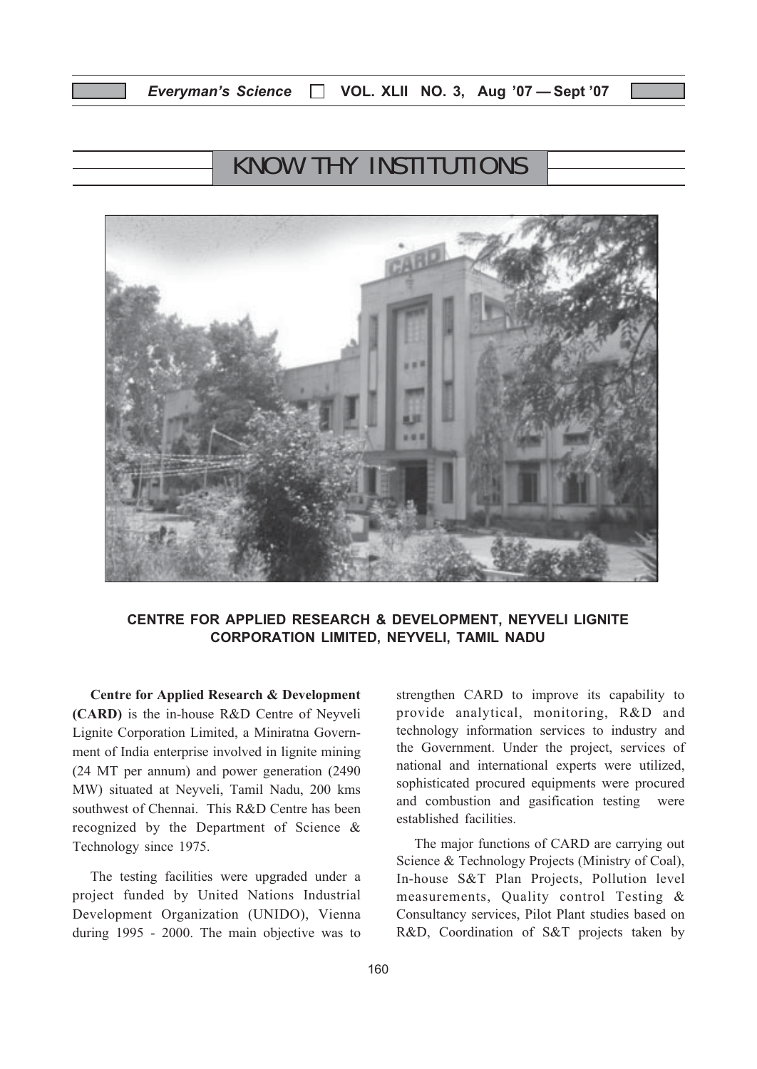## KNOW THY INSTITUTIONS

**CENTRE FOR APPLIED RESEARCH & DEVELOPMENT, NEYVELI LIGNITE CORPORATION LIMITED, NEYVELI, TAMIL NADU**

**Centre for Applied Research & Development (CARD)** is the in-house R&D Centre of Neyveli Lignite Corporation Limited, a Miniratna Government of India enterprise involved in lignite mining (24 MT per annum) and power generation (2490 MW) situated at Neyveli, Tamil Nadu, 200 kms southwest of Chennai. This R&D Centre has been recognized by the Department of Science & Technology since 1975.

The testing facilities were upgraded under a project funded by United Nations Industrial Development Organization (UNIDO), Vienna during 1995 - 2000. The main objective was to strengthen CARD to improve its capability to provide analytical, monitoring, R&D and technology information services to industry and the Government. Under the project, services of national and international experts were utilized, sophisticated procured equipments were procured and combustion and gasification testing were established facilities.

The major functions of CARD are carrying out Science & Technology Projects (Ministry of Coal), In-house S&T Plan Projects, Pollution level measurements, Quality control Testing & Consultancy services, Pilot Plant studies based on R&D, Coordination of S&T projects taken by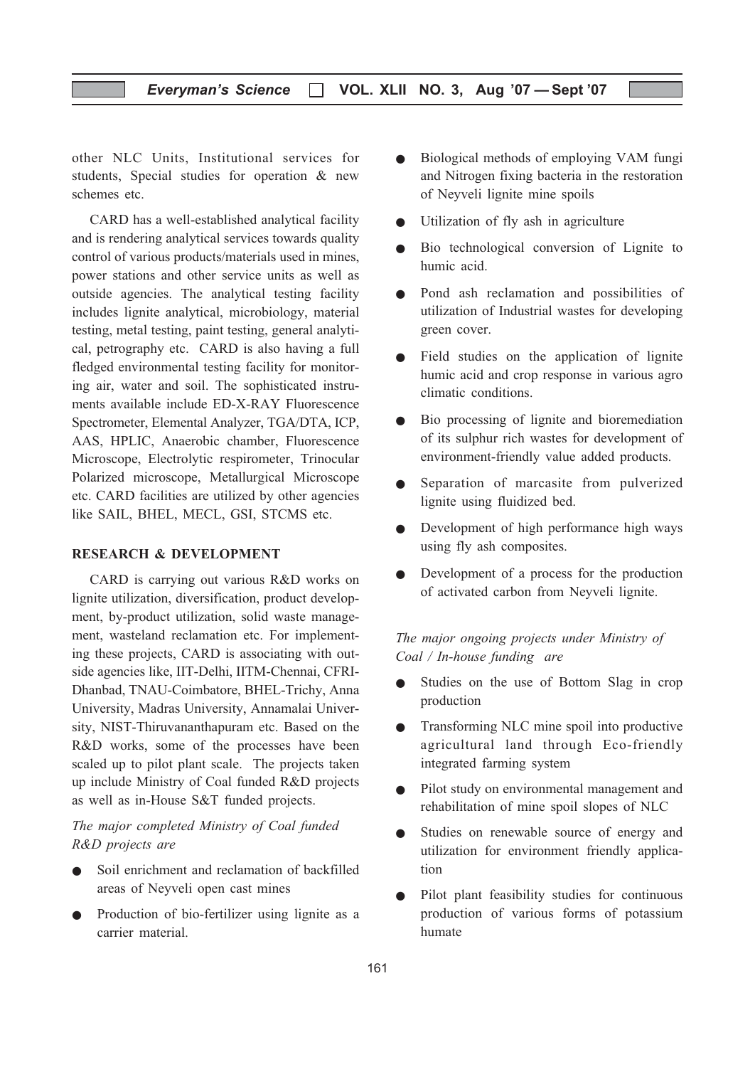other NLC Units, Institutional services for students, Special studies for operation & new schemes etc.

CARD has a well-established analytical facility and is rendering analytical services towards quality control of various products/materials used in mines, power stations and other service units as well as outside agencies. The analytical testing facility includes lignite analytical, microbiology, material testing, metal testing, paint testing, general analytical, petrography etc. CARD is also having a full fledged environmental testing facility for monitoring air, water and soil. The sophisticated instruments available include ED-X-RAY Fluorescence Spectrometer, Elemental Analyzer, TGA/DTA, ICP, AAS, HPLIC, Anaerobic chamber, Fluorescence Microscope, Electrolytic respirometer, Trinocular Polarized microscope, Metallurgical Microscope etc. CARD facilities are utilized by other agencies like SAIL, BHEL, MECL, GSI, STCMS etc.

**RESEARCH & DEVELOPMENT**

CARD is carrying out various R&D works on lignite utilization, diversification, product development, by-product utilization, solid waste management, wasteland reclamation etc. For implementing these projects, CARD is associating with outside agencies like, IIT-Delhi, IITM-Chennai, CFRI-Dhanbad, TNAU-Coimbatore, BHEL-Trichy, Anna University, Madras University, Annamalai University, NIST-Thiruvananthapuram etc. Based on the R&D works, some of the processes have been scaled up to pilot plant scale. The projects taken up include Ministry of Coal funded R&D projects as well as in-House S&T funded projects.

*The major completed Ministry of Coal funded R&D projects are*

- Soil enrichment and reclamation of backfilled areas of Neyveli open cast mines
- Production of bio-fertilizer using lignite as a carrier material.
- Biological methods of employing VAM fungi and Nitrogen fixing bacteria in the restoration of Neyveli lignite mine spoils
- Utilization of fly ash in agriculture
- Bio technological conversion of Lignite to humic acid.
- Pond ash reclamation and possibilities of utilization of Industrial wastes for developing green cover.
- Field studies on the application of lignite humic acid and crop response in various agro climatic conditions.
- Bio processing of lignite and bioremediation of its sulphur rich wastes for development of environment-friendly value added products.
- Separation of marcasite from pulverized lignite using fluidized bed.
- Development of high performance high ways using fly ash composites.
- Development of a process for the production of activated carbon from Neyveli lignite.

*The major ongoing projects under Ministry of Coal / In-house funding are*

- Studies on the use of Bottom Slag in crop production
- Transforming NLC mine spoil into productive agricultural land through Eco-friendly integrated farming system
- Pilot study on environmental management and rehabilitation of mine spoil slopes of NLC
- Studies on renewable source of energy and utilization for environment friendly application
- Pilot plant feasibility studies for continuous production of various forms of potassium humate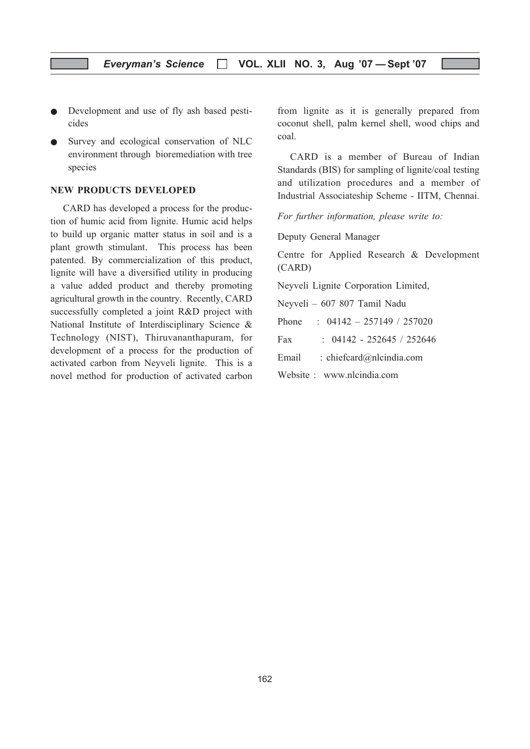- Development and use of fly ash based pesticides
- Survey and ecological conservation of NLC environment through bioremediation with tree species

## NEW PRODUCTS DEVELOPED

CARD has developed a process for the production of humic acid from lignite. Humic acid helps to build up organic matter status in soil and is a plant growth stimulant. This process has been patented. By commercialization of this product, lignite will have a diversified utility in producing a value added product and thereby promoting agricultural growth in the country. Recently, CARD successfully completed a joint R&D project with National Institute of Interdisciplinary Science & Technology (NIST), Thiruvananthapuram, for development of a process for the production of activated carbon from Neyveli lignite. This is a novel method for production of activated carbon from lignite as it is generally prepared from coconut shell, palm kernel shell, wood chips and coal.

CARD is a member of Bureau of Indian Standards (BIS) for sampling of lignite/coal testing and utilization procedures and a member of Industrial Associateship Scheme - IITM, Chennai.

*For further information, please write to:*

Deputy General Manager

Centre for Applied Research & Development (CARD)

Neyveli Lignite Corporation Limited,

Neyveli – 607 807 Tamil Nadu

Phone : 04142 – 257149 / 257020

Fax : 04142 - 252645 / 252646

Email : chiefcard@nlcindia.com

Website : www.nlcindia.com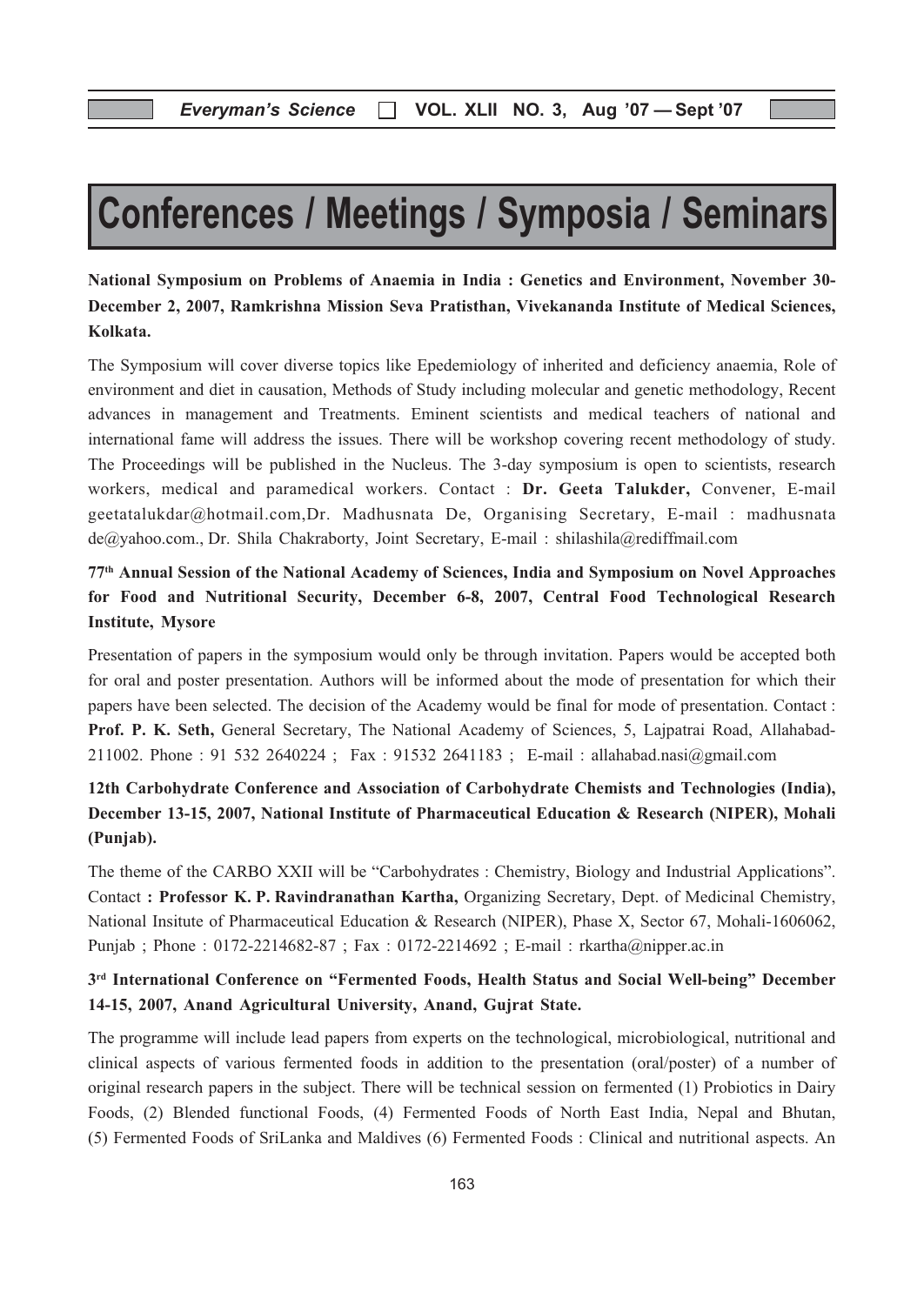# Conferences / Meetings / Symposia / Seminars

**National Symposium on Problems of Anaemia in India : Genetics and Environment, November 30-December 2, 2007, Ramkrishna Mission Seva Pratisthan, Vivekananda Institute of Medical Sciences, Kolkata.**

The Symposium will cover diverse topics like Epedemiology of inherited and deficiency anaemia, Role of environment and diet in causation, Methods of Study including molecular and genetic methodology, Recent advances in management and Treatments. Eminent scientists and medical teachers of national and international fame will address the issues. There will be workshop covering recent methodology of study. The Proceedings will be published in the Nucleus. The 3-day symposium is open to scientists, research workers, medical and paramedical workers. Contact : **Dr. Geeta Talukder,** Convener, E-mail geetatalukdar@hotmail.com,Dr. Madhusnata De, Organising Secretary, E-mail : madhusnata de@yahoo.com., Dr. Shila Chakraborty, Joint Secretary, E-mail : shilashila@rediffmail.com

**77th Annual Session of the National Academy of Sciences, India and Symposium on Novel Approaches for Food and Nutritional Security, December 6-8, 2007, Central Food Technological Research Institute, Mysore**

Presentation of papers in the symposium would only be through invitation. Papers would be accepted both for oral and poster presentation. Authors will be informed about the mode of presentation for which their papers have been selected. The decision of the Academy would be final for mode of presentation. Contact : **Prof. P. K. Seth,** General Secretary, The National Academy of Sciences, 5, Lajpatrai Road, Allahabad-211002. Phone : 91 532 2640224 ; Fax : 91532 2641183 ; E-mail : allahabad.nasi@gmail.com

**12th Carbohydrate Conference and Association of Carbohydrate Chemists and Technologies (India), December 13-15, 2007, National Institute of Pharmaceutical Education & Research (NIPER), Mohali (Punjab).**

The theme of the CARBO XXII will be "Carbohydrates : Chemistry, Biology and Industrial Applications". Contact **: Professor K. P. Ravindranathan Kartha,** Organizing Secretary, Dept. of Medicinal Chemistry, National Insitute of Pharmaceutical Education & Research (NIPER), Phase X, Sector 67, Mohali-1606062, Punjab ; Phone : 0172-2214682-87 ; Fax : 0172-2214692 ; E-mail : rkartha@nipper.ac.in

**3rd International Conference on "Fermented Foods, Health Status and Social Well-being" December 14-15, 2007, Anand Agricultural University, Anand, Gujrat State.**

The programme will include lead papers from experts on the technological, microbiological, nutritional and clinical aspects of various fermented foods in addition to the presentation (oral/poster) of a number of original research papers in the subject. There will be technical session on fermented (1) Probiotics in Dairy Foods, (2) Blended functional Foods, (4) Fermented Foods of North East India, Nepal and Bhutan, (5) Fermented Foods of SriLanka and Maldives (6) Fermented Foods : Clinical and nutritional aspects. An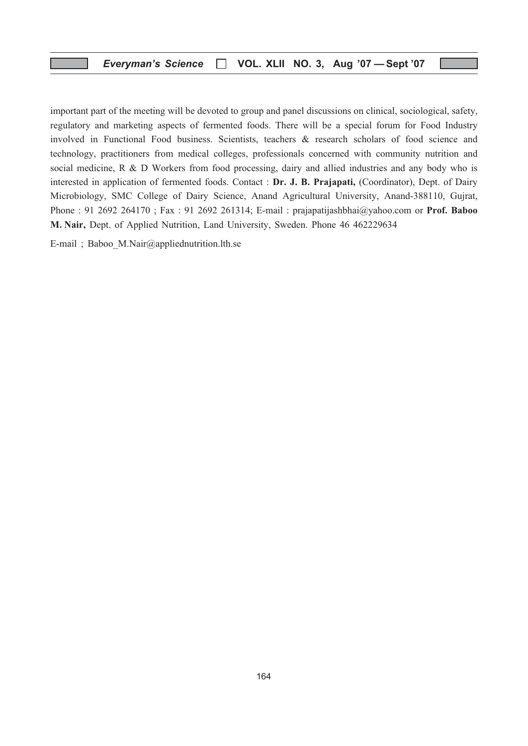important part of the meeting will be devoted to group and panel discussions on clinical, sociological, safety, regulatory and marketing aspects of fermented foods. There will be a special forum for Food Industry involved in Functional Food business. Scientists, teachers & research scholars of food science and technology, practitioners from medical colleges, professionals concerned with community nutrition and social medicine, R & D Workers from food processing, dairy and allied industries and any body who is interested in application of fermented foods. Contact : **Dr. J. B. Prajapati,** (Coordinator), Dept. of Dairy Microbiology, SMC College of Dairy Science, Anand Agricultural University, Anand-388110, Gujrat, Phone : 91 2692 264170 ; Fax : 91 2692 261314; E-mail : prajapatijashbhai@yahoo.com or **Prof. Baboo M. Nair,** Dept. of Applied Nutrition, Land University, Sweden. Phone 46 462229634

E-mail ; Baboo_M.Nair@appliednutrition.lth.se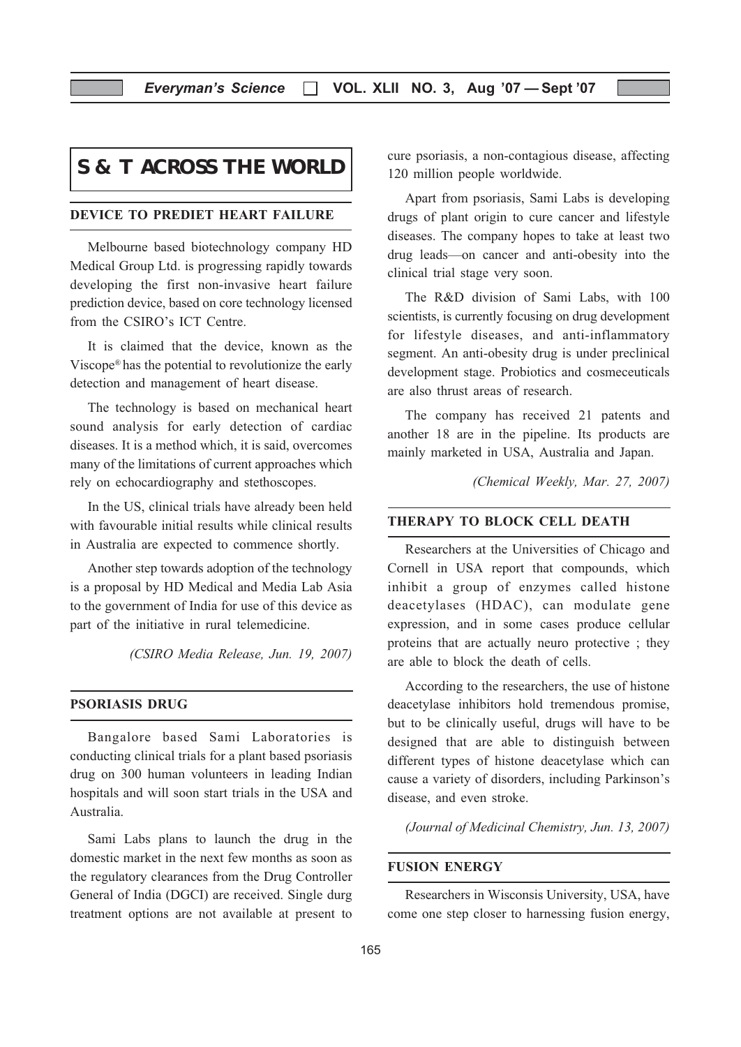# S & T ACROSS THE WORLD

## DEVICE TO PREDIET HEART FAILURE

Melbourne based biotechnology company HD Medical Group Ltd. is progressing rapidly towards developing the first non-invasive heart failure prediction device, based on core technology licensed from the CSIRO's ICT Centre.

It is claimed that the device, known as the Viscope® has the potential to revolutionize the early detection and management of heart disease.

The technology is based on mechanical heart sound analysis for early detection of cardiac diseases. It is a method which, it is said, overcomes many of the limitations of current approaches which rely on echocardiography and stethoscopes.

In the US, clinical trials have already been held with favourable initial results while clinical results in Australia are expected to commence shortly.

Another step towards adoption of the technology is a proposal by HD Medical and Media Lab Asia to the government of India for use of this device as part of the initiative in rural telemedicine.

*(CSIRO Media Release, Jun. 19, 2007)*

## PSORIASIS DRUG

Bangalore based Sami Laboratories is conducting clinical trials for a plant based psoriasis drug on 300 human volunteers in leading Indian hospitals and will soon start trials in the USA and Australia.

Sami Labs plans to launch the drug in the domestic market in the next few months as soon as the regulatory clearances from the Drug Controller General of India (DGCI) are received. Single durg treatment options are not available at present to cure psoriasis, a non-contagious disease, affecting 120 million people worldwide.

Apart from psoriasis, Sami Labs is developing drugs of plant origin to cure cancer and lifestyle diseases. The company hopes to take at least two drug leads—on cancer and anti-obesity into the clinical trial stage very soon.

The R&D division of Sami Labs, with 100 scientists, is currently focusing on drug development for lifestyle diseases, and anti-inflammatory segment. An anti-obesity drug is under preclinical development stage. Probiotics and cosmeceuticals are also thrust areas of research.

The company has received 21 patents and another 18 are in the pipeline. Its products are mainly marketed in USA, Australia and Japan.

*(Chemical Weekly, Mar. 27, 2007)*

## THERAPY TO BLOCK CELL DEATH

Researchers at the Universities of Chicago and Cornell in USA report that compounds, which inhibit a group of enzymes called histone deacetylases (HDAC), can modulate gene expression, and in some cases produce cellular proteins that are actually neuro protective ; they are able to block the death of cells.

According to the researchers, the use of histone deacetylase inhibitors hold tremendous promise, but to be clinically useful, drugs will have to be designed that are able to distinguish between different types of histone deacetylase which can cause a variety of disorders, including Parkinson's disease, and even stroke.

*(Journal of Medicinal Chemistry, Jun. 13, 2007)*

## FUSION ENERGY

Researchers in Wisconsis University, USA, have come one step closer to harnessing fusion energy,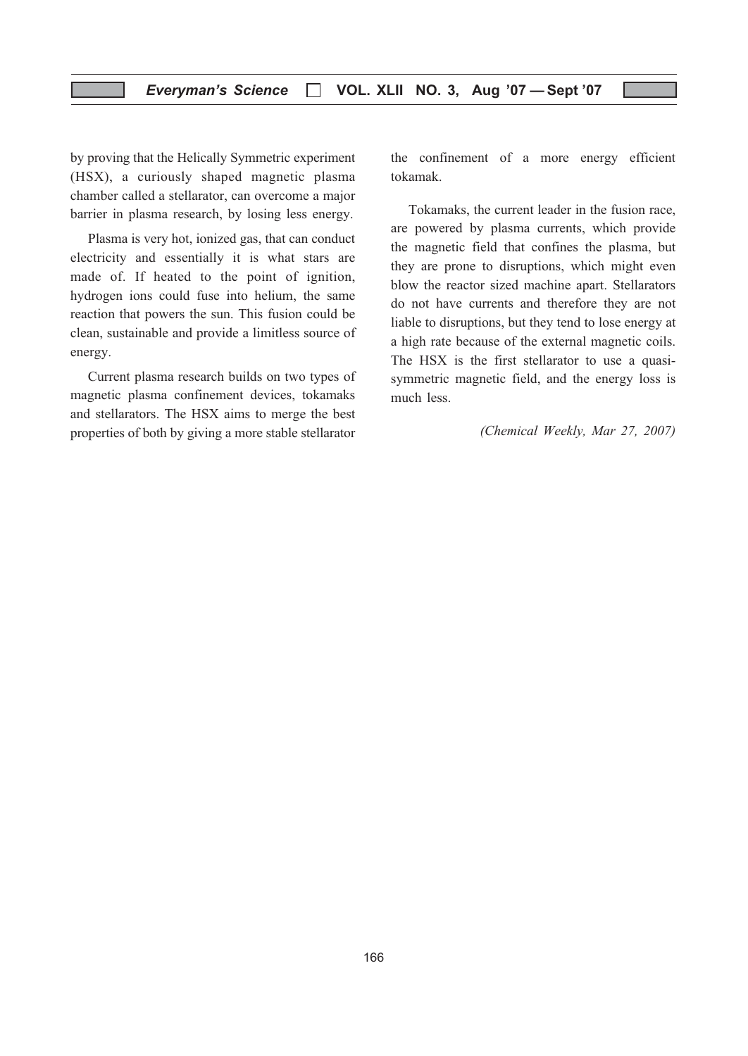by proving that the Helically Symmetric experiment (HSX), a curiously shaped magnetic plasma chamber called a stellarator, can overcome a major barrier in plasma research, by losing less energy.

Plasma is very hot, ionized gas, that can conduct electricity and essentially it is what stars are made of. If heated to the point of ignition, hydrogen ions could fuse into helium, the same reaction that powers the sun. This fusion could be clean, sustainable and provide a limitless source of energy.

Current plasma research builds on two types of magnetic plasma confinement devices, tokamaks and stellarators. The HSX aims to merge the best properties of both by giving a more stable stellarator the confinement of a more energy efficient tokamak.

Tokamaks, the current leader in the fusion race, are powered by plasma currents, which provide the magnetic field that confines the plasma, but they are prone to disruptions, which might even blow the reactor sized machine apart. Stellarators do not have currents and therefore they are not liable to disruptions, but they tend to lose energy at a high rate because of the external magnetic coils. The HSX is the first stellarator to use a quasi-symmetric magnetic field, and the energy loss is much less.

*(Chemical Weekly, Mar 27, 2007)*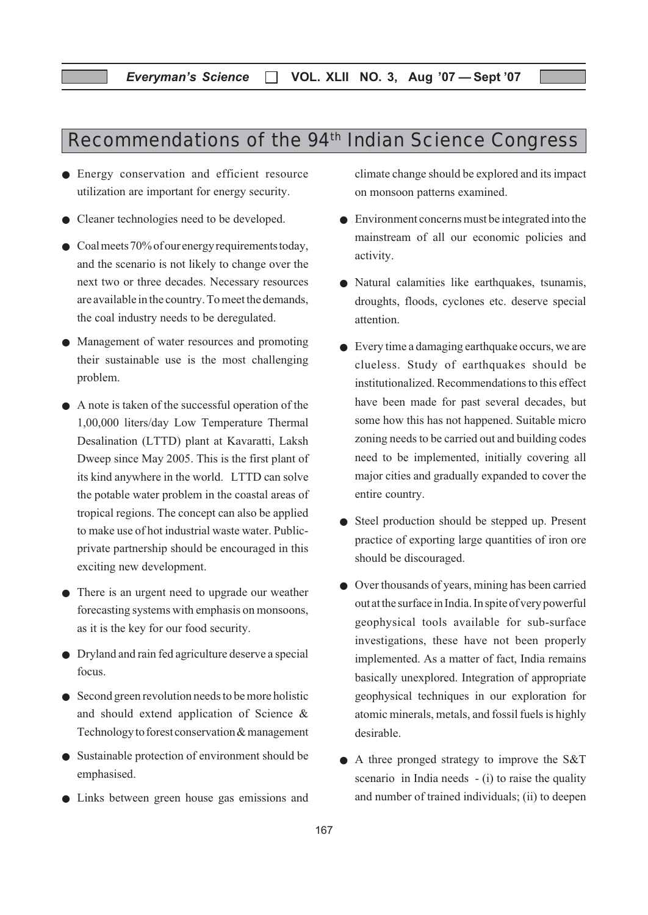# Recommendations of the 94th Indian Science Congress

- Energy conservation and efficient resource utilization are important for energy security.
- Cleaner technologies need to be developed.
- Coal meets 70% of our energy requirements today, and the scenario is not likely to change over the next two or three decades. Necessary resources are available in the country. To meet the demands, the coal industry needs to be deregulated.
- Management of water resources and promoting their sustainable use is the most challenging problem.
- A note is taken of the successful operation of the 1,00,000 liters/day Low Temperature Thermal Desalination (LTTD) plant at Kavaratti, Laksh Dweep since May 2005. This is the first plant of its kind anywhere in the world. LTTD can solve the potable water problem in the coastal areas of tropical regions. The concept can also be applied to make use of hot industrial waste water. Public-private partnership should be encouraged in this exciting new development.
- There is an urgent need to upgrade our weather forecasting systems with emphasis on monsoons, as it is the key for our food security.
- Dryland and rain fed agriculture deserve a special focus.
- Second green revolution needs to be more holistic and should extend application of Science & Technology to forest conservation & management
- Sustainable protection of environment should be emphasised.
- Links between green house gas emissions and climate change should be explored and its impact on monsoon patterns examined.
- Environment concerns must be integrated into the mainstream of all our economic policies and activity.
- Natural calamities like earthquakes, tsunamis, droughts, floods, cyclones etc. deserve special attention.
- Every time a damaging earthquake occurs, we are clueless. Study of earthquakes should be institutionalized. Recommendations to this effect have been made for past several decades, but some how this has not happened. Suitable micro zoning needs to be carried out and building codes need to be implemented, initially covering all major cities and gradually expanded to cover the entire country.
- Steel production should be stepped up. Present practice of exporting large quantities of iron ore should be discouraged.
- Over thousands of years, mining has been carried out at the surface in India. In spite of very powerful geophysical tools available for sub-surface investigations, these have not been properly implemented. As a matter of fact, India remains basically unexplored. Integration of appropriate geophysical techniques in our exploration for atomic minerals, metals, and fossil fuels is highly desirable.
- A three pronged strategy to improve the S&T scenario in India needs - (i) to raise the quality and number of trained individuals; (ii) to deepen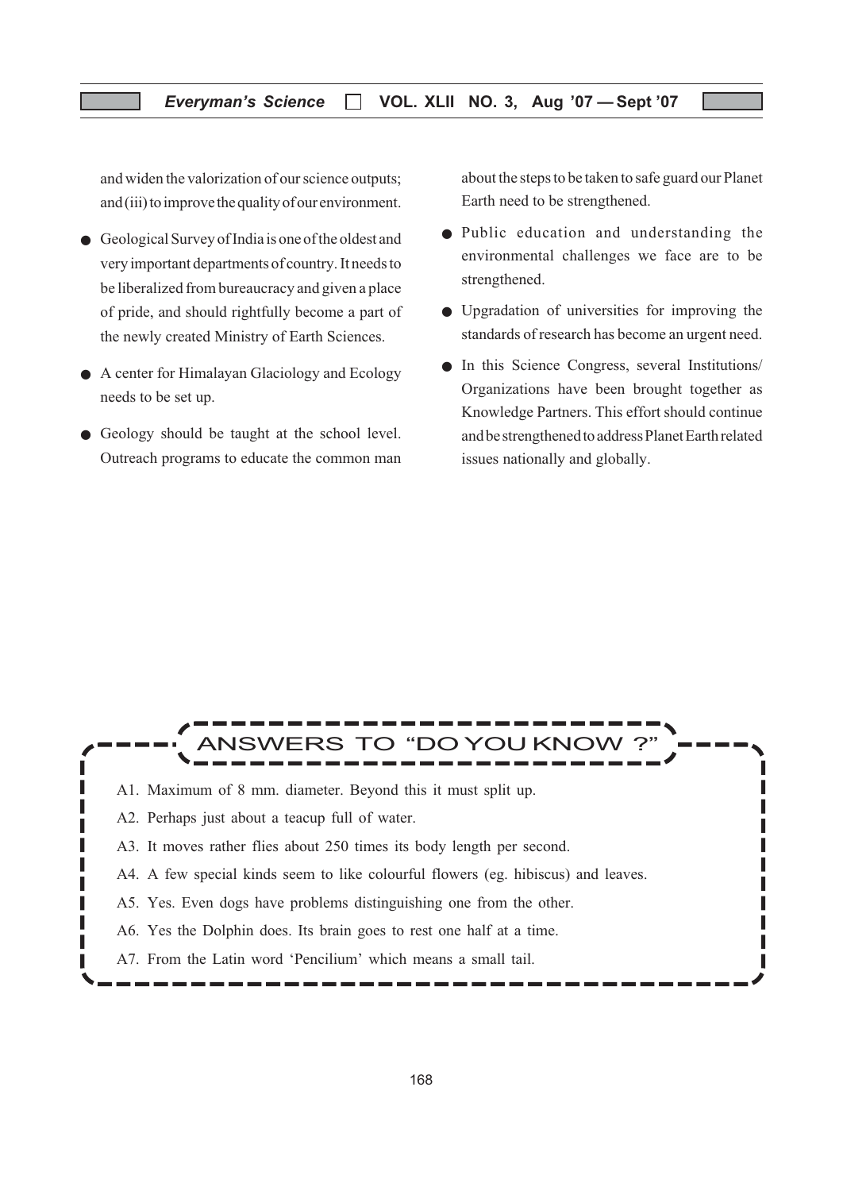and widen the valorization of our science outputs; and (iii) to improve the quality of our environment.

- Geological Survey of India is one of the oldest and very important departments of country. It needs to be liberalized from bureaucracy and given a place of pride, and should rightfully become a part of the newly created Ministry of Earth Sciences.
- A center for Himalayan Glaciology and Ecology needs to be set up.
- Geology should be taught at the school level. Outreach programs to educate the common man about the steps to be taken to safe guard our Planet Earth need to be strengthened.
- Public education and understanding the environmental challenges we face are to be strengthened.
- Upgradation of universities for improving the standards of research has become an urgent need.
- In this Science Congress, several Institutions/ Organizations have been brought together as Knowledge Partners. This effort should continue and be strengthened to address Planet Earth related issues nationally and globally.

## ANSWERS TO "DO YOU KNOW ?"

A1. Maximum of 8 mm. diameter. Beyond this it must split up.

A2. Perhaps just about a teacup full of water.

A3. It moves rather flies about 250 times its body length per second.

A4. A few special kinds seem to like colourful flowers (eg. hibiscus) and leaves.

A5. Yes. Even dogs have problems distinguishing one from the other.

A6. Yes the Dolphin does. Its brain goes to rest one half at a time.

A7. From the Latin word 'Pencilium' which means a small tail.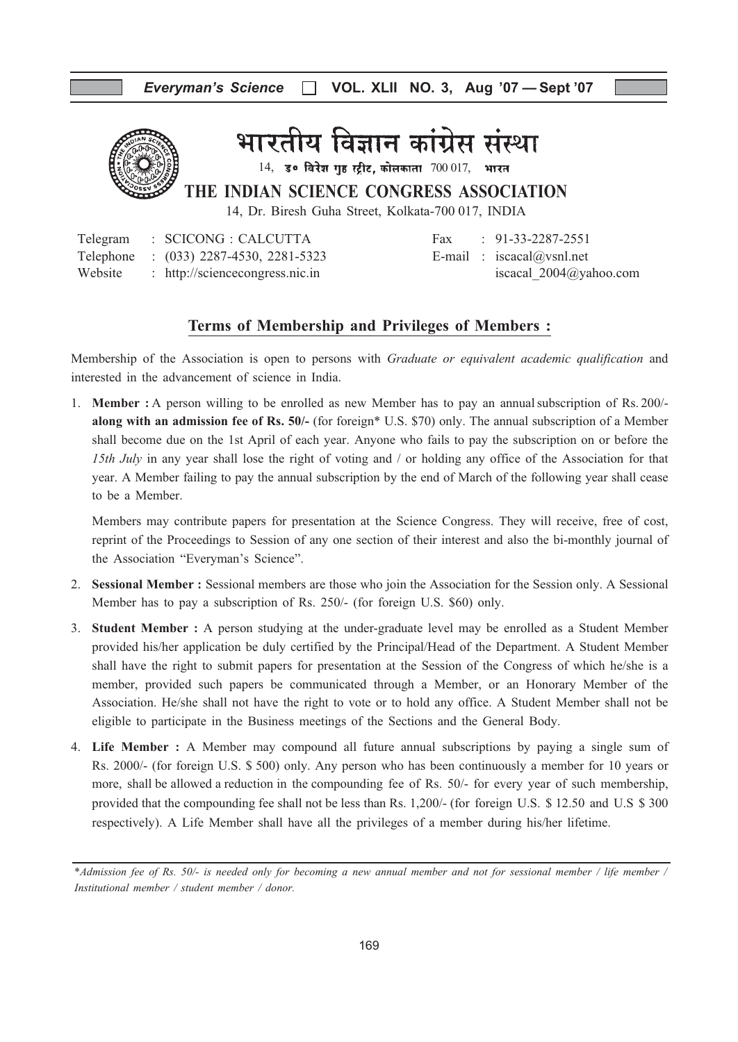# भारतीय विज्ञान कांग्रेस संस्था

14, डॉ॰ विरेश गुह स्ट्रीट, कोलकाता 700 017, भारत

## THE INDIAN SCIENCE CONGRESS ASSOCIATION

14, Dr. Biresh Guha Street, Kolkata-700 017, INDIA

Telegram : SCICONG : CALCUTTA
Telephone : (033) 2287-4530, 2281-5323
Website : http://sciencecongress.nic.in

Fax : 91-33-2287-2551
E-mail : iscacal@vsnl.net
iscacal_2004@yahoo.com

### Terms of Membership and Privileges of Members :

Membership of the Association is open to persons with *Graduate or equivalent academic qualification* and interested in the advancement of science in India.

1. **Member :** A person willing to be enrolled as new Member has to pay an annual subscription of Rs. 200/- **along with an admission fee of Rs. 50/-** (for foreign* U.S. $70) only. The annual subscription of a Member shall become due on the 1st April of each year. Anyone who fails to pay the subscription on or before the *15th July* in any year shall lose the right of voting and / or holding any office of the Association for that year. A Member failing to pay the annual subscription by the end of March of the following year shall cease to be a Member.

   Members may contribute papers for presentation at the Science Congress. They will receive, free of cost, reprint of the Proceedings to Session of any one section of their interest and also the bi-monthly journal of the Association "Everyman's Science".

2. **Sessional Member :** Sessional members are those who join the Association for the Session only. A Sessional Member has to pay a subscription of Rs. 250/- (for foreign U.S. $60) only.

3. **Student Member :** A person studying at the under-graduate level may be enrolled as a Student Member provided his/her application be duly certified by the Principal/Head of the Department. A Student Member shall have the right to submit papers for presentation at the Session of the Congress of which he/she is a member, provided such papers be communicated through a Member, or an Honorary Member of the Association. He/she shall not have the right to vote or to hold any office. A Student Member shall not be eligible to participate in the Business meetings of the Sections and the General Body.

4. **Life Member :** A Member may compound all future annual subscriptions by paying a single sum of Rs. 2000/- (for foreign U.S. $ 500) only. Any person who has been continuously a member for 10 years or more, shall be allowed a reduction in the compounding fee of Rs. 50/- for every year of such membership, provided that the compounding fee shall not be less than Rs. 1,200/- (for foreign U.S. $ 12.50 and U.S $ 300 respectively). A Life Member shall have all the privileges of a member during his/her lifetime.

*\*Admission fee of Rs. 50/- is needed only for becoming a new annual member and not for sessional member / life member / Institutional member / student member / donor.*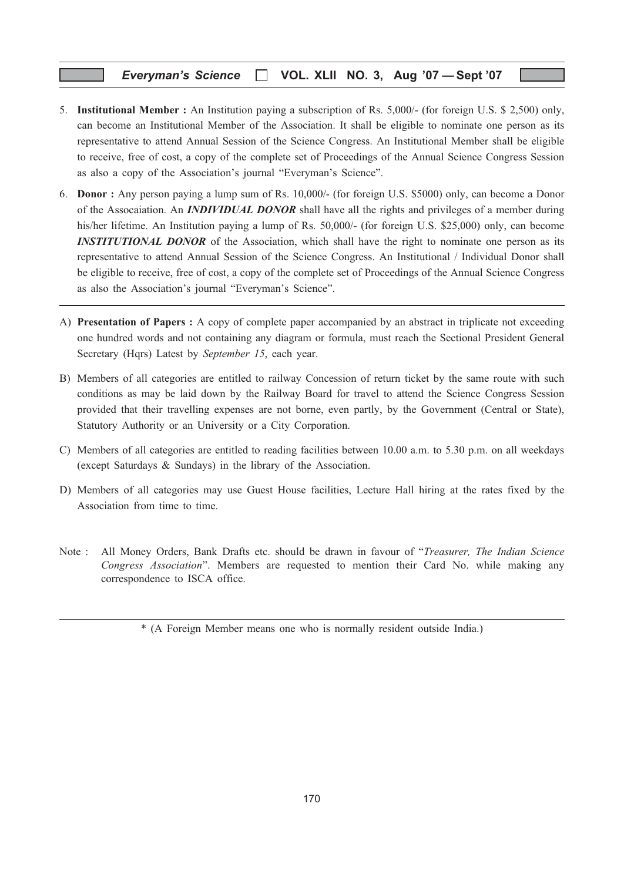5. **Institutional Member :** An Institution paying a subscription of Rs. 5,000/- (for foreign U.S. $ 2,500) only, can become an Institutional Member of the Association. It shall be eligible to nominate one person as its representative to attend Annual Session of the Science Congress. An Institutional Member shall be eligible to receive, free of cost, a copy of the complete set of Proceedings of the Annual Science Congress Session as also a copy of the Association's journal "Everyman's Science".

6. **Donor :** Any person paying a lump sum of Rs. 10,000/- (for foreign U.S. $5000) only, can become a Donor of the Assocaiation. An ***INDIVIDUAL DONOR*** shall have all the rights and privileges of a member during his/her lifetime. An Institution paying a lump of Rs. 50,000/- (for foreign U.S. $25,000) only, can become ***INSTITUTIONAL DONOR*** of the Association, which shall have the right to nominate one person as its representative to attend Annual Session of the Science Congress. An Institutional / Individual Donor shall be eligible to receive, free of cost, a copy of the complete set of Proceedings of the Annual Science Congress as also the Association's journal "Everyman's Science".

---

A) **Presentation of Papers :** A copy of complete paper accompanied by an abstract in triplicate not exceeding one hundred words and not containing any diagram or formula, must reach the Sectional President General Secretary (Hqrs) Latest by *September 15*, each year.

B) Members of all categories are entitled to railway Concession of return ticket by the same route with such conditions as may be laid down by the Railway Board for travel to attend the Science Congress Session provided that their travelling expenses are not borne, even partly, by the Government (Central or State), Statutory Authority or an University or a City Corporation.

C) Members of all categories are entitled to reading facilities between 10.00 a.m. to 5.30 p.m. on all weekdays (except Saturdays & Sundays) in the library of the Association.

D) Members of all categories may use Guest House facilities, Lecture Hall hiring at the rates fixed by the Association from time to time.

Note : All Money Orders, Bank Drafts etc. should be drawn in favour of "*Treasurer, The Indian Science Congress Association*". Members are requested to mention their Card No. while making any correspondence to ISCA office.

---

\* (A Foreign Member means one who is normally resident outside India.)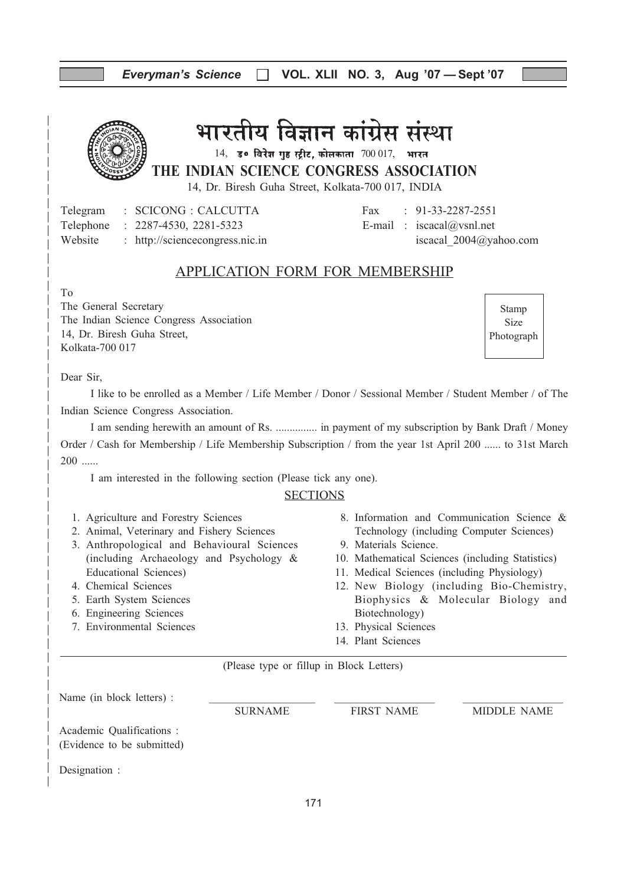# भारतीय विज्ञान कांग्रेस संस्था

14, डॉ॰ विरेश गुह स्ट्रीट, कोलकाता 700 017, भारत

## THE INDIAN SCIENCE CONGRESS ASSOCIATION

14, Dr. Biresh Guha Street, Kolkata-700 017, INDIA

Telegram : SCICONG : CALCUTTA
Telephone : 2287-4530, 2281-5323
Website : http://sciencecongress.nic.in

Fax : 91-33-2287-2551
E-mail : iscacal@vsnl.net
iscacal_2004@yahoo.com

## APPLICATION FORM FOR MEMBERSHIP

To
The General Secretary
The Indian Science Congress Association
14, Dr. Biresh Guha Street,
Kolkata-700 017

Stamp Size Photograph

Dear Sir,

I like to be enrolled as a Member / Life Member / Donor / Sessional Member / Student Member / of The Indian Science Congress Association.

I am sending herewith an amount of Rs. ............... in payment of my subscription by Bank Draft / Money Order / Cash for Membership / Life Membership Subscription / from the year 1st April 200 ...... to 31st March 200 ......

I am interested in the following section (Please tick any one).

### SECTIONS

1. Agriculture and Forestry Sciences
2. Animal, Veterinary and Fishery Sciences
3. Anthropological and Behavioural Sciences (including Archaeology and Psychology & Educational Sciences)
4. Chemical Sciences
5. Earth System Sciences
6. Engineering Sciences
7. Environmental Sciences
8. Information and Communication Science & Technology (including Computer Sciences)
9. Materials Science.
10. Mathematical Sciences (including Statistics)
11. Medical Sciences (including Physiology)
12. New Biology (including Bio-Chemistry, Biophysics & Molecular Biology and Biotechnology)
13. Physical Sciences
14. Plant Sciences

(Please type or fillup in Block Letters)

Name (in block letters) : ____________ ____________ ____________
SURNAME FIRST NAME MIDDLE NAME

Academic Qualifications :
(Evidence to be submitted)

Designation :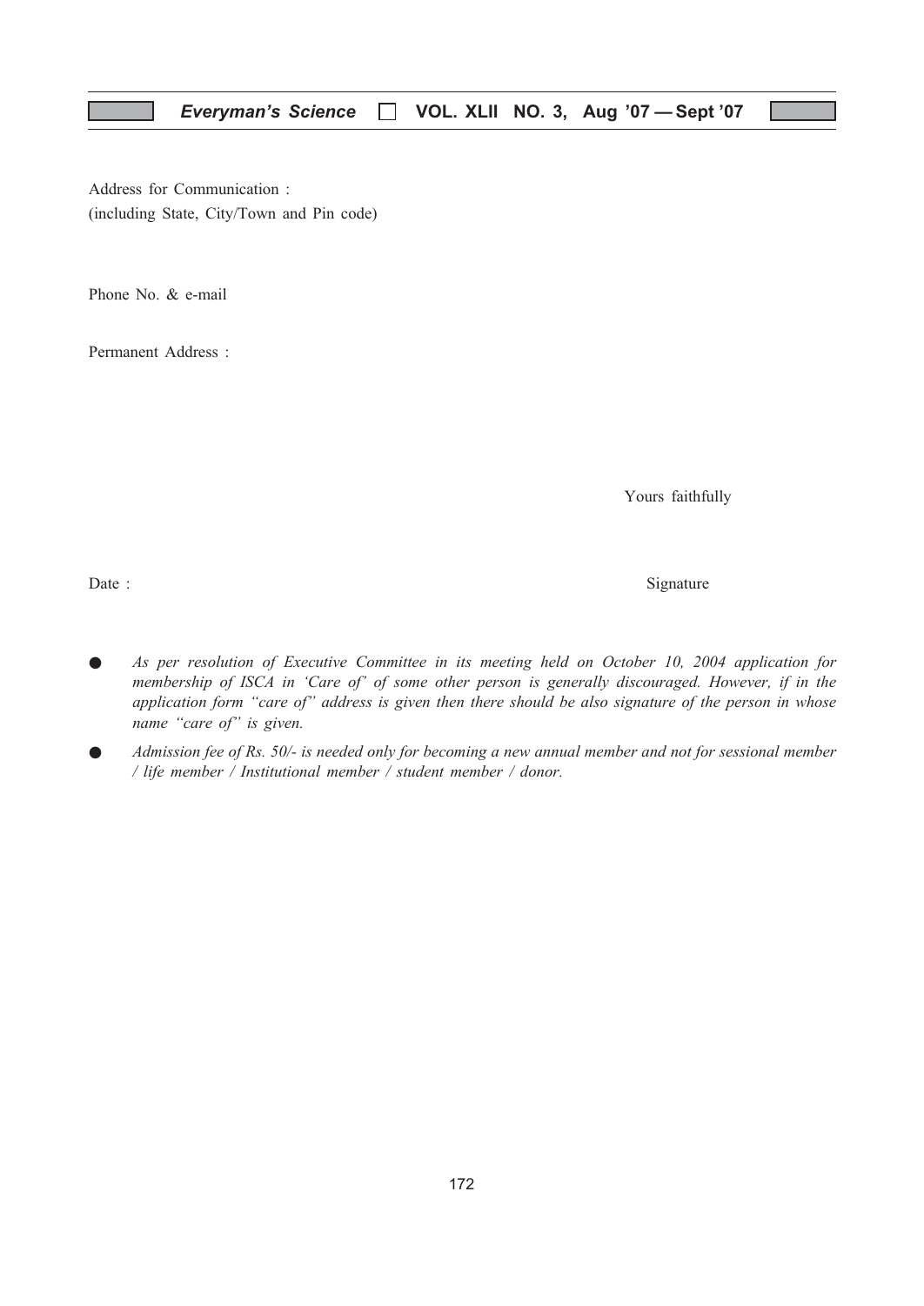Address for Communication :
(including State, City/Town and Pin code)

Phone No. & e-mail

Permanent Address :

Yours faithfully

Date :

Signature

- *As per resolution of Executive Committee in its meeting held on October 10, 2004 application for membership of ISCA in 'Care of' of some other person is generally discouraged. However, if in the application form "care of" address is given then there should be also signature of the person in whose name "care of" is given.*
- *Admission fee of Rs. 50/- is needed only for becoming a new annual member and not for sessional member / life member / Institutional member / student member / donor.*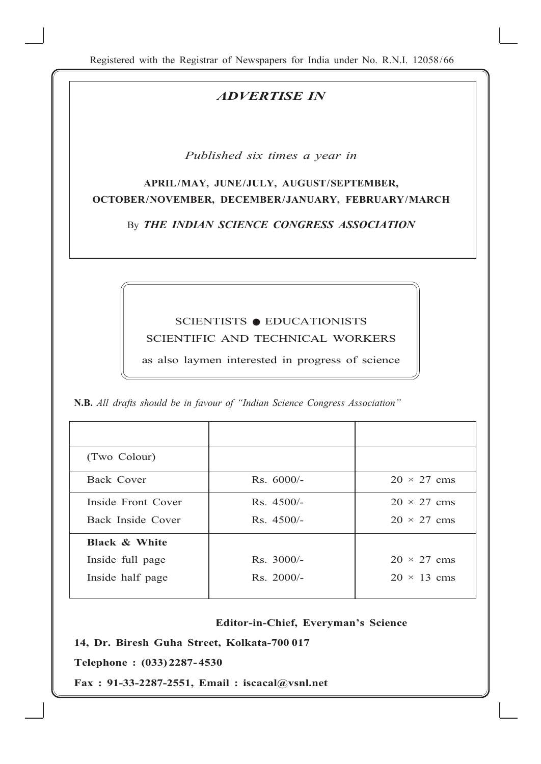Registered with the Registrar of Newspapers for India under No. R.N.I. 12058/66

## *ADVERTISE IN*

*Published six times a year in*

**APRIL/MAY, JUNE/JULY, AUGUST/SEPTEMBER, OCTOBER/NOVEMBER, DECEMBER/JANUARY, FEBRUARY/MARCH**

By ***THE INDIAN SCIENCE CONGRESS ASSOCIATION***

SCIENTISTS ● EDUCATIONISTS
SCIENTIFIC AND TECHNICAL WORKERS
as also laymen interested in progress of science

**N.B.** *All drafts should be in favour of "Indian Science Congress Association"*

| | | |
|---|---|---|
| (Two Colour) | | |
| Back Cover | Rs. 6000/- | 20 × 27 cms |
| Inside Front Cover | Rs. 4500/- | 20 × 27 cms |
| Back Inside Cover | Rs. 4500/- | 20 × 27 cms |
| **Black & White** | | |
| Inside full page | Rs. 3000/- | 20 × 27 cms |
| Inside half page | Rs. 2000/- | 20 × 13 cms |

**Editor-in-Chief, Everyman's Science**

**14, Dr. Biresh Guha Street, Kolkata-700 017**

**Telephone : (033) 2287-4530**

**Fax : 91-33-2287-2551, Email : iscacal@vsnl.net**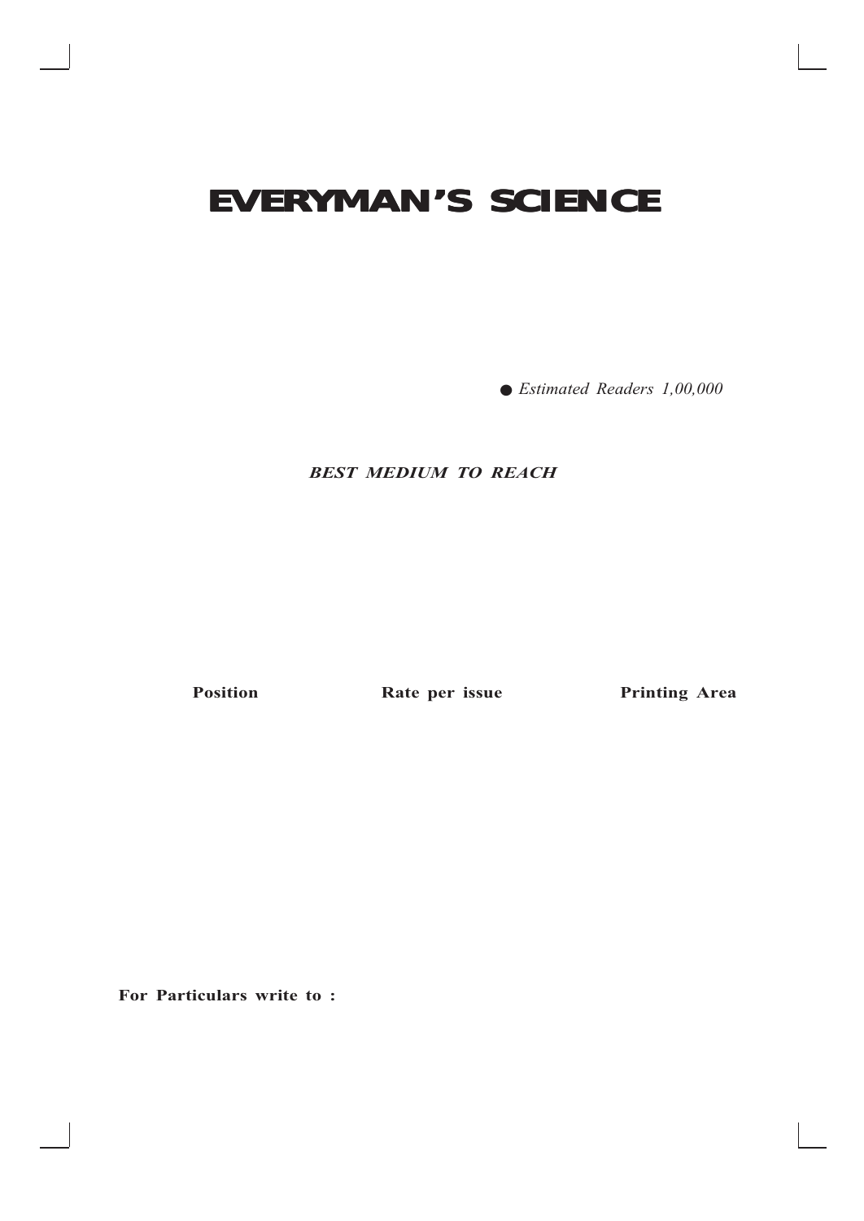# EVERYMAN'S SCIENCE

● *Estimated Readers 1,00,000*

***BEST MEDIUM TO REACH***

| **Position** | **Rate per issue** | **Printing Area** |
|---|---|---|

**For Particulars write to :**